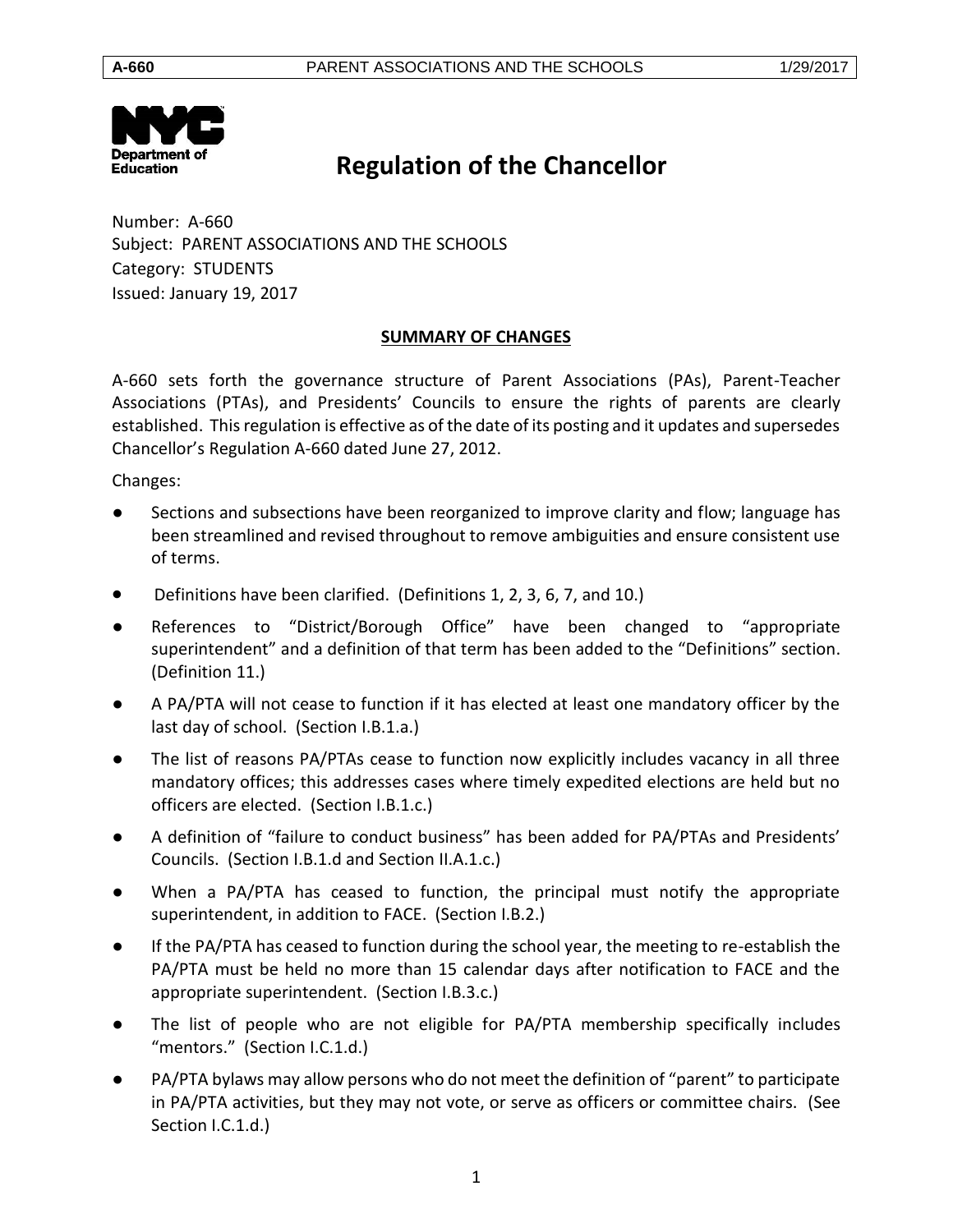# Regulation of the Chancellor

Number: A-660
Subject: PARENT ASSOCIATIONS AND THE SCHOOLS
Category: STUDENTS
Issued: January 19, 2017

**SUMMARY OF CHANGES**

A-660 sets forth the governance structure of Parent Associations (PAs), Parent-Teacher Associations (PTAs), and Presidents' Councils to ensure the rights of parents are clearly established. This regulation is effective as of the date of its posting and it updates and supersedes Chancellor's Regulation A-660 dated June 27, 2012.

Changes:

- Sections and subsections have been reorganized to improve clarity and flow; language has been streamlined and revised throughout to remove ambiguities and ensure consistent use of terms.
- Definitions have been clarified. (Definitions 1, 2, 3, 6, 7, and 10.)
- References to "District/Borough Office" have been changed to "appropriate superintendent" and a definition of that term has been added to the "Definitions" section. (Definition 11.)
- A PA/PTA will not cease to function if it has elected at least one mandatory officer by the last day of school. (Section I.B.1.a.)
- The list of reasons PA/PTAs cease to function now explicitly includes vacancy in all three mandatory offices; this addresses cases where timely expedited elections are held but no officers are elected. (Section I.B.1.c.)
- A definition of "failure to conduct business" has been added for PA/PTAs and Presidents' Councils. (Section I.B.1.d and Section II.A.1.c.)
- When a PA/PTA has ceased to function, the principal must notify the appropriate superintendent, in addition to FACE. (Section I.B.2.)
- If the PA/PTA has ceased to function during the school year, the meeting to re-establish the PA/PTA must be held no more than 15 calendar days after notification to FACE and the appropriate superintendent. (Section I.B.3.c.)
- The list of people who are not eligible for PA/PTA membership specifically includes "mentors." (Section I.C.1.d.)
- PA/PTA bylaws may allow persons who do not meet the definition of "parent" to participate in PA/PTA activities, but they may not vote, or serve as officers or committee chairs. (See Section I.C.1.d.)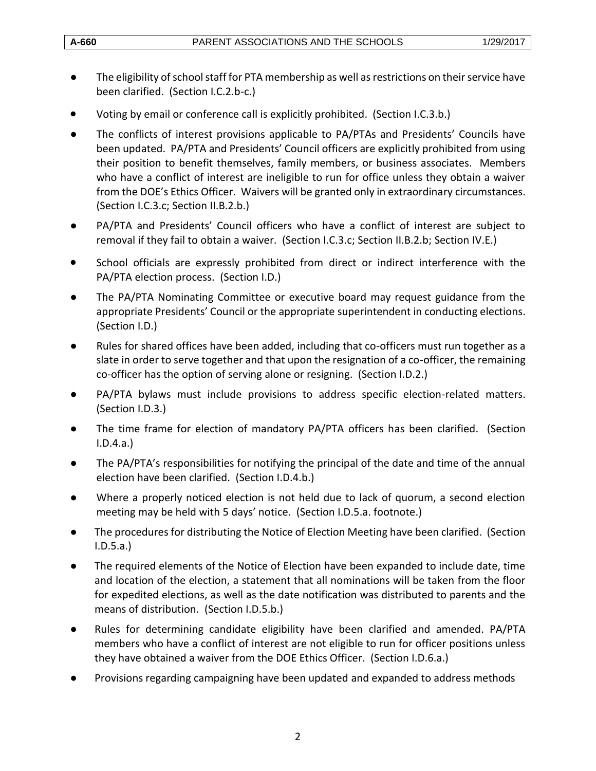- The eligibility of school staff for PTA membership as well as restrictions on their service have been clarified. (Section I.C.2.b-c.)
- Voting by email or conference call is explicitly prohibited. (Section I.C.3.b.)
- The conflicts of interest provisions applicable to PA/PTAs and Presidents' Councils have been updated. PA/PTA and Presidents' Council officers are explicitly prohibited from using their position to benefit themselves, family members, or business associates. Members who have a conflict of interest are ineligible to run for office unless they obtain a waiver from the DOE's Ethics Officer. Waivers will be granted only in extraordinary circumstances. (Section I.C.3.c; Section II.B.2.b.)
- PA/PTA and Presidents' Council officers who have a conflict of interest are subject to removal if they fail to obtain a waiver. (Section I.C.3.c; Section II.B.2.b; Section IV.E.)
- School officials are expressly prohibited from direct or indirect interference with the PA/PTA election process. (Section I.D.)
- The PA/PTA Nominating Committee or executive board may request guidance from the appropriate Presidents' Council or the appropriate superintendent in conducting elections. (Section I.D.)
- Rules for shared offices have been added, including that co-officers must run together as a slate in order to serve together and that upon the resignation of a co-officer, the remaining co-officer has the option of serving alone or resigning. (Section I.D.2.)
- PA/PTA bylaws must include provisions to address specific election-related matters. (Section I.D.3.)
- The time frame for election of mandatory PA/PTA officers has been clarified. (Section I.D.4.a.)
- The PA/PTA's responsibilities for notifying the principal of the date and time of the annual election have been clarified. (Section I.D.4.b.)
- Where a properly noticed election is not held due to lack of quorum, a second election meeting may be held with 5 days' notice. (Section I.D.5.a. footnote.)
- The procedures for distributing the Notice of Election Meeting have been clarified. (Section I.D.5.a.)
- The required elements of the Notice of Election have been expanded to include date, time and location of the election, a statement that all nominations will be taken from the floor for expedited elections, as well as the date notification was distributed to parents and the means of distribution. (Section I.D.5.b.)
- Rules for determining candidate eligibility have been clarified and amended. PA/PTA members who have a conflict of interest are not eligible to run for officer positions unless they have obtained a waiver from the DOE Ethics Officer. (Section I.D.6.a.)
- Provisions regarding campaigning have been updated and expanded to address methods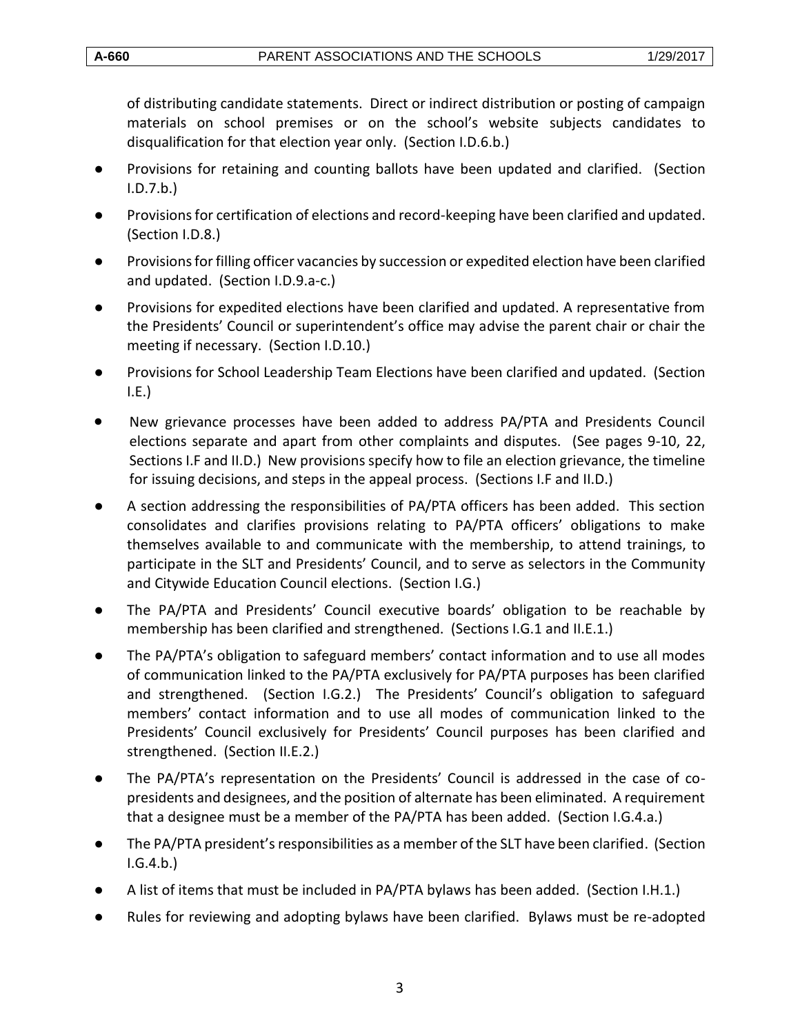of distributing candidate statements. Direct or indirect distribution or posting of campaign materials on school premises or on the school's website subjects candidates to disqualification for that election year only. (Section I.D.6.b.)

- Provisions for retaining and counting ballots have been updated and clarified. (Section I.D.7.b.)
- Provisions for certification of elections and record-keeping have been clarified and updated. (Section I.D.8.)
- Provisions for filling officer vacancies by succession or expedited election have been clarified and updated. (Section I.D.9.a-c.)
- Provisions for expedited elections have been clarified and updated. A representative from the Presidents' Council or superintendent's office may advise the parent chair or chair the meeting if necessary. (Section I.D.10.)
- Provisions for School Leadership Team Elections have been clarified and updated. (Section I.E.)
- New grievance processes have been added to address PA/PTA and Presidents Council elections separate and apart from other complaints and disputes. (See pages 9-10, 22, Sections I.F and II.D.) New provisions specify how to file an election grievance, the timeline for issuing decisions, and steps in the appeal process. (Sections I.F and II.D.)
- A section addressing the responsibilities of PA/PTA officers has been added. This section consolidates and clarifies provisions relating to PA/PTA officers' obligations to make themselves available to and communicate with the membership, to attend trainings, to participate in the SLT and Presidents' Council, and to serve as selectors in the Community and Citywide Education Council elections. (Section I.G.)
- The PA/PTA and Presidents' Council executive boards' obligation to be reachable by membership has been clarified and strengthened. (Sections I.G.1 and II.E.1.)
- The PA/PTA's obligation to safeguard members' contact information and to use all modes of communication linked to the PA/PTA exclusively for PA/PTA purposes has been clarified and strengthened. (Section I.G.2.) The Presidents' Council's obligation to safeguard members' contact information and to use all modes of communication linked to the Presidents' Council exclusively for Presidents' Council purposes has been clarified and strengthened. (Section II.E.2.)
- The PA/PTA's representation on the Presidents' Council is addressed in the case of co-presidents and designees, and the position of alternate has been eliminated. A requirement that a designee must be a member of the PA/PTA has been added. (Section I.G.4.a.)
- The PA/PTA president's responsibilities as a member of the SLT have been clarified. (Section I.G.4.b.)
- A list of items that must be included in PA/PTA bylaws has been added. (Section I.H.1.)
- Rules for reviewing and adopting bylaws have been clarified. Bylaws must be re-adopted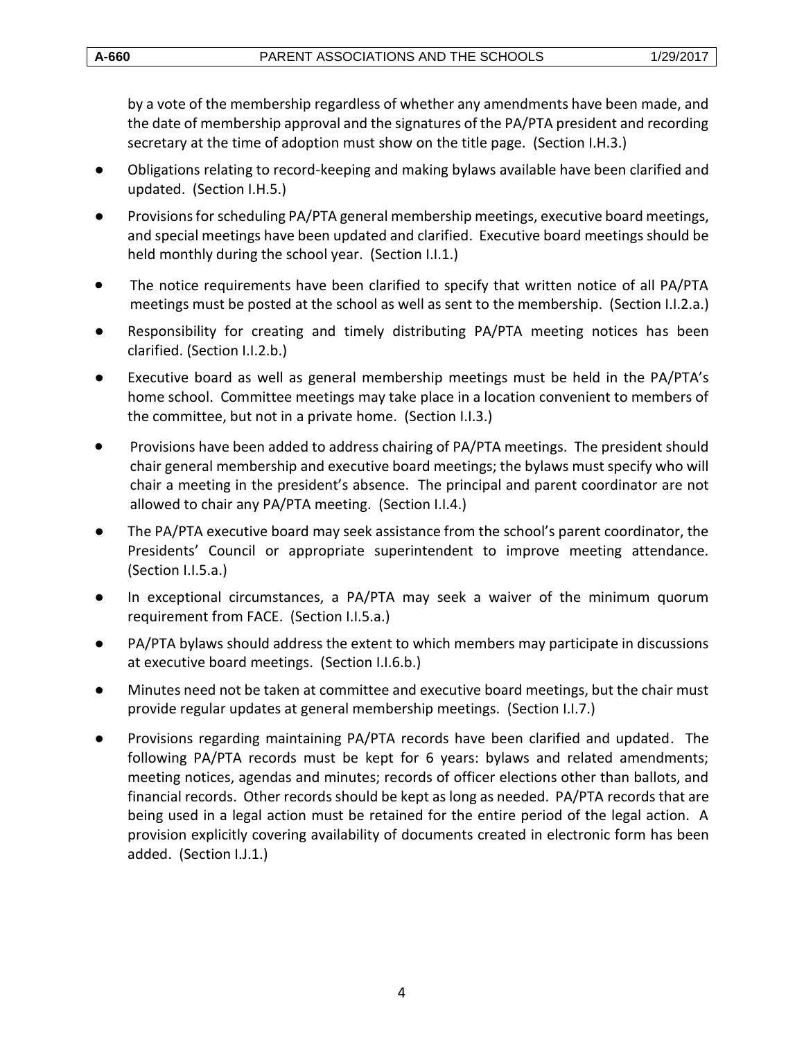by a vote of the membership regardless of whether any amendments have been made, and the date of membership approval and the signatures of the PA/PTA president and recording secretary at the time of adoption must show on the title page. (Section I.H.3.)

- Obligations relating to record-keeping and making bylaws available have been clarified and updated. (Section I.H.5.)
- Provisions for scheduling PA/PTA general membership meetings, executive board meetings, and special meetings have been updated and clarified. Executive board meetings should be held monthly during the school year. (Section I.I.1.)
- The notice requirements have been clarified to specify that written notice of all PA/PTA meetings must be posted at the school as well as sent to the membership. (Section I.I.2.a.)
- Responsibility for creating and timely distributing PA/PTA meeting notices has been clarified. (Section I.I.2.b.)
- Executive board as well as general membership meetings must be held in the PA/PTA's home school. Committee meetings may take place in a location convenient to members of the committee, but not in a private home. (Section I.I.3.)
- Provisions have been added to address chairing of PA/PTA meetings. The president should chair general membership and executive board meetings; the bylaws must specify who will chair a meeting in the president's absence. The principal and parent coordinator are not allowed to chair any PA/PTA meeting. (Section I.I.4.)
- The PA/PTA executive board may seek assistance from the school's parent coordinator, the Presidents' Council or appropriate superintendent to improve meeting attendance. (Section I.I.5.a.)
- In exceptional circumstances, a PA/PTA may seek a waiver of the minimum quorum requirement from FACE. (Section I.I.5.a.)
- PA/PTA bylaws should address the extent to which members may participate in discussions at executive board meetings. (Section I.I.6.b.)
- Minutes need not be taken at committee and executive board meetings, but the chair must provide regular updates at general membership meetings. (Section I.I.7.)
- Provisions regarding maintaining PA/PTA records have been clarified and updated. The following PA/PTA records must be kept for 6 years: bylaws and related amendments; meeting notices, agendas and minutes; records of officer elections other than ballots, and financial records. Other records should be kept as long as needed. PA/PTA records that are being used in a legal action must be retained for the entire period of the legal action. A provision explicitly covering availability of documents created in electronic form has been added. (Section I.J.1.)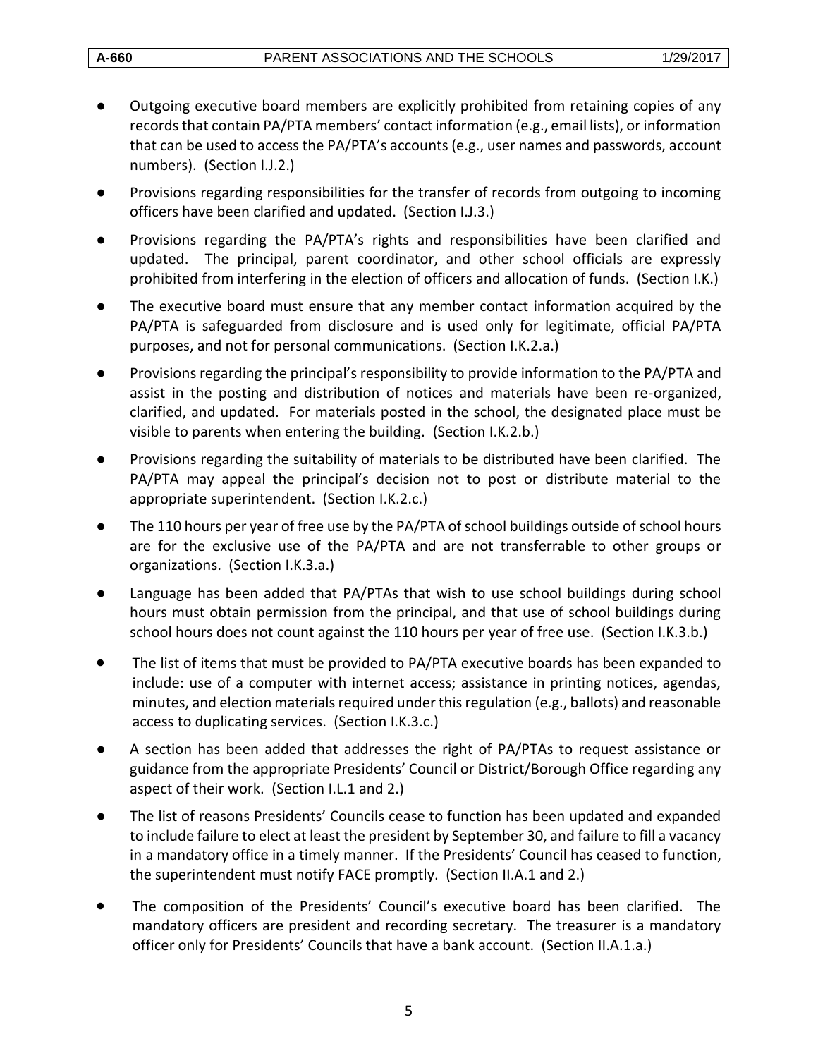- Outgoing executive board members are explicitly prohibited from retaining copies of any records that contain PA/PTA members' contact information (e.g., email lists), or information that can be used to access the PA/PTA's accounts (e.g., user names and passwords, account numbers). (Section I.J.2.)
- Provisions regarding responsibilities for the transfer of records from outgoing to incoming officers have been clarified and updated. (Section I.J.3.)
- Provisions regarding the PA/PTA's rights and responsibilities have been clarified and updated. The principal, parent coordinator, and other school officials are expressly prohibited from interfering in the election of officers and allocation of funds. (Section I.K.)
- The executive board must ensure that any member contact information acquired by the PA/PTA is safeguarded from disclosure and is used only for legitimate, official PA/PTA purposes, and not for personal communications. (Section I.K.2.a.)
- Provisions regarding the principal's responsibility to provide information to the PA/PTA and assist in the posting and distribution of notices and materials have been re-organized, clarified, and updated. For materials posted in the school, the designated place must be visible to parents when entering the building. (Section I.K.2.b.)
- Provisions regarding the suitability of materials to be distributed have been clarified. The PA/PTA may appeal the principal's decision not to post or distribute material to the appropriate superintendent. (Section I.K.2.c.)
- The 110 hours per year of free use by the PA/PTA of school buildings outside of school hours are for the exclusive use of the PA/PTA and are not transferrable to other groups or organizations. (Section I.K.3.a.)
- Language has been added that PA/PTAs that wish to use school buildings during school hours must obtain permission from the principal, and that use of school buildings during school hours does not count against the 110 hours per year of free use. (Section I.K.3.b.)
- The list of items that must be provided to PA/PTA executive boards has been expanded to include: use of a computer with internet access; assistance in printing notices, agendas, minutes, and election materials required under this regulation (e.g., ballots) and reasonable access to duplicating services. (Section I.K.3.c.)
- A section has been added that addresses the right of PA/PTAs to request assistance or guidance from the appropriate Presidents' Council or District/Borough Office regarding any aspect of their work. (Section I.L.1 and 2.)
- The list of reasons Presidents' Councils cease to function has been updated and expanded to include failure to elect at least the president by September 30, and failure to fill a vacancy in a mandatory office in a timely manner. If the Presidents' Council has ceased to function, the superintendent must notify FACE promptly. (Section II.A.1 and 2.)
- The composition of the Presidents' Council's executive board has been clarified. The mandatory officers are president and recording secretary. The treasurer is a mandatory officer only for Presidents' Councils that have a bank account. (Section II.A.1.a.)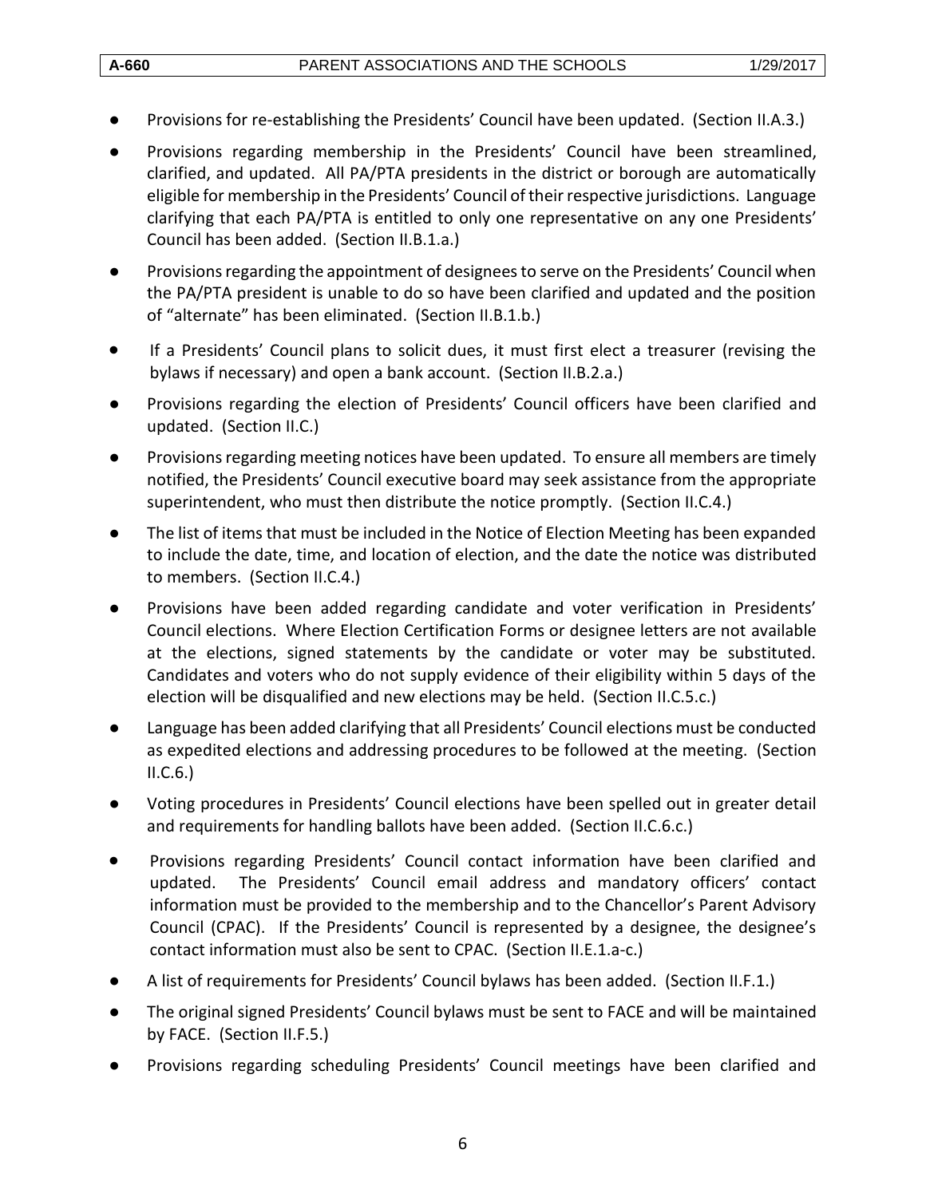- Provisions for re-establishing the Presidents' Council have been updated. (Section II.A.3.)
- Provisions regarding membership in the Presidents' Council have been streamlined, clarified, and updated. All PA/PTA presidents in the district or borough are automatically eligible for membership in the Presidents' Council of their respective jurisdictions. Language clarifying that each PA/PTA is entitled to only one representative on any one Presidents' Council has been added. (Section II.B.1.a.)
- Provisions regarding the appointment of designees to serve on the Presidents' Council when the PA/PTA president is unable to do so have been clarified and updated and the position of "alternate" has been eliminated. (Section II.B.1.b.)
- If a Presidents' Council plans to solicit dues, it must first elect a treasurer (revising the bylaws if necessary) and open a bank account. (Section II.B.2.a.)
- Provisions regarding the election of Presidents' Council officers have been clarified and updated. (Section II.C.)
- Provisions regarding meeting notices have been updated. To ensure all members are timely notified, the Presidents' Council executive board may seek assistance from the appropriate superintendent, who must then distribute the notice promptly. (Section II.C.4.)
- The list of items that must be included in the Notice of Election Meeting has been expanded to include the date, time, and location of election, and the date the notice was distributed to members. (Section II.C.4.)
- Provisions have been added regarding candidate and voter verification in Presidents' Council elections. Where Election Certification Forms or designee letters are not available at the elections, signed statements by the candidate or voter may be substituted. Candidates and voters who do not supply evidence of their eligibility within 5 days of the election will be disqualified and new elections may be held. (Section II.C.5.c.)
- Language has been added clarifying that all Presidents' Council elections must be conducted as expedited elections and addressing procedures to be followed at the meeting. (Section II.C.6.)
- Voting procedures in Presidents' Council elections have been spelled out in greater detail and requirements for handling ballots have been added. (Section II.C.6.c.)
- Provisions regarding Presidents' Council contact information have been clarified and updated. The Presidents' Council email address and mandatory officers' contact information must be provided to the membership and to the Chancellor's Parent Advisory Council (CPAC). If the Presidents' Council is represented by a designee, the designee's contact information must also be sent to CPAC. (Section II.E.1.a-c.)
- A list of requirements for Presidents' Council bylaws has been added. (Section II.F.1.)
- The original signed Presidents' Council bylaws must be sent to FACE and will be maintained by FACE. (Section II.F.5.)
- Provisions regarding scheduling Presidents' Council meetings have been clarified and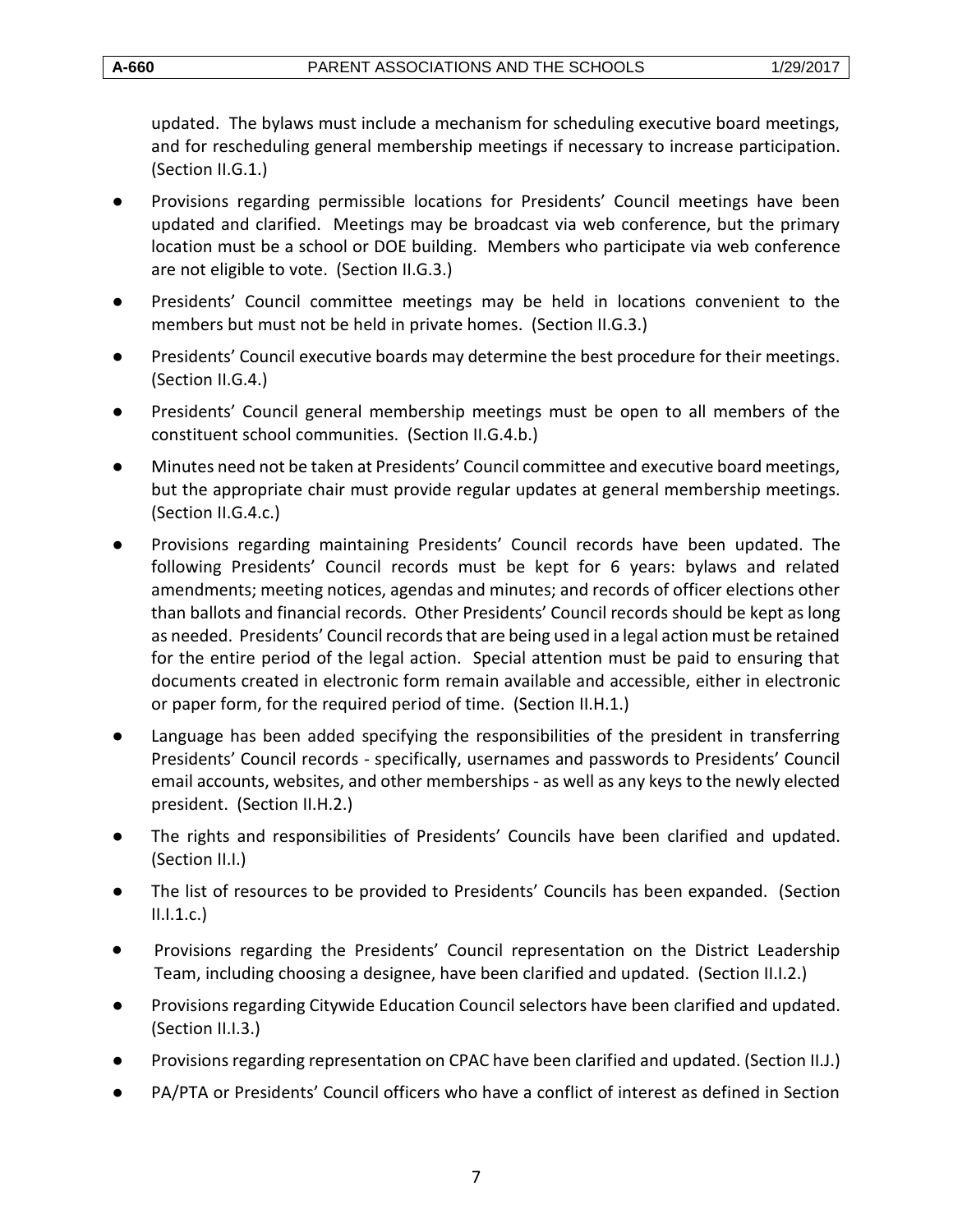updated. The bylaws must include a mechanism for scheduling executive board meetings, and for rescheduling general membership meetings if necessary to increase participation. (Section II.G.1.)

- Provisions regarding permissible locations for Presidents' Council meetings have been updated and clarified. Meetings may be broadcast via web conference, but the primary location must be a school or DOE building. Members who participate via web conference are not eligible to vote. (Section II.G.3.)
- Presidents' Council committee meetings may be held in locations convenient to the members but must not be held in private homes. (Section II.G.3.)
- Presidents' Council executive boards may determine the best procedure for their meetings. (Section II.G.4.)
- Presidents' Council general membership meetings must be open to all members of the constituent school communities. (Section II.G.4.b.)
- Minutes need not be taken at Presidents' Council committee and executive board meetings, but the appropriate chair must provide regular updates at general membership meetings. (Section II.G.4.c.)
- Provisions regarding maintaining Presidents' Council records have been updated. The following Presidents' Council records must be kept for 6 years: bylaws and related amendments; meeting notices, agendas and minutes; and records of officer elections other than ballots and financial records. Other Presidents' Council records should be kept as long as needed. Presidents' Council records that are being used in a legal action must be retained for the entire period of the legal action. Special attention must be paid to ensuring that documents created in electronic form remain available and accessible, either in electronic or paper form, for the required period of time. (Section II.H.1.)
- Language has been added specifying the responsibilities of the president in transferring Presidents' Council records - specifically, usernames and passwords to Presidents' Council email accounts, websites, and other memberships - as well as any keys to the newly elected president. (Section II.H.2.)
- The rights and responsibilities of Presidents' Councils have been clarified and updated. (Section II.I.)
- The list of resources to be provided to Presidents' Councils has been expanded. (Section II.I.1.c.)
- Provisions regarding the Presidents' Council representation on the District Leadership Team, including choosing a designee, have been clarified and updated. (Section II.I.2.)
- Provisions regarding Citywide Education Council selectors have been clarified and updated. (Section II.I.3.)
- Provisions regarding representation on CPAC have been clarified and updated. (Section II.J.)
- PA/PTA or Presidents' Council officers who have a conflict of interest as defined in Section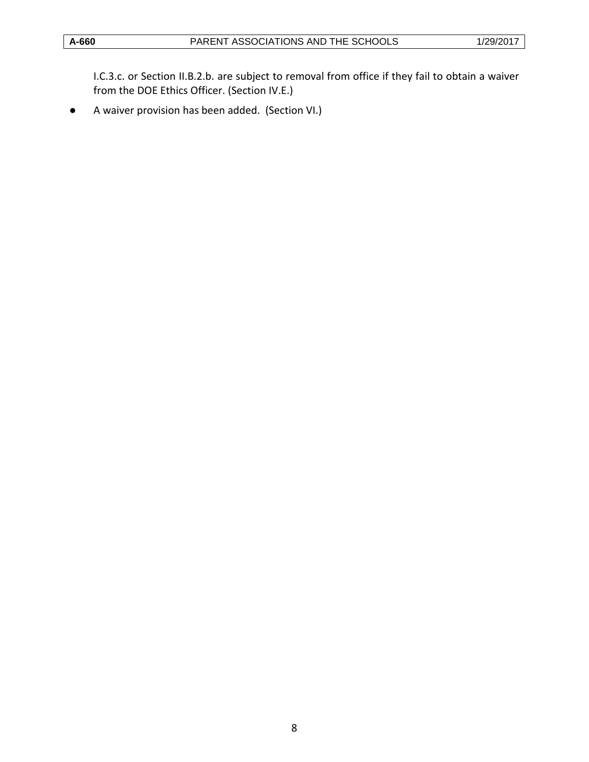I.C.3.c. or Section II.B.2.b. are subject to removal from office if they fail to obtain a waiver from the DOE Ethics Officer. (Section IV.E.)

- A waiver provision has been added. (Section VI.)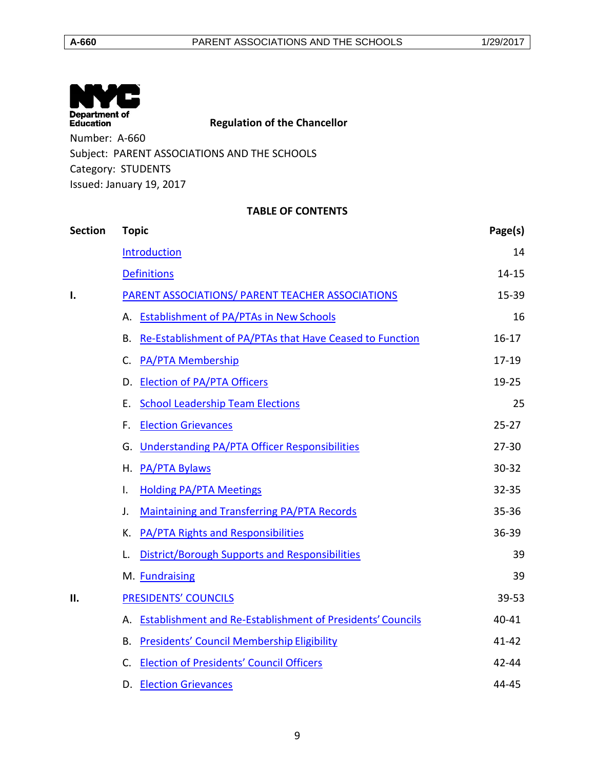**Regulation of the Chancellor**

Number: A-660

Subject: PARENT ASSOCIATIONS AND THE SCHOOLS

Category: STUDENTS

Issued: January 19, 2017

**TABLE OF CONTENTS**

| Section | Topic | Page(s) |
|---|---|---|
| | Introduction | 14 |
| | Definitions | 14-15 |
| I. | PARENT ASSOCIATIONS/ PARENT TEACHER ASSOCIATIONS | 15-39 |
| | A. Establishment of PA/PTAs in New Schools | 16 |
| | B. Re-Establishment of PA/PTAs that Have Ceased to Function | 16-17 |
| | C. PA/PTA Membership | 17-19 |
| | D. Election of PA/PTA Officers | 19-25 |
| | E. School Leadership Team Elections | 25 |
| | F. Election Grievances | 25-27 |
| | G. Understanding PA/PTA Officer Responsibilities | 27-30 |
| | H. PA/PTA Bylaws | 30-32 |
| | I. Holding PA/PTA Meetings | 32-35 |
| | J. Maintaining and Transferring PA/PTA Records | 35-36 |
| | K. PA/PTA Rights and Responsibilities | 36-39 |
| | L. District/Borough Supports and Responsibilities | 39 |
| | M. Fundraising | 39 |
| II. | PRESIDENTS' COUNCILS | 39-53 |
| | A. Establishment and Re-Establishment of Presidents' Councils | 40-41 |
| | B. Presidents' Council Membership Eligibility | 41-42 |
| | C. Election of Presidents' Council Officers | 42-44 |
| | D. Election Grievances | 44-45 |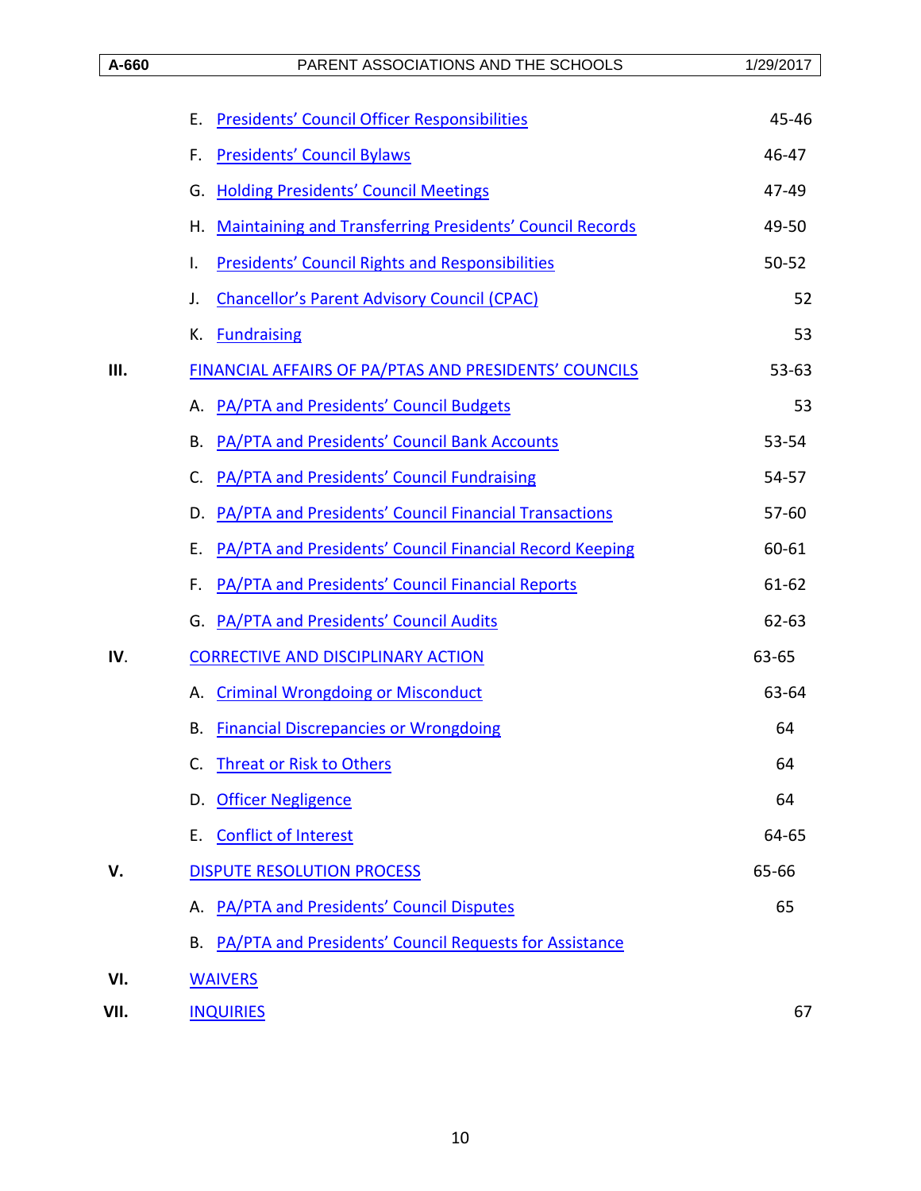| | | |
|---|---|---|
| | E. Presidents' Council Officer Responsibilities | 45-46 |
| | F. Presidents' Council Bylaws | 46-47 |
| | G. Holding Presidents' Council Meetings | 47-49 |
| | H. Maintaining and Transferring Presidents' Council Records | 49-50 |
| | I. Presidents' Council Rights and Responsibilities | 50-52 |
| | J. Chancellor's Parent Advisory Council (CPAC) | 52 |
| | K. Fundraising | 53 |
| **III.** | FINANCIAL AFFAIRS OF PA/PTAS AND PRESIDENTS' COUNCILS | 53-63 |
| | A. PA/PTA and Presidents' Council Budgets | 53 |
| | B. PA/PTA and Presidents' Council Bank Accounts | 53-54 |
| | C. PA/PTA and Presidents' Council Fundraising | 54-57 |
| | D. PA/PTA and Presidents' Council Financial Transactions | 57-60 |
| | E. PA/PTA and Presidents' Council Financial Record Keeping | 60-61 |
| | F. PA/PTA and Presidents' Council Financial Reports | 61-62 |
| | G. PA/PTA and Presidents' Council Audits | 62-63 |
| **IV.** | CORRECTIVE AND DISCIPLINARY ACTION | 63-65 |
| | A. Criminal Wrongdoing or Misconduct | 63-64 |
| | B. Financial Discrepancies or Wrongdoing | 64 |
| | C. Threat or Risk to Others | 64 |
| | D. Officer Negligence | 64 |
| | E. Conflict of Interest | 64-65 |
| **V.** | DISPUTE RESOLUTION PROCESS | 65-66 |
| | A. PA/PTA and Presidents' Council Disputes | 65 |
| | B. PA/PTA and Presidents' Council Requests for Assistance | |
| **VI.** | WAIVERS | |
| **VII.** | INQUIRIES | 67 |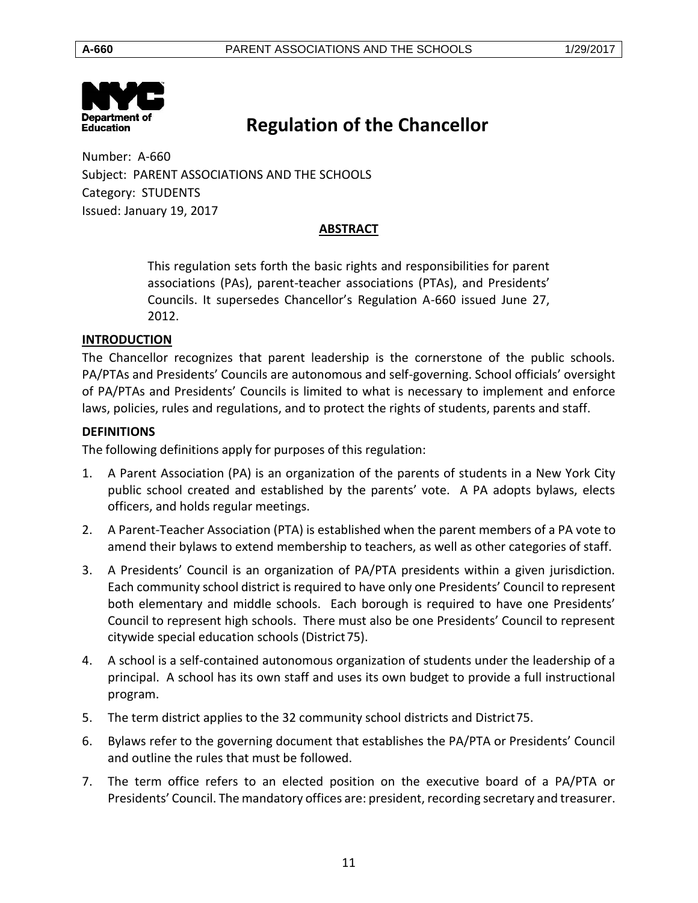# Regulation of the Chancellor

Number: A-660
Subject: PARENT ASSOCIATIONS AND THE SCHOOLS
Category: STUDENTS
Issued: January 19, 2017

**ABSTRACT**

This regulation sets forth the basic rights and responsibilities for parent associations (PAs), parent-teacher associations (PTAs), and Presidents' Councils. It supersedes Chancellor's Regulation A-660 issued June 27, 2012.

**INTRODUCTION**

The Chancellor recognizes that parent leadership is the cornerstone of the public schools. PA/PTAs and Presidents' Councils are autonomous and self-governing. School officials' oversight of PA/PTAs and Presidents' Councils is limited to what is necessary to implement and enforce laws, policies, rules and regulations, and to protect the rights of students, parents and staff.

**DEFINITIONS**

The following definitions apply for purposes of this regulation:

1. A Parent Association (PA) is an organization of the parents of students in a New York City public school created and established by the parents' vote. A PA adopts bylaws, elects officers, and holds regular meetings.
2. A Parent-Teacher Association (PTA) is established when the parent members of a PA vote to amend their bylaws to extend membership to teachers, as well as other categories of staff.
3. A Presidents' Council is an organization of PA/PTA presidents within a given jurisdiction. Each community school district is required to have only one Presidents' Council to represent both elementary and middle schools. Each borough is required to have one Presidents' Council to represent high schools. There must also be one Presidents' Council to represent citywide special education schools (District 75).
4. A school is a self-contained autonomous organization of students under the leadership of a principal. A school has its own staff and uses its own budget to provide a full instructional program.
5. The term district applies to the 32 community school districts and District 75.
6. Bylaws refer to the governing document that establishes the PA/PTA or Presidents' Council and outline the rules that must be followed.
7. The term office refers to an elected position on the executive board of a PA/PTA or Presidents' Council. The mandatory offices are: president, recording secretary and treasurer.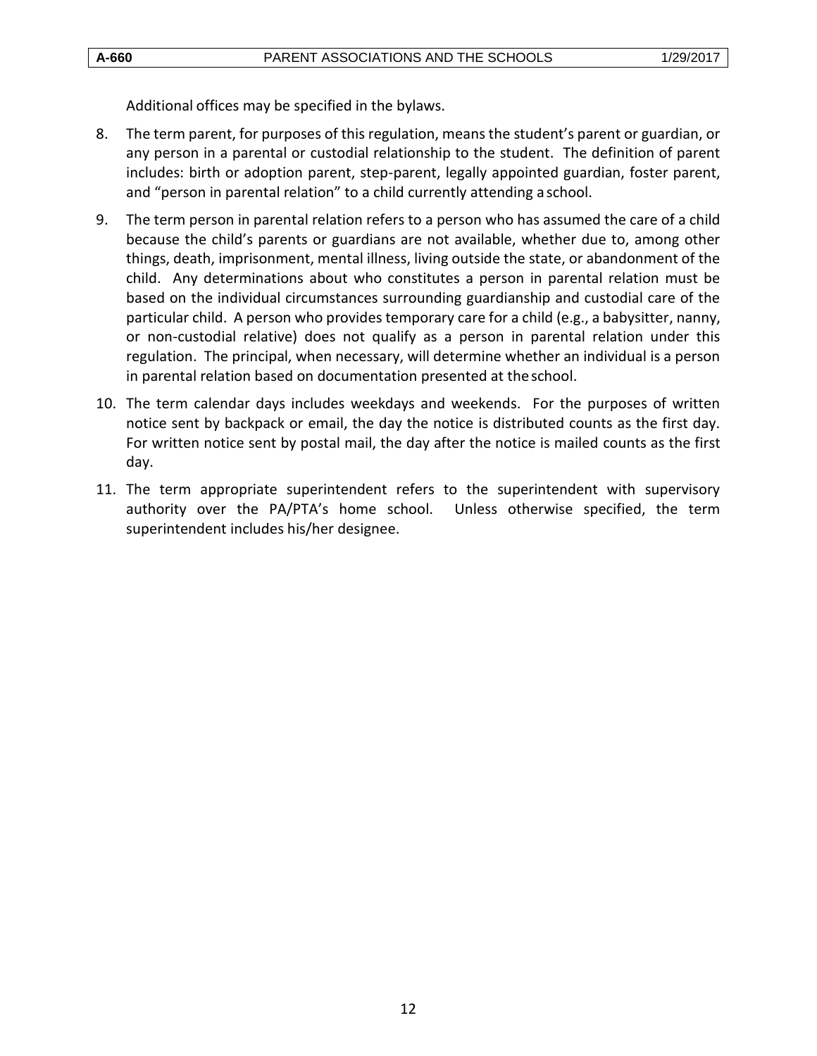Additional offices may be specified in the bylaws.

8. The term parent, for purposes of this regulation, means the student's parent or guardian, or any person in a parental or custodial relationship to the student. The definition of parent includes: birth or adoption parent, step-parent, legally appointed guardian, foster parent, and "person in parental relation" to a child currently attending a school.

9. The term person in parental relation refers to a person who has assumed the care of a child because the child's parents or guardians are not available, whether due to, among other things, death, imprisonment, mental illness, living outside the state, or abandonment of the child. Any determinations about who constitutes a person in parental relation must be based on the individual circumstances surrounding guardianship and custodial care of the particular child. A person who provides temporary care for a child (e.g., a babysitter, nanny, or non-custodial relative) does not qualify as a person in parental relation under this regulation. The principal, when necessary, will determine whether an individual is a person in parental relation based on documentation presented at the school.

10. The term calendar days includes weekdays and weekends. For the purposes of written notice sent by backpack or email, the day the notice is distributed counts as the first day. For written notice sent by postal mail, the day after the notice is mailed counts as the first day.

11. The term appropriate superintendent refers to the superintendent with supervisory authority over the PA/PTA's home school. Unless otherwise specified, the term superintendent includes his/her designee.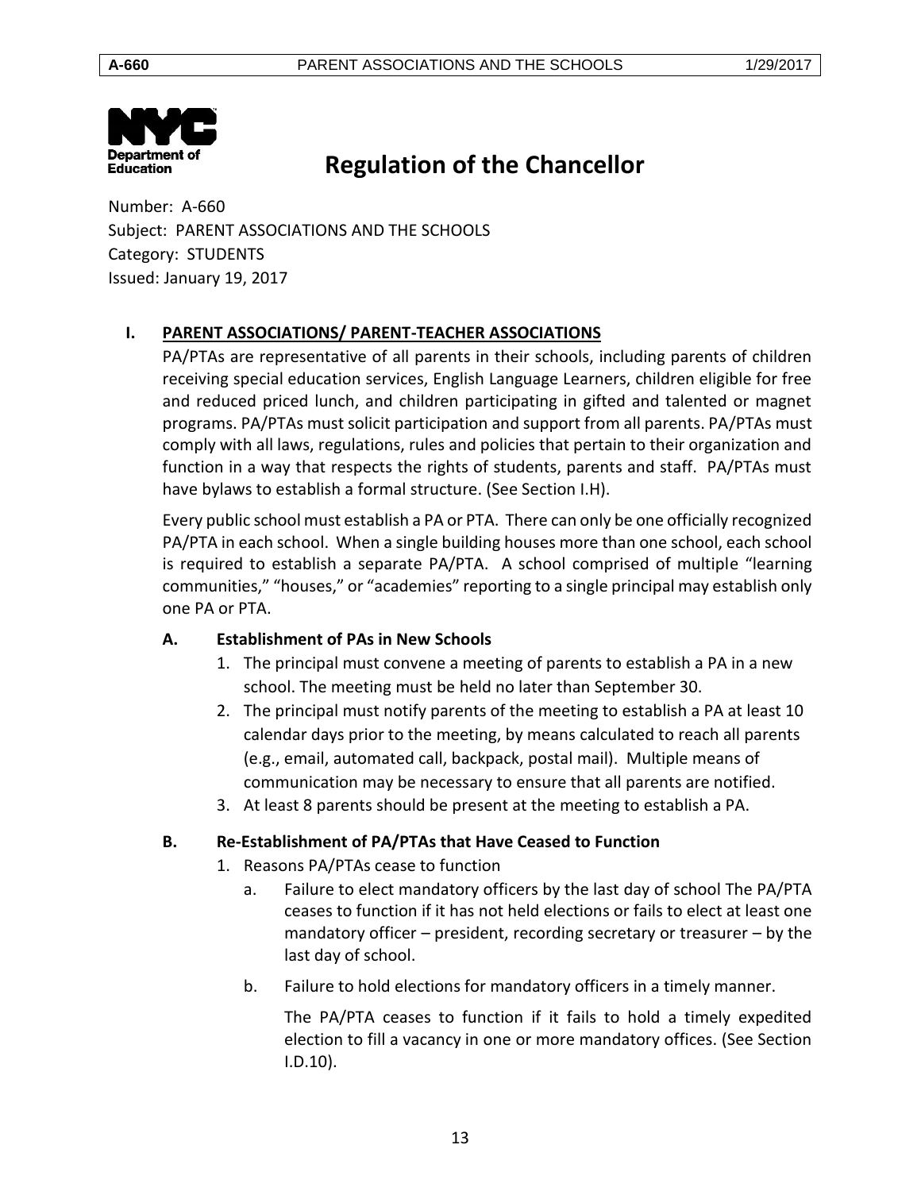# Regulation of the Chancellor

Number: A-660
Subject: PARENT ASSOCIATIONS AND THE SCHOOLS
Category: STUDENTS
Issued: January 19, 2017

## I. PARENT ASSOCIATIONS/ PARENT-TEACHER ASSOCIATIONS

PA/PTAs are representative of all parents in their schools, including parents of children receiving special education services, English Language Learners, children eligible for free and reduced priced lunch, and children participating in gifted and talented or magnet programs. PA/PTAs must solicit participation and support from all parents. PA/PTAs must comply with all laws, regulations, rules and policies that pertain to their organization and function in a way that respects the rights of students, parents and staff. PA/PTAs must have bylaws to establish a formal structure. (See Section I.H).

Every public school must establish a PA or PTA. There can only be one officially recognized PA/PTA in each school. When a single building houses more than one school, each school is required to establish a separate PA/PTA. A school comprised of multiple "learning communities," "houses," or "academies" reporting to a single principal may establish only one PA or PTA.

### A. Establishment of PAs in New Schools

1. The principal must convene a meeting of parents to establish a PA in a new school. The meeting must be held no later than September 30.
2. The principal must notify parents of the meeting to establish a PA at least 10 calendar days prior to the meeting, by means calculated to reach all parents (e.g., email, automated call, backpack, postal mail). Multiple means of communication may be necessary to ensure that all parents are notified.
3. At least 8 parents should be present at the meeting to establish a PA.

### B. Re-Establishment of PA/PTAs that Have Ceased to Function

1. Reasons PA/PTAs cease to function
   a. Failure to elect mandatory officers by the last day of school The PA/PTA ceases to function if it has not held elections or fails to elect at least one mandatory officer – president, recording secretary or treasurer – by the last day of school.
   b. Failure to hold elections for mandatory officers in a timely manner.

      The PA/PTA ceases to function if it fails to hold a timely expedited election to fill a vacancy in one or more mandatory offices. (See Section I.D.10).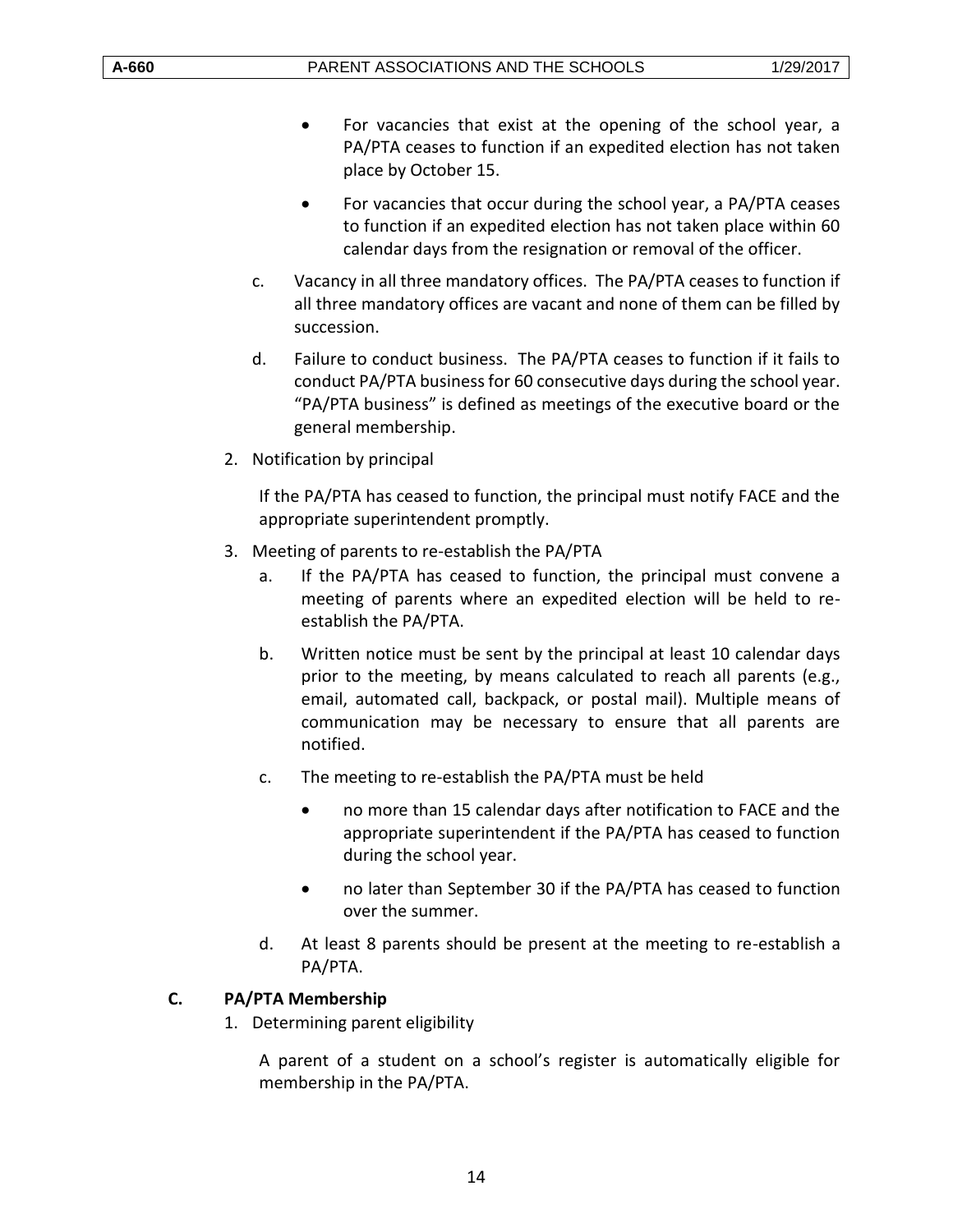- For vacancies that exist at the opening of the school year, a PA/PTA ceases to function if an expedited election has not taken place by October 15.
- For vacancies that occur during the school year, a PA/PTA ceases to function if an expedited election has not taken place within 60 calendar days from the resignation or removal of the officer.

c. Vacancy in all three mandatory offices. The PA/PTA ceases to function if all three mandatory offices are vacant and none of them can be filled by succession.

d. Failure to conduct business. The PA/PTA ceases to function if it fails to conduct PA/PTA business for 60 consecutive days during the school year. "PA/PTA business" is defined as meetings of the executive board or the general membership.

2. Notification by principal

   If the PA/PTA has ceased to function, the principal must notify FACE and the appropriate superintendent promptly.

3. Meeting of parents to re-establish the PA/PTA

   a. If the PA/PTA has ceased to function, the principal must convene a meeting of parents where an expedited election will be held to re-establish the PA/PTA.

   b. Written notice must be sent by the principal at least 10 calendar days prior to the meeting, by means calculated to reach all parents (e.g., email, automated call, backpack, or postal mail). Multiple means of communication may be necessary to ensure that all parents are notified.

   c. The meeting to re-establish the PA/PTA must be held

      - no more than 15 calendar days after notification to FACE and the appropriate superintendent if the PA/PTA has ceased to function during the school year.
      - no later than September 30 if the PA/PTA has ceased to function over the summer.

   d. At least 8 parents should be present at the meeting to re-establish a PA/PTA.

## C. PA/PTA Membership

1. Determining parent eligibility

   A parent of a student on a school's register is automatically eligible for membership in the PA/PTA.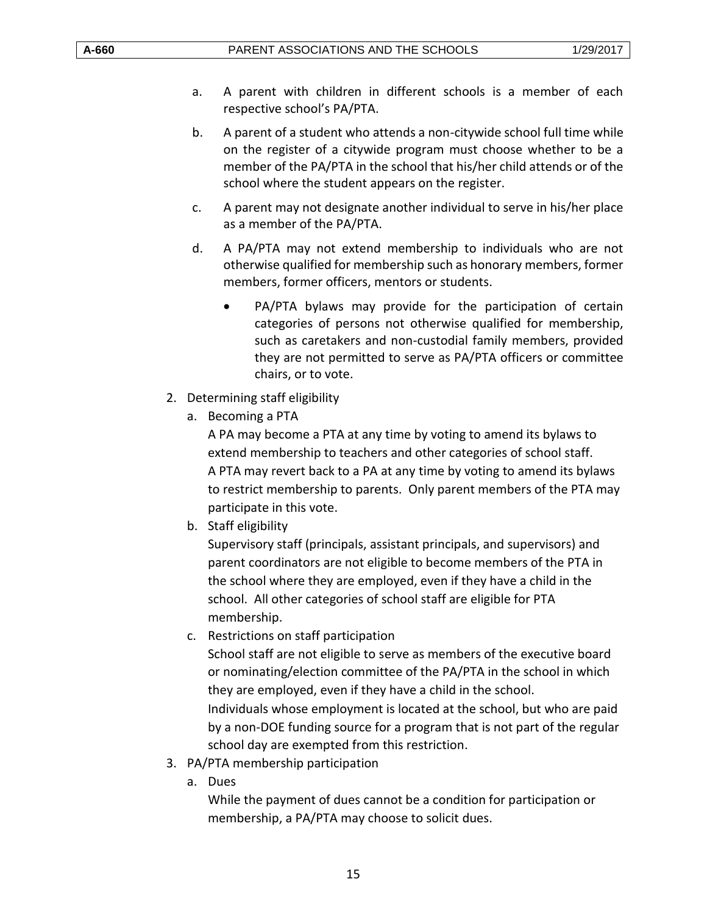a. A parent with children in different schools is a member of each respective school's PA/PTA.

b. A parent of a student who attends a non-citywide school full time while on the register of a citywide program must choose whether to be a member of the PA/PTA in the school that his/her child attends or of the school where the student appears on the register.

c. A parent may not designate another individual to serve in his/her place as a member of the PA/PTA.

d. A PA/PTA may not extend membership to individuals who are not otherwise qualified for membership such as honorary members, former members, former officers, mentors or students.

   - PA/PTA bylaws may provide for the participation of certain categories of persons not otherwise qualified for membership, such as caretakers and non-custodial family members, provided they are not permitted to serve as PA/PTA officers or committee chairs, or to vote.

2. Determining staff eligibility

   a. Becoming a PTA

      A PA may become a PTA at any time by voting to amend its bylaws to extend membership to teachers and other categories of school staff. A PTA may revert back to a PA at any time by voting to amend its bylaws to restrict membership to parents. Only parent members of the PTA may participate in this vote.

   b. Staff eligibility

      Supervisory staff (principals, assistant principals, and supervisors) and parent coordinators are not eligible to become members of the PTA in the school where they are employed, even if they have a child in the school. All other categories of school staff are eligible for PTA membership.

   c. Restrictions on staff participation

      School staff are not eligible to serve as members of the executive board or nominating/election committee of the PA/PTA in the school in which they are employed, even if they have a child in the school. Individuals whose employment is located at the school, but who are paid by a non-DOE funding source for a program that is not part of the regular school day are exempted from this restriction.

3. PA/PTA membership participation

   a. Dues

      While the payment of dues cannot be a condition for participation or membership, a PA/PTA may choose to solicit dues.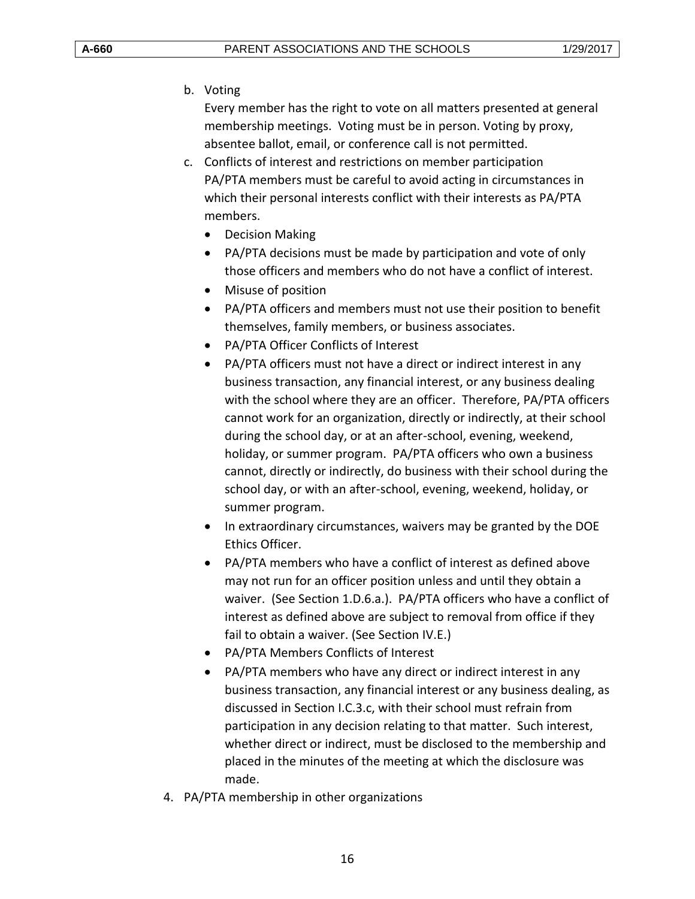b. Voting

   Every member has the right to vote on all matters presented at general membership meetings. Voting must be in person. Voting by proxy, absentee ballot, email, or conference call is not permitted.

c. Conflicts of interest and restrictions on member participation

   PA/PTA members must be careful to avoid acting in circumstances in which their personal interests conflict with their interests as PA/PTA members.

   - Decision Making
   - PA/PTA decisions must be made by participation and vote of only those officers and members who do not have a conflict of interest.
   - Misuse of position
   - PA/PTA officers and members must not use their position to benefit themselves, family members, or business associates.
   - PA/PTA Officer Conflicts of Interest
   - PA/PTA officers must not have a direct or indirect interest in any business transaction, any financial interest, or any business dealing with the school where they are an officer. Therefore, PA/PTA officers cannot work for an organization, directly or indirectly, at their school during the school day, or at an after-school, evening, weekend, holiday, or summer program. PA/PTA officers who own a business cannot, directly or indirectly, do business with their school during the school day, or with an after-school, evening, weekend, holiday, or summer program.
   - In extraordinary circumstances, waivers may be granted by the DOE Ethics Officer.
   - PA/PTA members who have a conflict of interest as defined above may not run for an officer position unless and until they obtain a waiver. (See Section 1.D.6.a.). PA/PTA officers who have a conflict of interest as defined above are subject to removal from office if they fail to obtain a waiver. (See Section IV.E.)
   - PA/PTA Members Conflicts of Interest
   - PA/PTA members who have any direct or indirect interest in any business transaction, any financial interest or any business dealing, as discussed in Section I.C.3.c, with their school must refrain from participation in any decision relating to that matter. Such interest, whether direct or indirect, must be disclosed to the membership and placed in the minutes of the meeting at which the disclosure was made.

4. PA/PTA membership in other organizations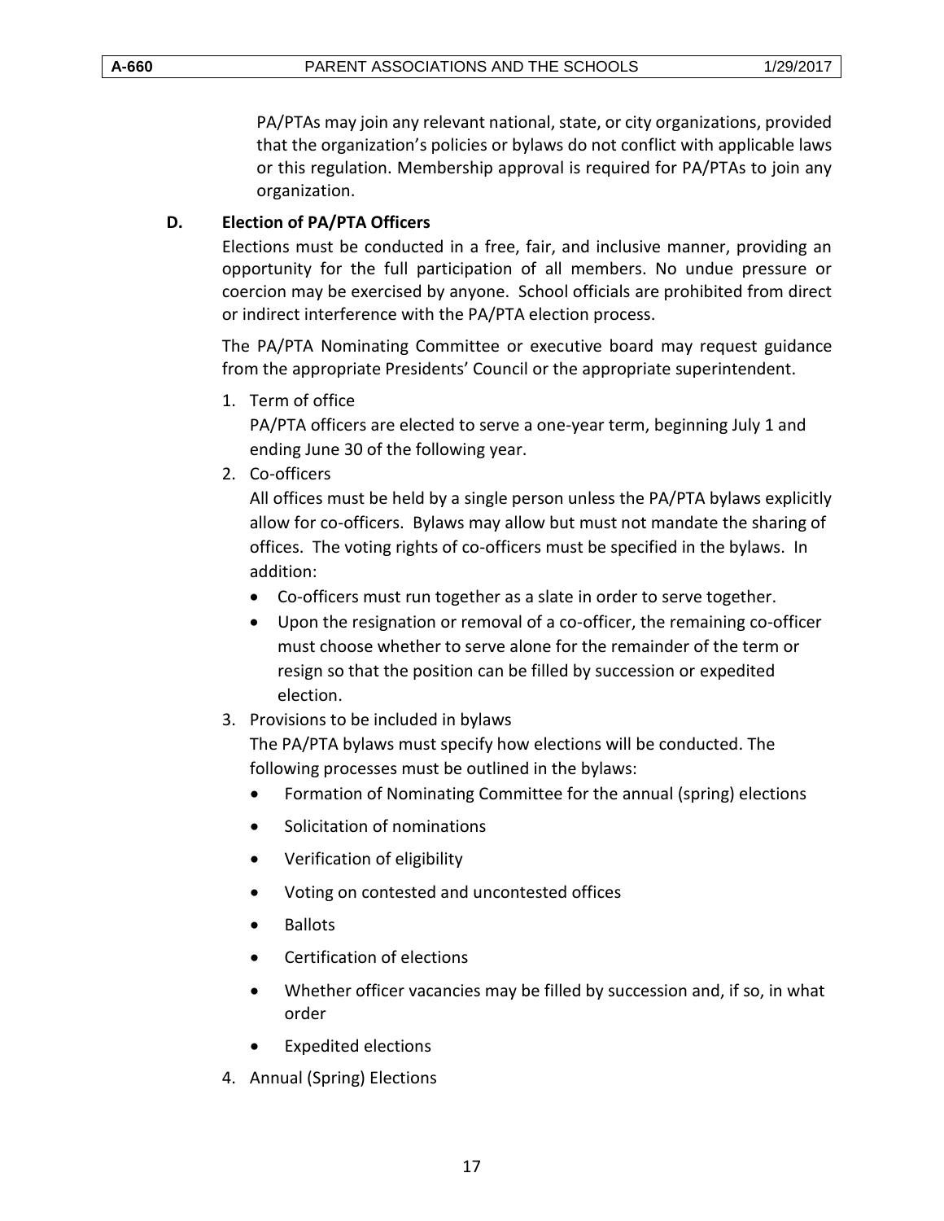PA/PTAs may join any relevant national, state, or city organizations, provided that the organization's policies or bylaws do not conflict with applicable laws or this regulation. Membership approval is required for PA/PTAs to join any organization.

### D. Election of PA/PTA Officers

Elections must be conducted in a free, fair, and inclusive manner, providing an opportunity for the full participation of all members. No undue pressure or coercion may be exercised by anyone. School officials are prohibited from direct or indirect interference with the PA/PTA election process.

The PA/PTA Nominating Committee or executive board may request guidance from the appropriate Presidents' Council or the appropriate superintendent.

1. Term of office

   PA/PTA officers are elected to serve a one-year term, beginning July 1 and ending June 30 of the following year.

2. Co-officers

   All offices must be held by a single person unless the PA/PTA bylaws explicitly allow for co-officers. Bylaws may allow but must not mandate the sharing of offices. The voting rights of co-officers must be specified in the bylaws. In addition:

   - Co-officers must run together as a slate in order to serve together.
   - Upon the resignation or removal of a co-officer, the remaining co-officer must choose whether to serve alone for the remainder of the term or resign so that the position can be filled by succession or expedited election.

3. Provisions to be included in bylaws

   The PA/PTA bylaws must specify how elections will be conducted. The following processes must be outlined in the bylaws:

   - Formation of Nominating Committee for the annual (spring) elections
   - Solicitation of nominations
   - Verification of eligibility
   - Voting on contested and uncontested offices
   - Ballots
   - Certification of elections
   - Whether officer vacancies may be filled by succession and, if so, in what order
   - Expedited elections

4. Annual (Spring) Elections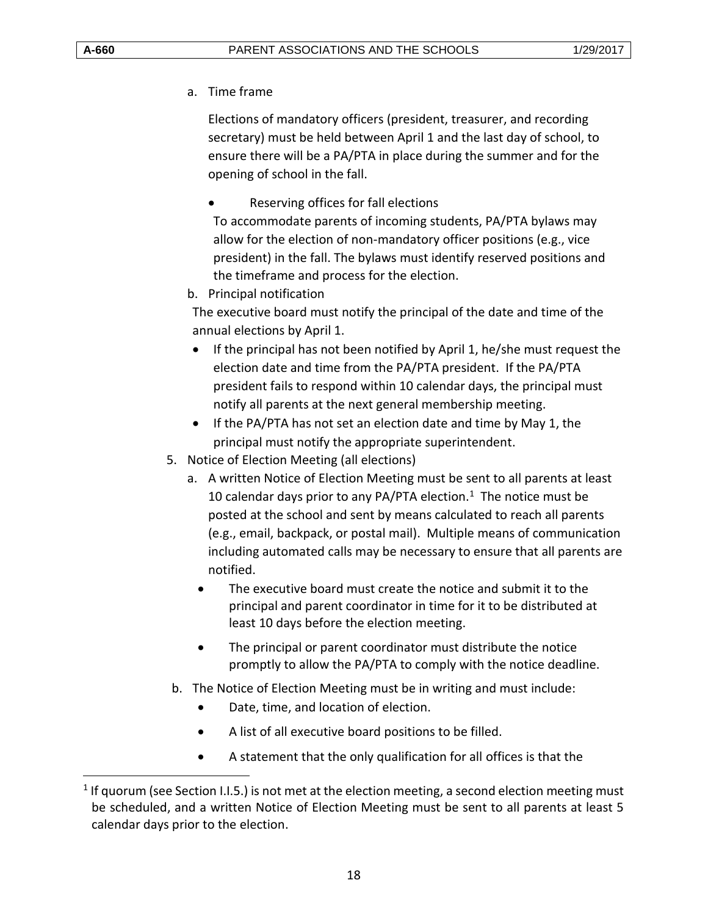a. Time frame

   Elections of mandatory officers (president, treasurer, and recording secretary) must be held between April 1 and the last day of school, to ensure there will be a PA/PTA in place during the summer and for the opening of school in the fall.

   - Reserving offices for fall elections
     To accommodate parents of incoming students, PA/PTA bylaws may allow for the election of non-mandatory officer positions (e.g., vice president) in the fall. The bylaws must identify reserved positions and the timeframe and process for the election.

b. Principal notification

   The executive board must notify the principal of the date and time of the annual elections by April 1.

   - If the principal has not been notified by April 1, he/she must request the election date and time from the PA/PTA president. If the PA/PTA president fails to respond within 10 calendar days, the principal must notify all parents at the next general membership meeting.
   - If the PA/PTA has not set an election date and time by May 1, the principal must notify the appropriate superintendent.

5. Notice of Election Meeting (all elections)

   a. A written Notice of Election Meeting must be sent to all parents at least 10 calendar days prior to any PA/PTA election.[1] The notice must be posted at the school and sent by means calculated to reach all parents (e.g., email, backpack, or postal mail). Multiple means of communication including automated calls may be necessary to ensure that all parents are notified.

      - The executive board must create the notice and submit it to the principal and parent coordinator in time for it to be distributed at least 10 days before the election meeting.
      - The principal or parent coordinator must distribute the notice promptly to allow the PA/PTA to comply with the notice deadline.

   b. The Notice of Election Meeting must be in writing and must include:

      - Date, time, and location of election.
      - A list of all executive board positions to be filled.
      - A statement that the only qualification for all offices is that the

---

[1] If quorum (see Section I.I.5.) is not met at the election meeting, a second election meeting must be scheduled, and a written Notice of Election Meeting must be sent to all parents at least 5 calendar days prior to the election.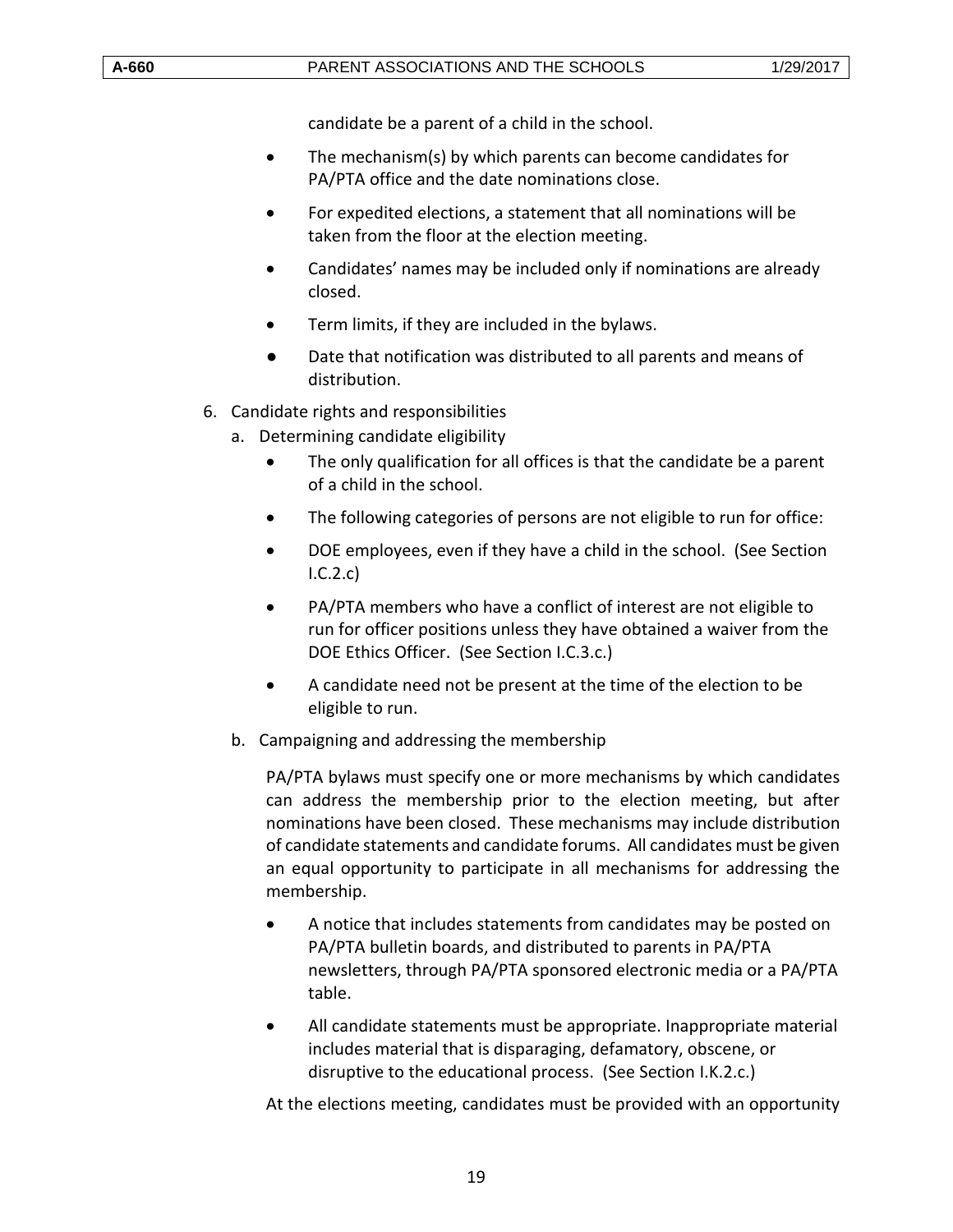candidate be a parent of a child in the school.

- The mechanism(s) by which parents can become candidates for PA/PTA office and the date nominations close.
- For expedited elections, a statement that all nominations will be taken from the floor at the election meeting.
- Candidates' names may be included only if nominations are already closed.
- Term limits, if they are included in the bylaws.
- Date that notification was distributed to all parents and means of distribution.

6. Candidate rights and responsibilities
   a. Determining candidate eligibility
      - The only qualification for all offices is that the candidate be a parent of a child in the school.
      - The following categories of persons are not eligible to run for office:
      - DOE employees, even if they have a child in the school. (See Section I.C.2.c)
      - PA/PTA members who have a conflict of interest are not eligible to run for officer positions unless they have obtained a waiver from the DOE Ethics Officer. (See Section I.C.3.c.)
      - A candidate need not be present at the time of the election to be eligible to run.
   b. Campaigning and addressing the membership

      PA/PTA bylaws must specify one or more mechanisms by which candidates can address the membership prior to the election meeting, but after nominations have been closed. These mechanisms may include distribution of candidate statements and candidate forums. All candidates must be given an equal opportunity to participate in all mechanisms for addressing the membership.

      - A notice that includes statements from candidates may be posted on PA/PTA bulletin boards, and distributed to parents in PA/PTA newsletters, through PA/PTA sponsored electronic media or a PA/PTA table.
      - All candidate statements must be appropriate. Inappropriate material includes material that is disparaging, defamatory, obscene, or disruptive to the educational process. (See Section I.K.2.c.)

      At the elections meeting, candidates must be provided with an opportunity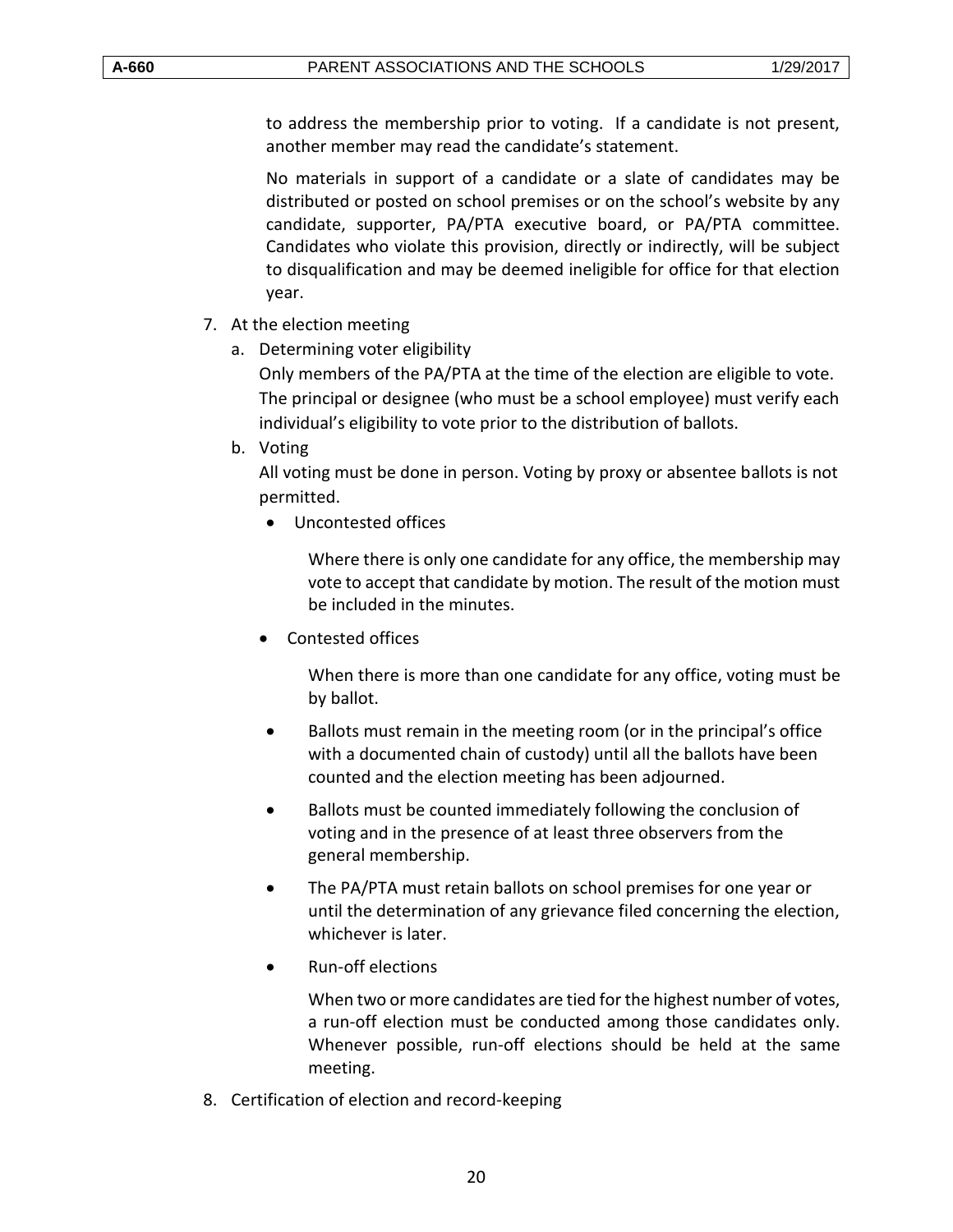to address the membership prior to voting. If a candidate is not present, another member may read the candidate's statement.

No materials in support of a candidate or a slate of candidates may be distributed or posted on school premises or on the school's website by any candidate, supporter, PA/PTA executive board, or PA/PTA committee. Candidates who violate this provision, directly or indirectly, will be subject to disqualification and may be deemed ineligible for office for that election year.

7. At the election meeting
   a. Determining voter eligibility

      Only members of the PA/PTA at the time of the election are eligible to vote. The principal or designee (who must be a school employee) must verify each individual's eligibility to vote prior to the distribution of ballots.

   b. Voting

      All voting must be done in person. Voting by proxy or absentee ballots is not permitted.

      - Uncontested offices

        Where there is only one candidate for any office, the membership may vote to accept that candidate by motion. The result of the motion must be included in the minutes.

      - Contested offices

        When there is more than one candidate for any office, voting must be by ballot.

      - Ballots must remain in the meeting room (or in the principal's office with a documented chain of custody) until all the ballots have been counted and the election meeting has been adjourned.
      - Ballots must be counted immediately following the conclusion of voting and in the presence of at least three observers from the general membership.
      - The PA/PTA must retain ballots on school premises for one year or until the determination of any grievance filed concerning the election, whichever is later.
      - Run-off elections

        When two or more candidates are tied for the highest number of votes, a run-off election must be conducted among those candidates only. Whenever possible, run-off elections should be held at the same meeting.

8. Certification of election and record-keeping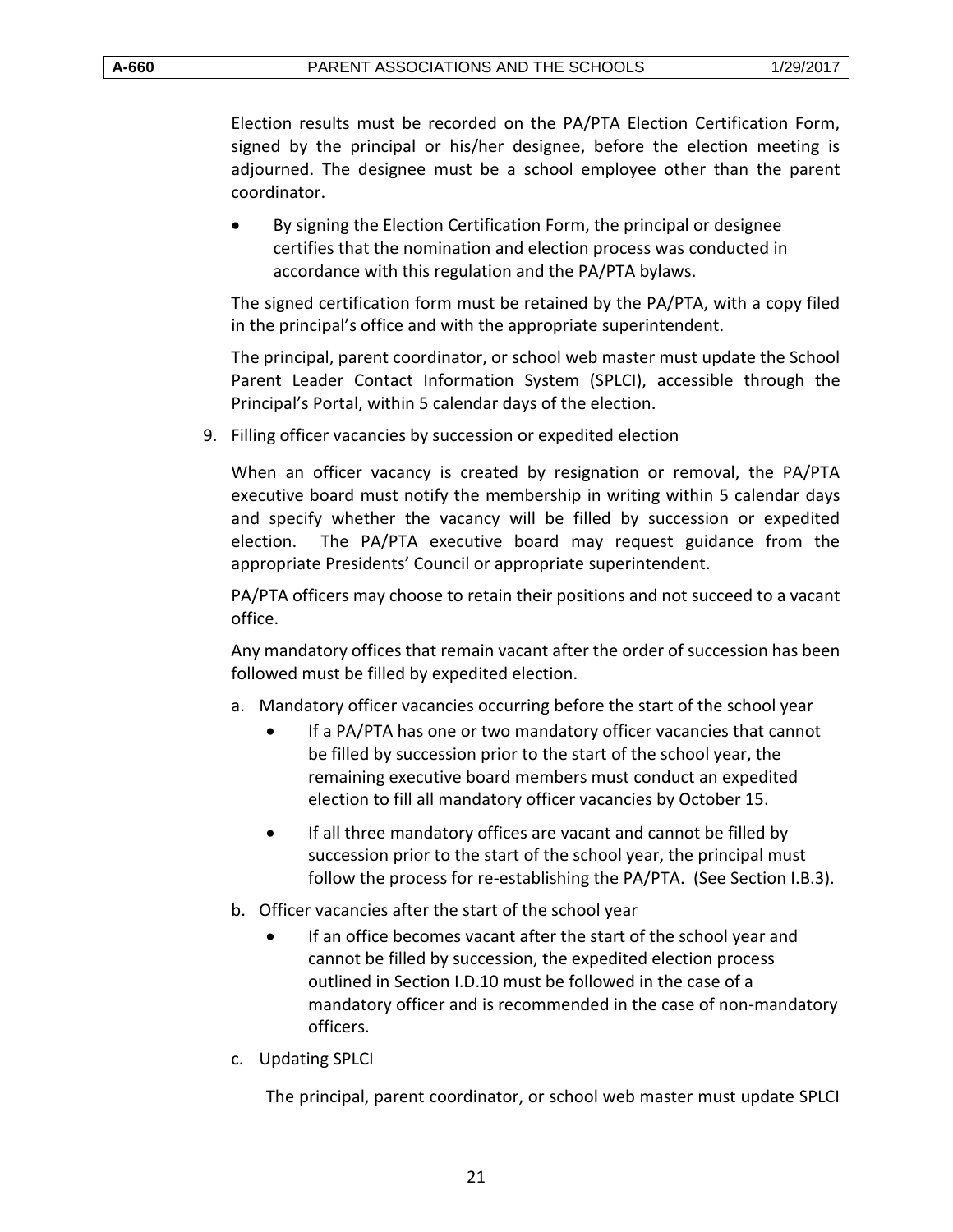Election results must be recorded on the PA/PTA Election Certification Form, signed by the principal or his/her designee, before the election meeting is adjourned. The designee must be a school employee other than the parent coordinator.

- By signing the Election Certification Form, the principal or designee certifies that the nomination and election process was conducted in accordance with this regulation and the PA/PTA bylaws.

The signed certification form must be retained by the PA/PTA, with a copy filed in the principal's office and with the appropriate superintendent.

The principal, parent coordinator, or school web master must update the School Parent Leader Contact Information System (SPLCI), accessible through the Principal's Portal, within 5 calendar days of the election.

9. Filling officer vacancies by succession or expedited election

   When an officer vacancy is created by resignation or removal, the PA/PTA executive board must notify the membership in writing within 5 calendar days and specify whether the vacancy will be filled by succession or expedited election. The PA/PTA executive board may request guidance from the appropriate Presidents' Council or appropriate superintendent.

   PA/PTA officers may choose to retain their positions and not succeed to a vacant office.

   Any mandatory offices that remain vacant after the order of succession has been followed must be filled by expedited election.

   a. Mandatory officer vacancies occurring before the start of the school year

      - If a PA/PTA has one or two mandatory officer vacancies that cannot be filled by succession prior to the start of the school year, the remaining executive board members must conduct an expedited election to fill all mandatory officer vacancies by October 15.

      - If all three mandatory offices are vacant and cannot be filled by succession prior to the start of the school year, the principal must follow the process for re-establishing the PA/PTA. (See Section I.B.3).

   b. Officer vacancies after the start of the school year

      - If an office becomes vacant after the start of the school year and cannot be filled by succession, the expedited election process outlined in Section I.D.10 must be followed in the case of a mandatory officer and is recommended in the case of non-mandatory officers.

   c. Updating SPLCI

      The principal, parent coordinator, or school web master must update SPLCI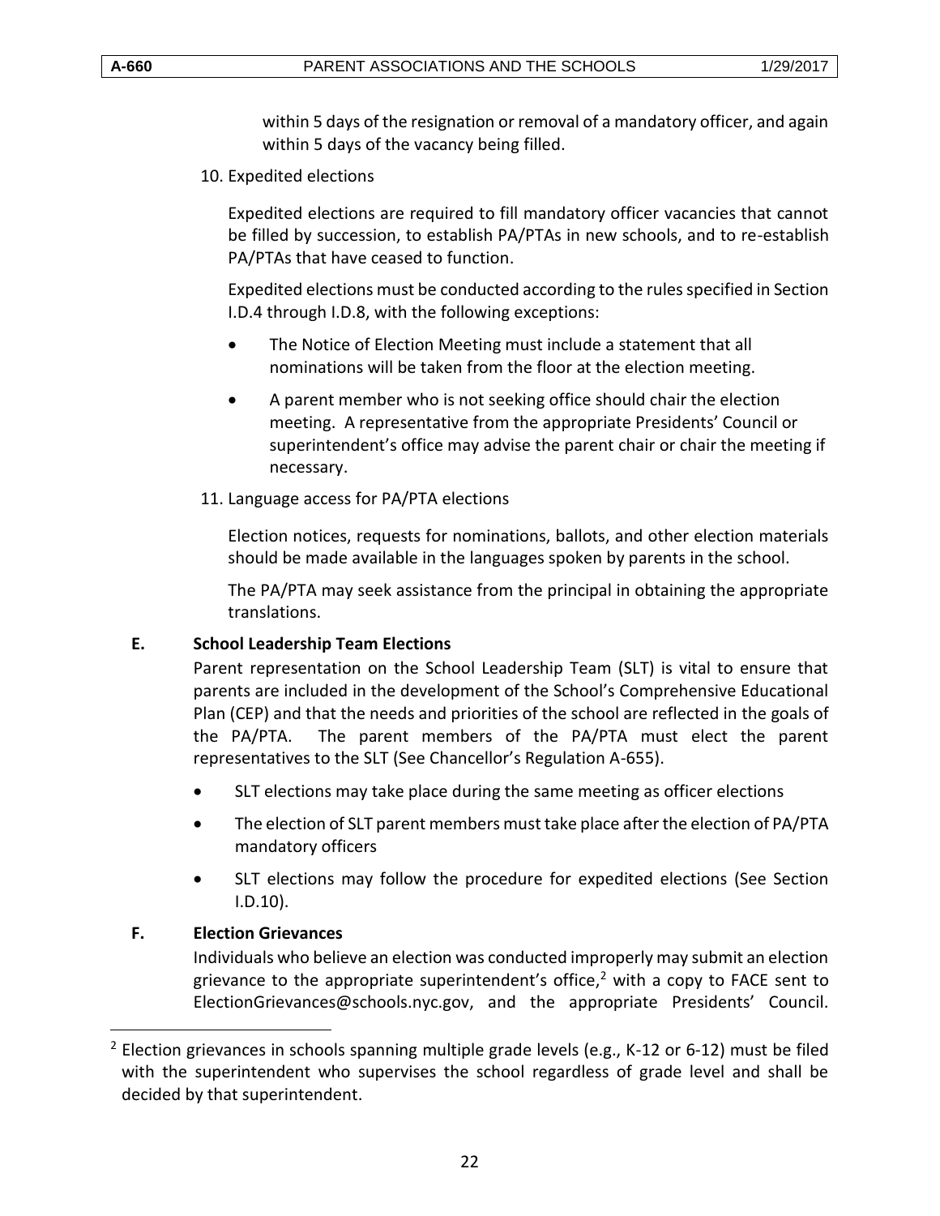within 5 days of the resignation or removal of a mandatory officer, and again within 5 days of the vacancy being filled.

10. Expedited elections

    Expedited elections are required to fill mandatory officer vacancies that cannot be filled by succession, to establish PA/PTAs in new schools, and to re-establish PA/PTAs that have ceased to function.

    Expedited elections must be conducted according to the rules specified in Section I.D.4 through I.D.8, with the following exceptions:

    - The Notice of Election Meeting must include a statement that all nominations will be taken from the floor at the election meeting.
    - A parent member who is not seeking office should chair the election meeting. A representative from the appropriate Presidents' Council or superintendent's office may advise the parent chair or chair the meeting if necessary.

11. Language access for PA/PTA elections

    Election notices, requests for nominations, ballots, and other election materials should be made available in the languages spoken by parents in the school.

    The PA/PTA may seek assistance from the principal in obtaining the appropriate translations.

**E. School Leadership Team Elections**

Parent representation on the School Leadership Team (SLT) is vital to ensure that parents are included in the development of the School's Comprehensive Educational Plan (CEP) and that the needs and priorities of the school are reflected in the goals of the PA/PTA. The parent members of the PA/PTA must elect the parent representatives to the SLT (See Chancellor's Regulation A-655).

- SLT elections may take place during the same meeting as officer elections
- The election of SLT parent members must take place after the election of PA/PTA mandatory officers
- SLT elections may follow the procedure for expedited elections (See Section I.D.10).

**F. Election Grievances**

Individuals who believe an election was conducted improperly may submit an election grievance to the appropriate superintendent's office,[2] with a copy to FACE sent to ElectionGrievances@schools.nyc.gov, and the appropriate Presidents' Council.

[2] Election grievances in schools spanning multiple grade levels (e.g., K-12 or 6-12) must be filed with the superintendent who supervises the school regardless of grade level and shall be decided by that superintendent.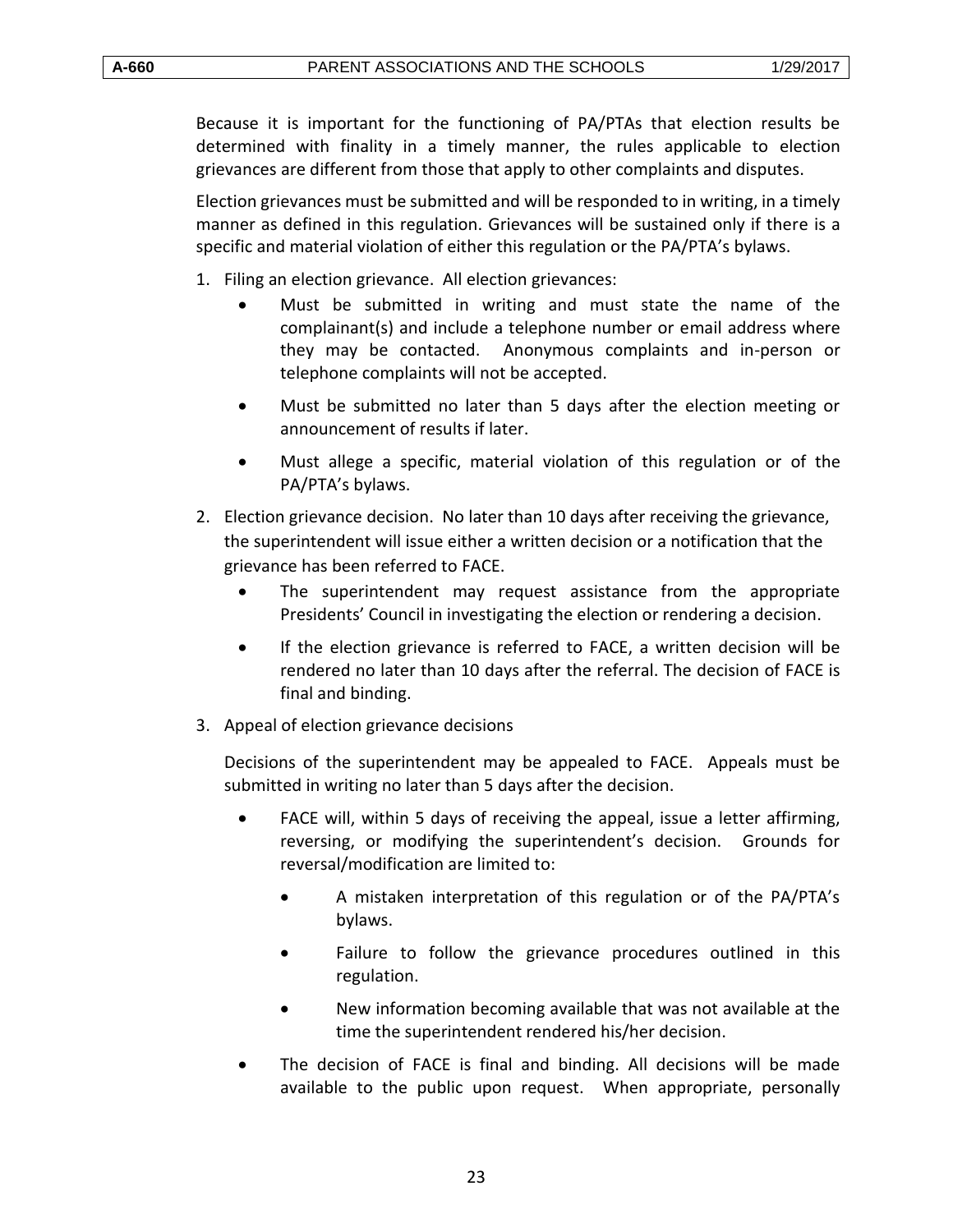Because it is important for the functioning of PA/PTAs that election results be determined with finality in a timely manner, the rules applicable to election grievances are different from those that apply to other complaints and disputes.

Election grievances must be submitted and will be responded to in writing, in a timely manner as defined in this regulation. Grievances will be sustained only if there is a specific and material violation of either this regulation or the PA/PTA's bylaws.

1. Filing an election grievance. All election grievances:
   - Must be submitted in writing and must state the name of the complainant(s) and include a telephone number or email address where they may be contacted. Anonymous complaints and in-person or telephone complaints will not be accepted.
   - Must be submitted no later than 5 days after the election meeting or announcement of results if later.
   - Must allege a specific, material violation of this regulation or of the PA/PTA's bylaws.
2. Election grievance decision. No later than 10 days after receiving the grievance, the superintendent will issue either a written decision or a notification that the grievance has been referred to FACE.
   - The superintendent may request assistance from the appropriate Presidents' Council in investigating the election or rendering a decision.
   - If the election grievance is referred to FACE, a written decision will be rendered no later than 10 days after the referral. The decision of FACE is final and binding.
3. Appeal of election grievance decisions

   Decisions of the superintendent may be appealed to FACE. Appeals must be submitted in writing no later than 5 days after the decision.

   - FACE will, within 5 days of receiving the appeal, issue a letter affirming, reversing, or modifying the superintendent's decision. Grounds for reversal/modification are limited to:
     - A mistaken interpretation of this regulation or of the PA/PTA's bylaws.
     - Failure to follow the grievance procedures outlined in this regulation.
     - New information becoming available that was not available at the time the superintendent rendered his/her decision.
   - The decision of FACE is final and binding. All decisions will be made available to the public upon request. When appropriate, personally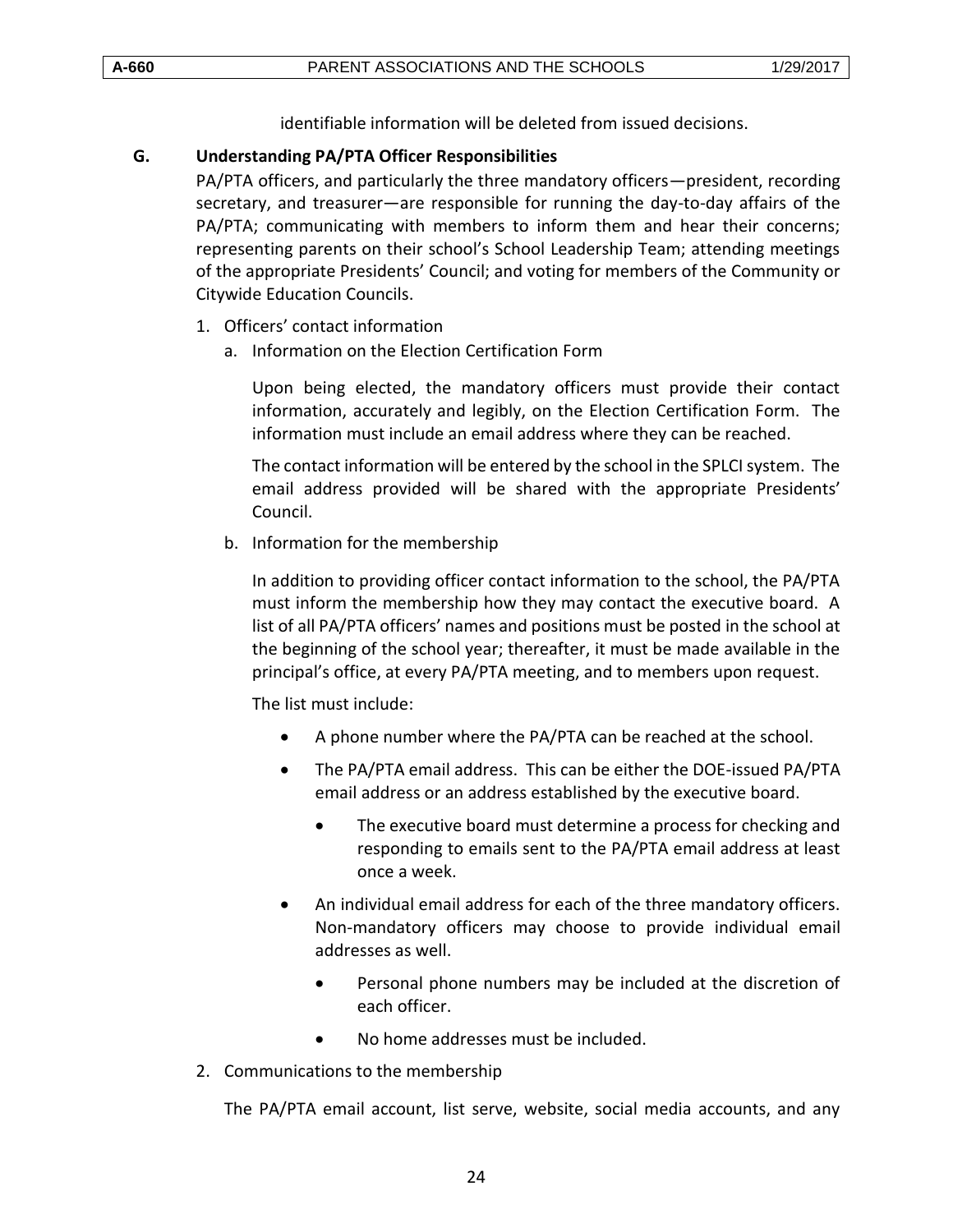identifiable information will be deleted from issued decisions.

### G. Understanding PA/PTA Officer Responsibilities

PA/PTA officers, and particularly the three mandatory officers—president, recording secretary, and treasurer—are responsible for running the day-to-day affairs of the PA/PTA; communicating with members to inform them and hear their concerns; representing parents on their school's School Leadership Team; attending meetings of the appropriate Presidents' Council; and voting for members of the Community or Citywide Education Councils.

1. Officers' contact information
   a. Information on the Election Certification Form

      Upon being elected, the mandatory officers must provide their contact information, accurately and legibly, on the Election Certification Form. The information must include an email address where they can be reached.

      The contact information will be entered by the school in the SPLCI system. The email address provided will be shared with the appropriate Presidents' Council.

   b. Information for the membership

      In addition to providing officer contact information to the school, the PA/PTA must inform the membership how they may contact the executive board. A list of all PA/PTA officers' names and positions must be posted in the school at the beginning of the school year; thereafter, it must be made available in the principal's office, at every PA/PTA meeting, and to members upon request.

      The list must include:

      - A phone number where the PA/PTA can be reached at the school.
      - The PA/PTA email address. This can be either the DOE-issued PA/PTA email address or an address established by the executive board.
        - The executive board must determine a process for checking and responding to emails sent to the PA/PTA email address at least once a week.
      - An individual email address for each of the three mandatory officers. Non-mandatory officers may choose to provide individual email addresses as well.
        - Personal phone numbers may be included at the discretion of each officer.
        - No home addresses must be included.

2. Communications to the membership

   The PA/PTA email account, list serve, website, social media accounts, and any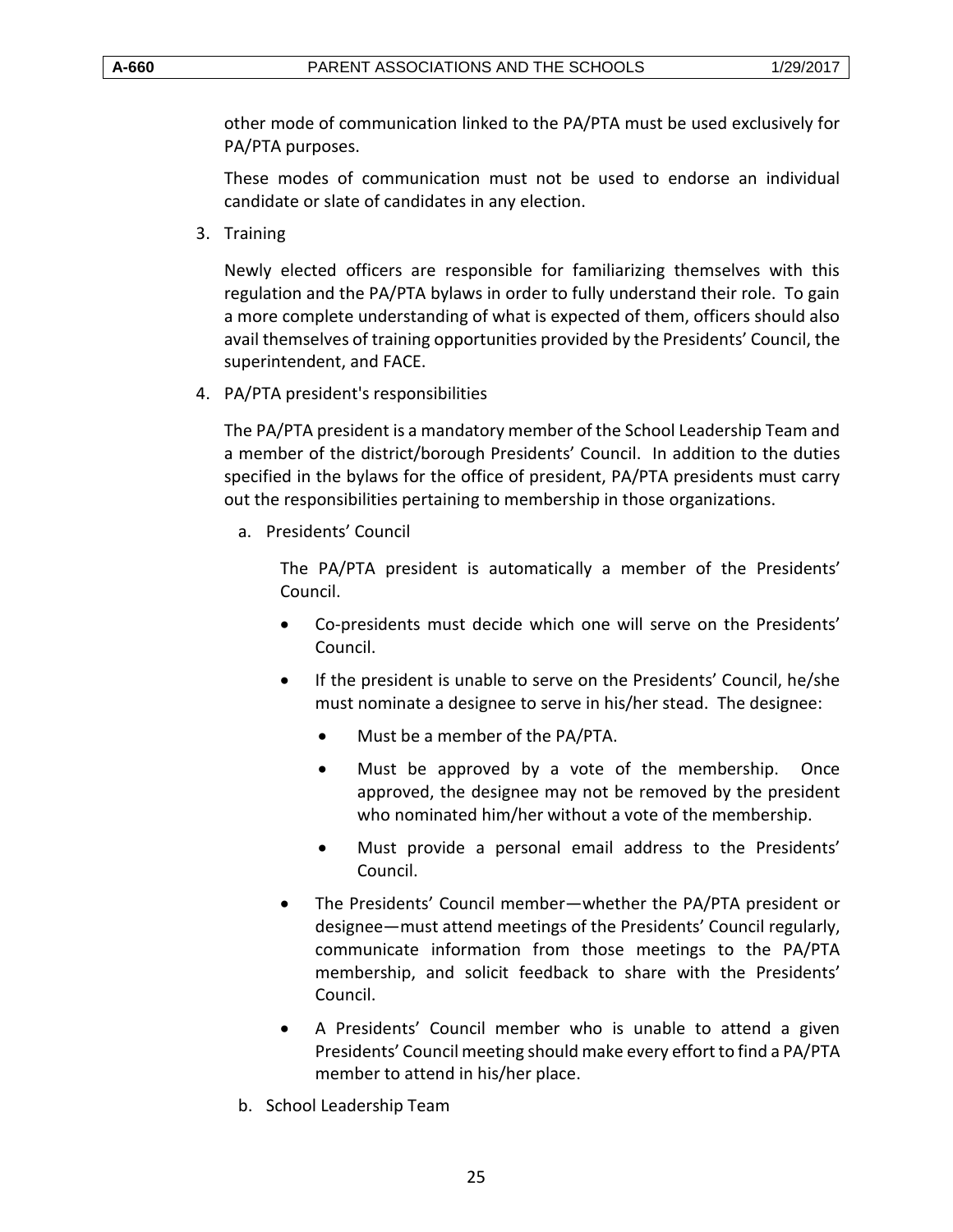other mode of communication linked to the PA/PTA must be used exclusively for PA/PTA purposes.

These modes of communication must not be used to endorse an individual candidate or slate of candidates in any election.

3. Training

   Newly elected officers are responsible for familiarizing themselves with this regulation and the PA/PTA bylaws in order to fully understand their role. To gain a more complete understanding of what is expected of them, officers should also avail themselves of training opportunities provided by the Presidents' Council, the superintendent, and FACE.

4. PA/PTA president's responsibilities

   The PA/PTA president is a mandatory member of the School Leadership Team and a member of the district/borough Presidents' Council. In addition to the duties specified in the bylaws for the office of president, PA/PTA presidents must carry out the responsibilities pertaining to membership in those organizations.

   a. Presidents' Council

      The PA/PTA president is automatically a member of the Presidents' Council.

      - Co-presidents must decide which one will serve on the Presidents' Council.
      - If the president is unable to serve on the Presidents' Council, he/she must nominate a designee to serve in his/her stead. The designee:
        - Must be a member of the PA/PTA.
        - Must be approved by a vote of the membership. Once approved, the designee may not be removed by the president who nominated him/her without a vote of the membership.
        - Must provide a personal email address to the Presidents' Council.
      - The Presidents' Council member—whether the PA/PTA president or designee—must attend meetings of the Presidents' Council regularly, communicate information from those meetings to the PA/PTA membership, and solicit feedback to share with the Presidents' Council.
      - A Presidents' Council member who is unable to attend a given Presidents' Council meeting should make every effort to find a PA/PTA member to attend in his/her place.

   b. School Leadership Team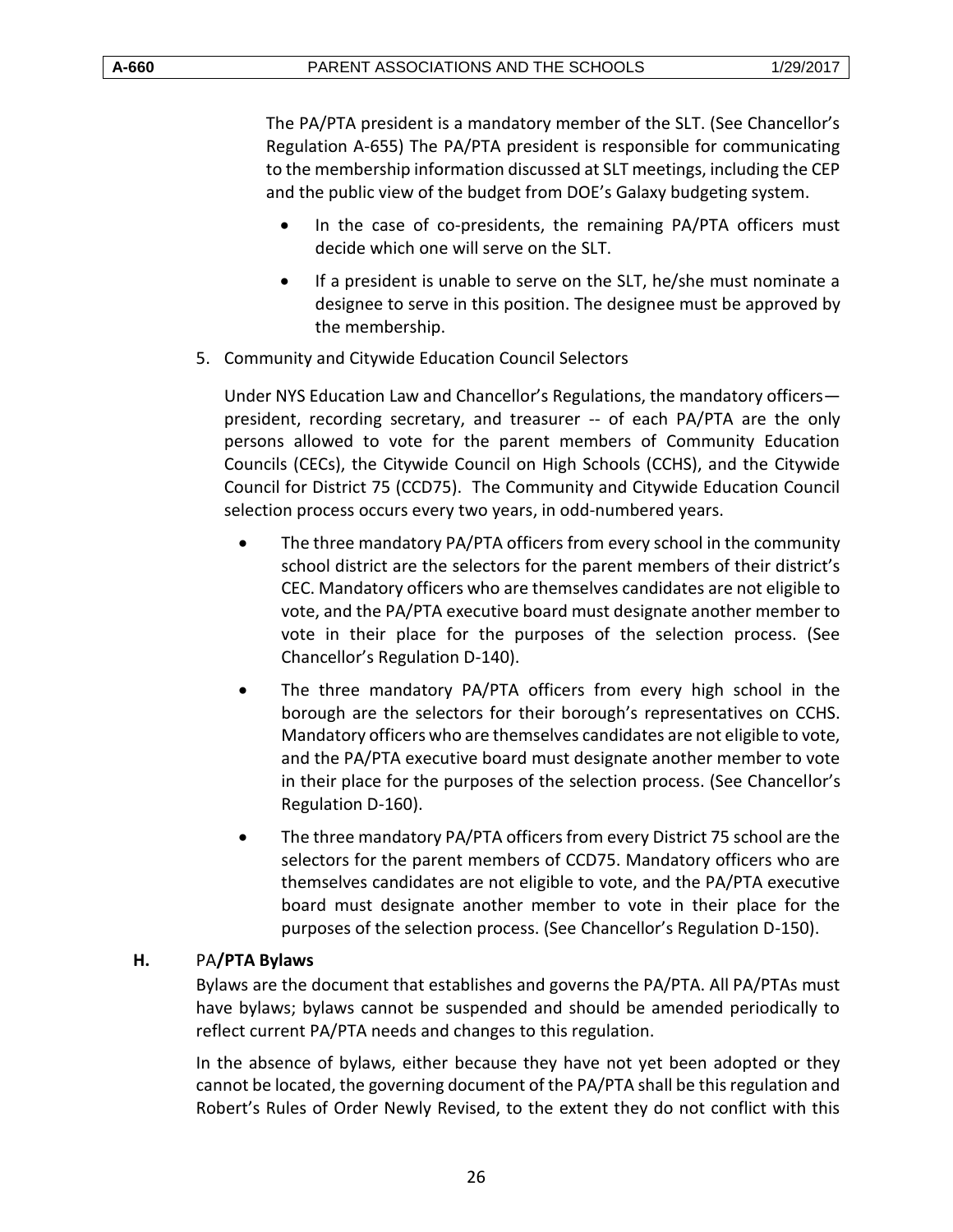The PA/PTA president is a mandatory member of the SLT. (See Chancellor's Regulation A-655) The PA/PTA president is responsible for communicating to the membership information discussed at SLT meetings, including the CEP and the public view of the budget from DOE's Galaxy budgeting system.

- In the case of co-presidents, the remaining PA/PTA officers must decide which one will serve on the SLT.
- If a president is unable to serve on the SLT, he/she must nominate a designee to serve in this position. The designee must be approved by the membership.

5. Community and Citywide Education Council Selectors

   Under NYS Education Law and Chancellor's Regulations, the mandatory officers—president, recording secretary, and treasurer -- of each PA/PTA are the only persons allowed to vote for the parent members of Community Education Councils (CECs), the Citywide Council on High Schools (CCHS), and the Citywide Council for District 75 (CCD75). The Community and Citywide Education Council selection process occurs every two years, in odd-numbered years.

   - The three mandatory PA/PTA officers from every school in the community school district are the selectors for the parent members of their district's CEC. Mandatory officers who are themselves candidates are not eligible to vote, and the PA/PTA executive board must designate another member to vote in their place for the purposes of the selection process. (See Chancellor's Regulation D-140).
   - The three mandatory PA/PTA officers from every high school in the borough are the selectors for their borough's representatives on CCHS. Mandatory officers who are themselves candidates are not eligible to vote, and the PA/PTA executive board must designate another member to vote in their place for the purposes of the selection process. (See Chancellor's Regulation D-160).
   - The three mandatory PA/PTA officers from every District 75 school are the selectors for the parent members of CCD75. Mandatory officers who are themselves candidates are not eligible to vote, and the PA/PTA executive board must designate another member to vote in their place for the purposes of the selection process. (See Chancellor's Regulation D-150).

**H.** PA**/PTA Bylaws**

Bylaws are the document that establishes and governs the PA/PTA. All PA/PTAs must have bylaws; bylaws cannot be suspended and should be amended periodically to reflect current PA/PTA needs and changes to this regulation.

In the absence of bylaws, either because they have not yet been adopted or they cannot be located, the governing document of the PA/PTA shall be this regulation and Robert's Rules of Order Newly Revised, to the extent they do not conflict with this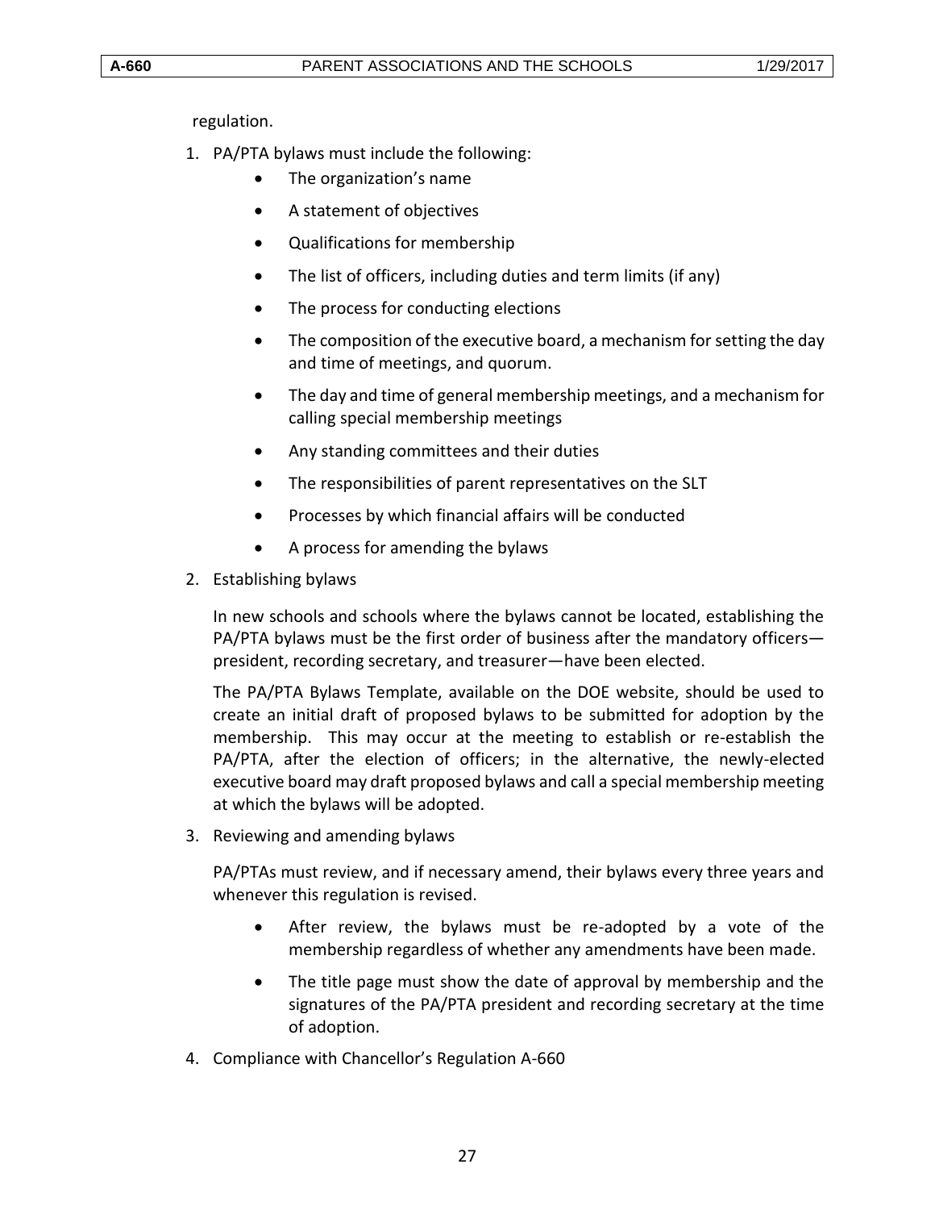regulation.

1. PA/PTA bylaws must include the following:
    - The organization's name
    - A statement of objectives
    - Qualifications for membership
    - The list of officers, including duties and term limits (if any)
    - The process for conducting elections
    - The composition of the executive board, a mechanism for setting the day and time of meetings, and quorum.
    - The day and time of general membership meetings, and a mechanism for calling special membership meetings
    - Any standing committees and their duties
    - The responsibilities of parent representatives on the SLT
    - Processes by which financial affairs will be conducted
    - A process for amending the bylaws

2. Establishing bylaws

    In new schools and schools where the bylaws cannot be located, establishing the PA/PTA bylaws must be the first order of business after the mandatory officers—president, recording secretary, and treasurer—have been elected.

    The PA/PTA Bylaws Template, available on the DOE website, should be used to create an initial draft of proposed bylaws to be submitted for adoption by the membership. This may occur at the meeting to establish or re-establish the PA/PTA, after the election of officers; in the alternative, the newly-elected executive board may draft proposed bylaws and call a special membership meeting at which the bylaws will be adopted.

3. Reviewing and amending bylaws

    PA/PTAs must review, and if necessary amend, their bylaws every three years and whenever this regulation is revised.

    - After review, the bylaws must be re-adopted by a vote of the membership regardless of whether any amendments have been made.
    - The title page must show the date of approval by membership and the signatures of the PA/PTA president and recording secretary at the time of adoption.

4. Compliance with Chancellor's Regulation A-660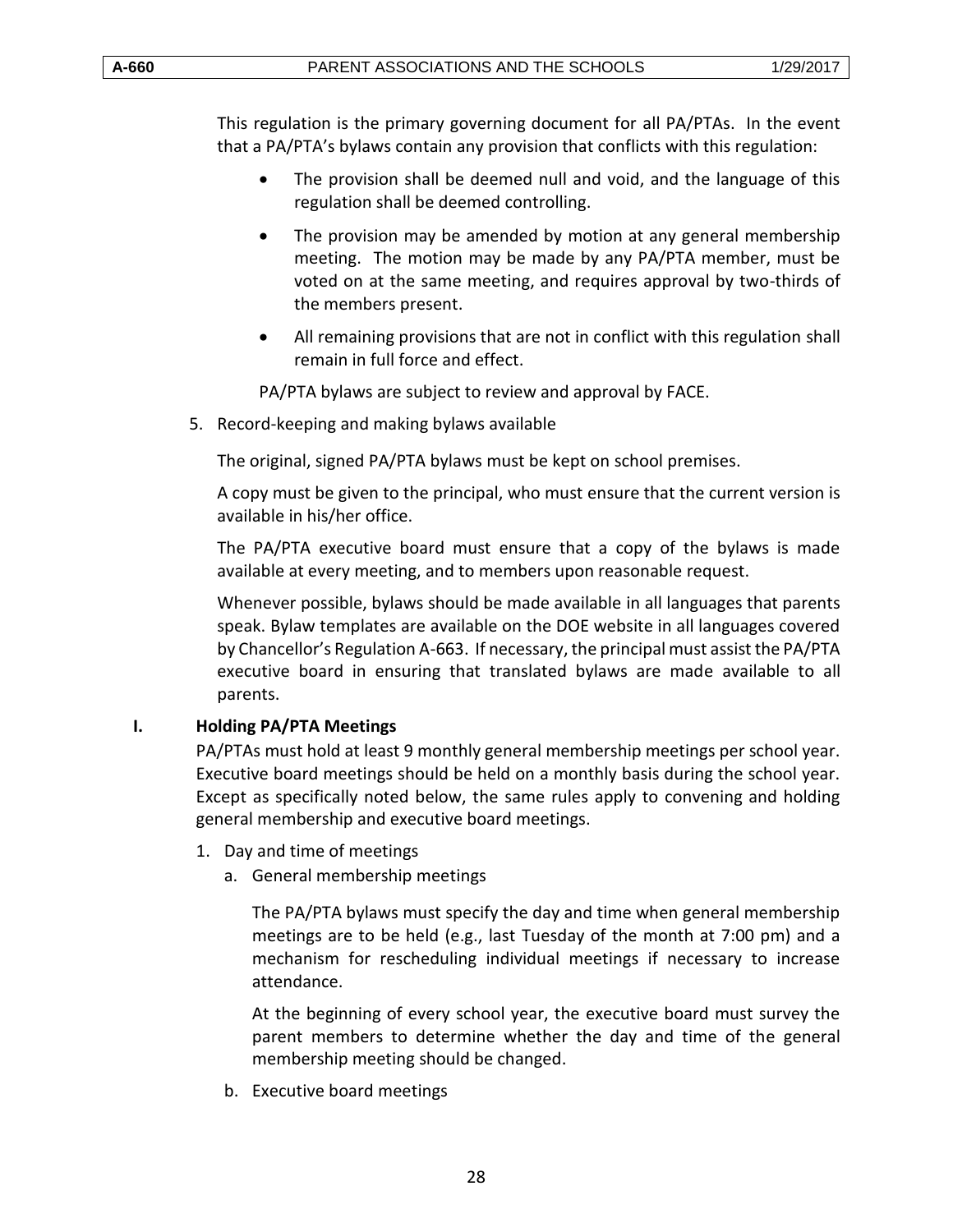This regulation is the primary governing document for all PA/PTAs. In the event that a PA/PTA's bylaws contain any provision that conflicts with this regulation:

- The provision shall be deemed null and void, and the language of this regulation shall be deemed controlling.
- The provision may be amended by motion at any general membership meeting. The motion may be made by any PA/PTA member, must be voted on at the same meeting, and requires approval by two-thirds of the members present.
- All remaining provisions that are not in conflict with this regulation shall remain in full force and effect.

PA/PTA bylaws are subject to review and approval by FACE.

5. Record-keeping and making bylaws available

The original, signed PA/PTA bylaws must be kept on school premises.

A copy must be given to the principal, who must ensure that the current version is available in his/her office.

The PA/PTA executive board must ensure that a copy of the bylaws is made available at every meeting, and to members upon reasonable request.

Whenever possible, bylaws should be made available in all languages that parents speak. Bylaw templates are available on the DOE website in all languages covered by Chancellor's Regulation A-663. If necessary, the principal must assist the PA/PTA executive board in ensuring that translated bylaws are made available to all parents.

## I. Holding PA/PTA Meetings

PA/PTAs must hold at least 9 monthly general membership meetings per school year. Executive board meetings should be held on a monthly basis during the school year. Except as specifically noted below, the same rules apply to convening and holding general membership and executive board meetings.

1. Day and time of meetings
   a. General membership meetings

   The PA/PTA bylaws must specify the day and time when general membership meetings are to be held (e.g., last Tuesday of the month at 7:00 pm) and a mechanism for rescheduling individual meetings if necessary to increase attendance.

   At the beginning of every school year, the executive board must survey the parent members to determine whether the day and time of the general membership meeting should be changed.

   b. Executive board meetings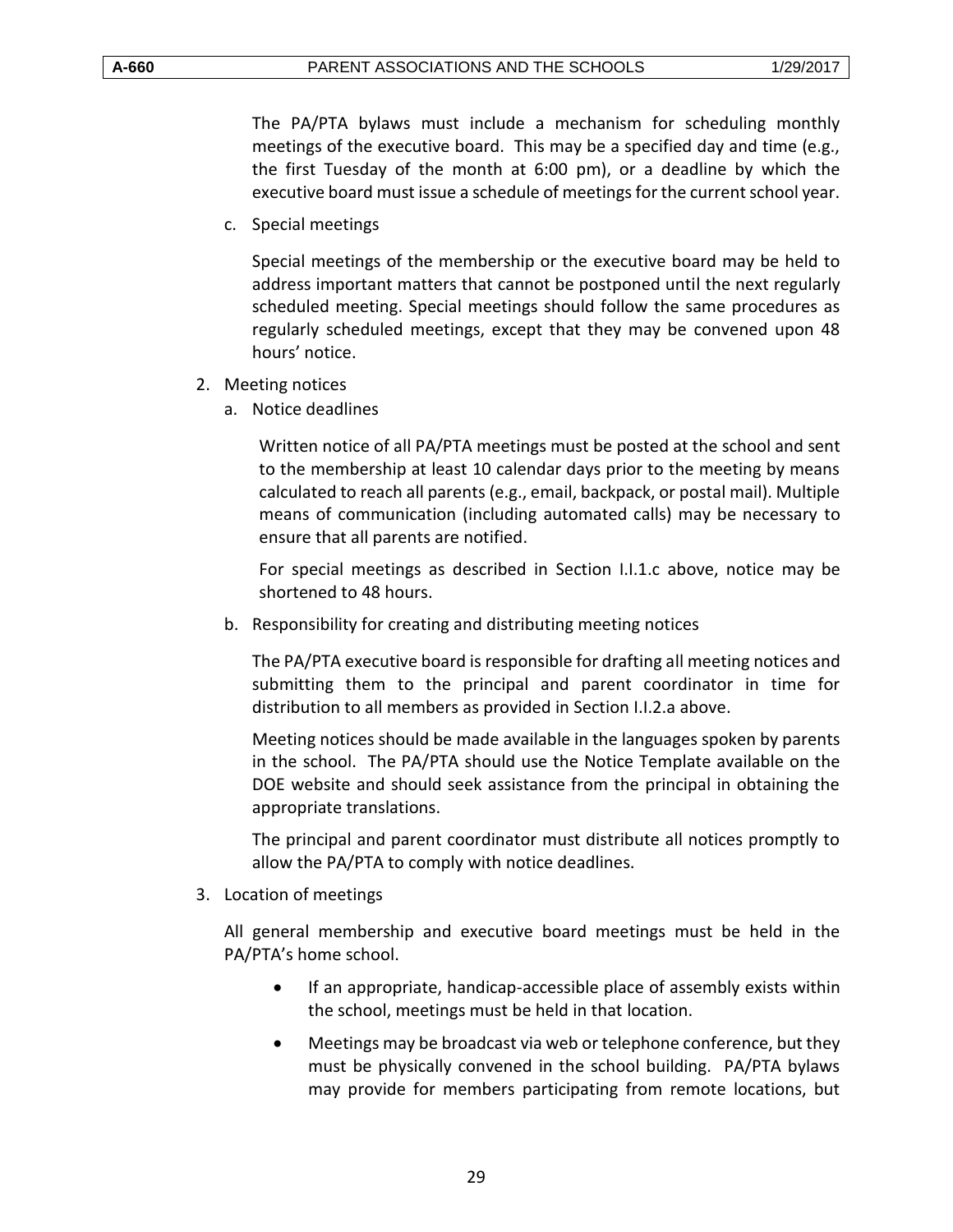The PA/PTA bylaws must include a mechanism for scheduling monthly meetings of the executive board. This may be a specified day and time (e.g., the first Tuesday of the month at 6:00 pm), or a deadline by which the executive board must issue a schedule of meetings for the current school year.

c. Special meetings

Special meetings of the membership or the executive board may be held to address important matters that cannot be postponed until the next regularly scheduled meeting. Special meetings should follow the same procedures as regularly scheduled meetings, except that they may be convened upon 48 hours' notice.

2. Meeting notices

a. Notice deadlines

Written notice of all PA/PTA meetings must be posted at the school and sent to the membership at least 10 calendar days prior to the meeting by means calculated to reach all parents (e.g., email, backpack, or postal mail). Multiple means of communication (including automated calls) may be necessary to ensure that all parents are notified.

For special meetings as described in Section I.I.1.c above, notice may be shortened to 48 hours.

b. Responsibility for creating and distributing meeting notices

The PA/PTA executive board is responsible for drafting all meeting notices and submitting them to the principal and parent coordinator in time for distribution to all members as provided in Section I.I.2.a above.

Meeting notices should be made available in the languages spoken by parents in the school. The PA/PTA should use the Notice Template available on the DOE website and should seek assistance from the principal in obtaining the appropriate translations.

The principal and parent coordinator must distribute all notices promptly to allow the PA/PTA to comply with notice deadlines.

3. Location of meetings

All general membership and executive board meetings must be held in the PA/PTA's home school.

- If an appropriate, handicap-accessible place of assembly exists within the school, meetings must be held in that location.
- Meetings may be broadcast via web or telephone conference, but they must be physically convened in the school building. PA/PTA bylaws may provide for members participating from remote locations, but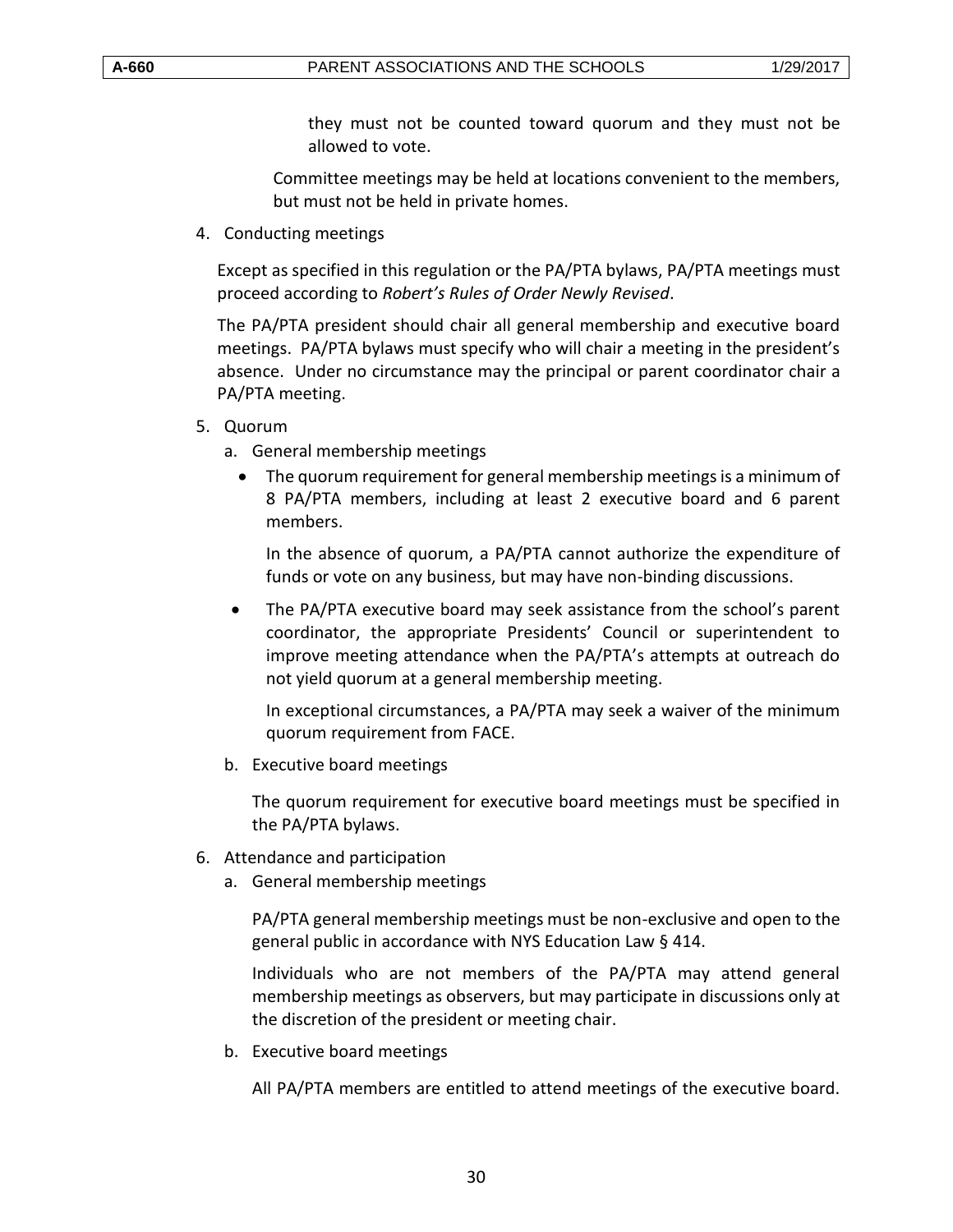they must not be counted toward quorum and they must not be allowed to vote.

Committee meetings may be held at locations convenient to the members, but must not be held in private homes.

4. Conducting meetings

   Except as specified in this regulation or the PA/PTA bylaws, PA/PTA meetings must proceed according to *Robert's Rules of Order Newly Revised*.

   The PA/PTA president should chair all general membership and executive board meetings. PA/PTA bylaws must specify who will chair a meeting in the president's absence. Under no circumstance may the principal or parent coordinator chair a PA/PTA meeting.

5. Quorum

   a. General membership meetings

      - The quorum requirement for general membership meetings is a minimum of 8 PA/PTA members, including at least 2 executive board and 6 parent members.

        In the absence of quorum, a PA/PTA cannot authorize the expenditure of funds or vote on any business, but may have non-binding discussions.

      - The PA/PTA executive board may seek assistance from the school's parent coordinator, the appropriate Presidents' Council or superintendent to improve meeting attendance when the PA/PTA's attempts at outreach do not yield quorum at a general membership meeting.

        In exceptional circumstances, a PA/PTA may seek a waiver of the minimum quorum requirement from FACE.

   b. Executive board meetings

      The quorum requirement for executive board meetings must be specified in the PA/PTA bylaws.

6. Attendance and participation

   a. General membership meetings

      PA/PTA general membership meetings must be non-exclusive and open to the general public in accordance with NYS Education Law § 414.

      Individuals who are not members of the PA/PTA may attend general membership meetings as observers, but may participate in discussions only at the discretion of the president or meeting chair.

   b. Executive board meetings

      All PA/PTA members are entitled to attend meetings of the executive board.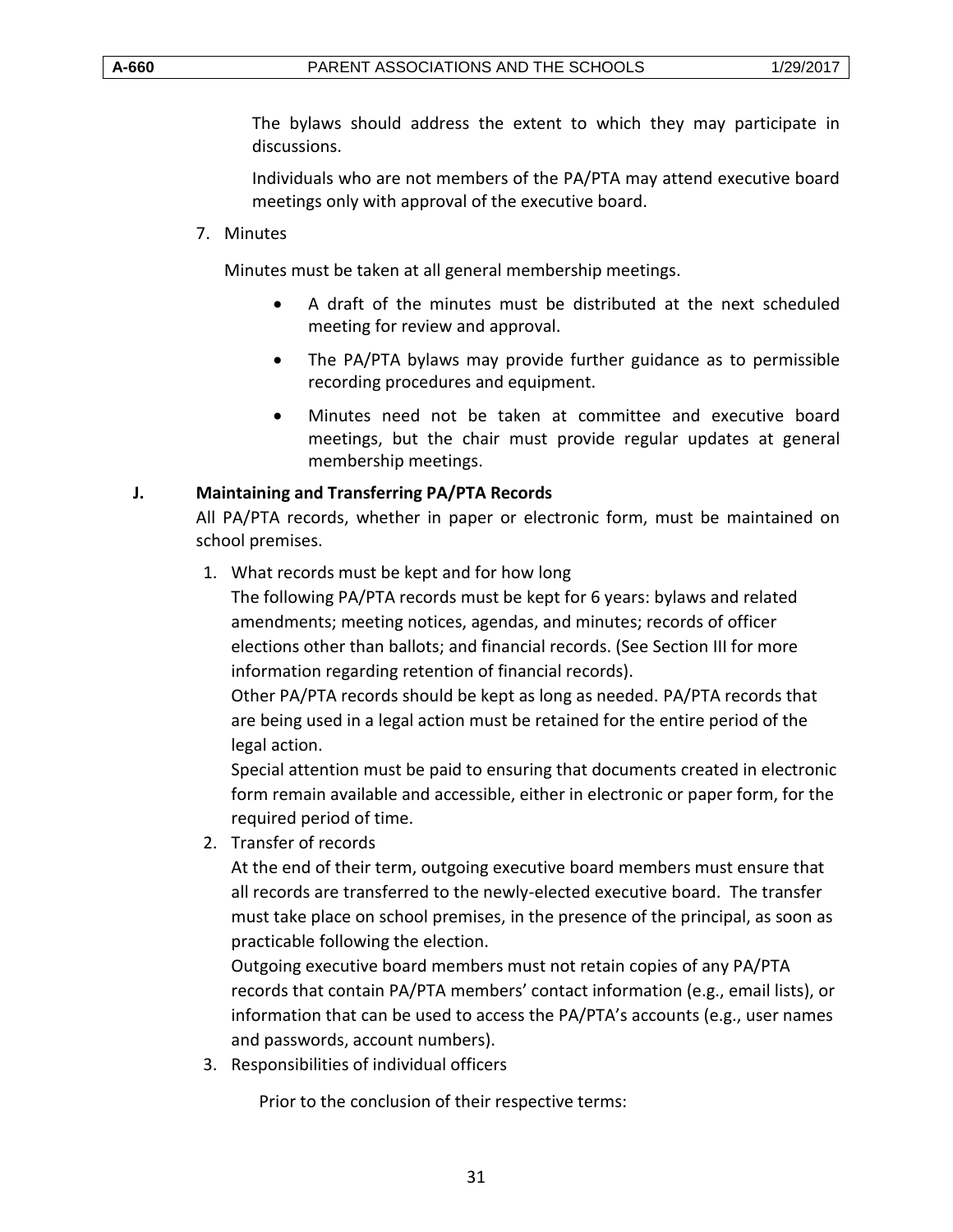The bylaws should address the extent to which they may participate in discussions.

Individuals who are not members of the PA/PTA may attend executive board meetings only with approval of the executive board.

7. Minutes

Minutes must be taken at all general membership meetings.

- A draft of the minutes must be distributed at the next scheduled meeting for review and approval.
- The PA/PTA bylaws may provide further guidance as to permissible recording procedures and equipment.
- Minutes need not be taken at committee and executive board meetings, but the chair must provide regular updates at general membership meetings.

**J. Maintaining and Transferring PA/PTA Records**

All PA/PTA records, whether in paper or electronic form, must be maintained on school premises.

1. What records must be kept and for how long

   The following PA/PTA records must be kept for 6 years: bylaws and related amendments; meeting notices, agendas, and minutes; records of officer elections other than ballots; and financial records. (See Section III for more information regarding retention of financial records).

   Other PA/PTA records should be kept as long as needed. PA/PTA records that are being used in a legal action must be retained for the entire period of the legal action.

   Special attention must be paid to ensuring that documents created in electronic form remain available and accessible, either in electronic or paper form, for the required period of time.

2. Transfer of records

   At the end of their term, outgoing executive board members must ensure that all records are transferred to the newly-elected executive board. The transfer must take place on school premises, in the presence of the principal, as soon as practicable following the election.

   Outgoing executive board members must not retain copies of any PA/PTA records that contain PA/PTA members' contact information (e.g., email lists), or information that can be used to access the PA/PTA's accounts (e.g., user names and passwords, account numbers).

3. Responsibilities of individual officers

   Prior to the conclusion of their respective terms: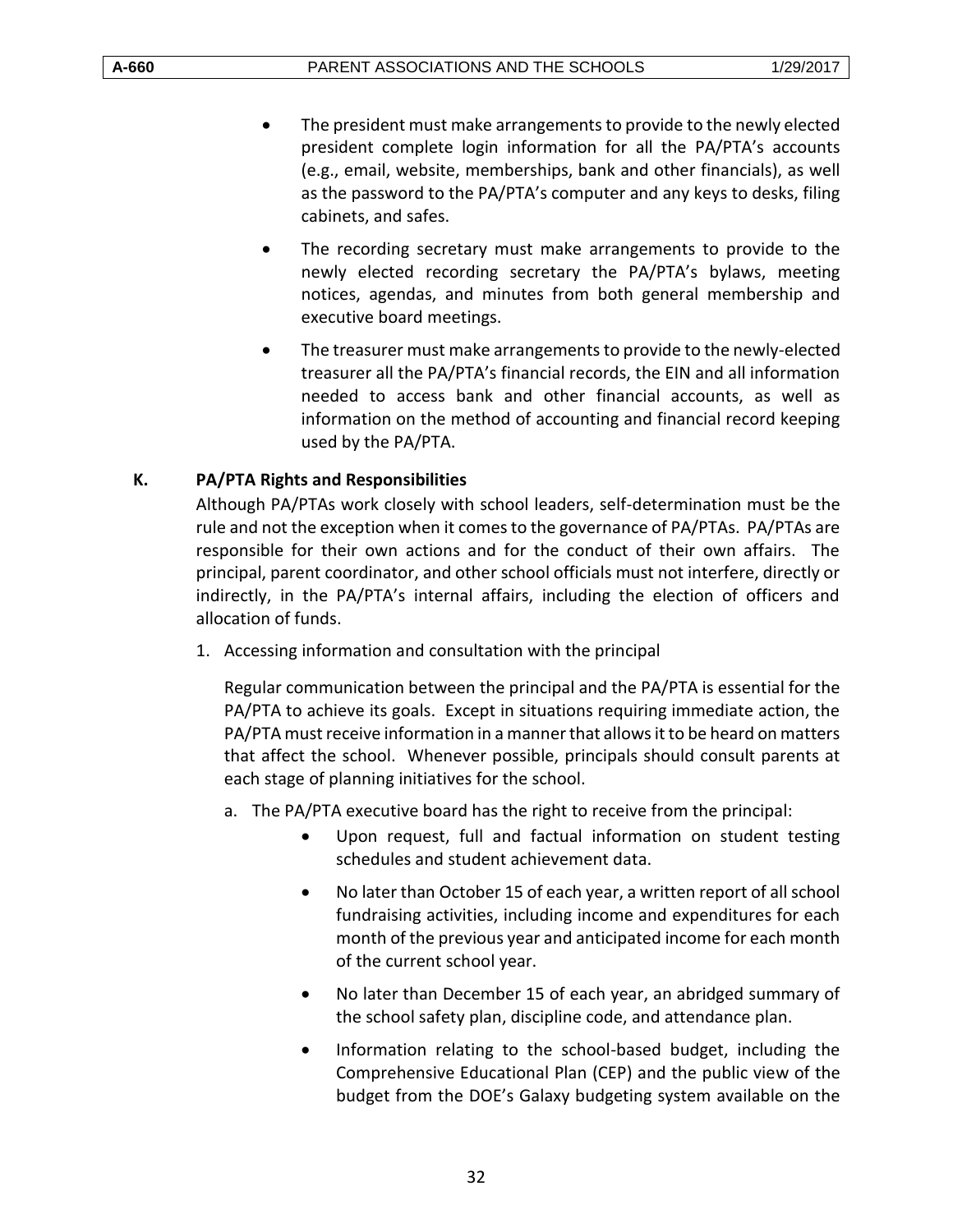- The president must make arrangements to provide to the newly elected president complete login information for all the PA/PTA's accounts (e.g., email, website, memberships, bank and other financials), as well as the password to the PA/PTA's computer and any keys to desks, filing cabinets, and safes.
- The recording secretary must make arrangements to provide to the newly elected recording secretary the PA/PTA's bylaws, meeting notices, agendas, and minutes from both general membership and executive board meetings.
- The treasurer must make arrangements to provide to the newly-elected treasurer all the PA/PTA's financial records, the EIN and all information needed to access bank and other financial accounts, as well as information on the method of accounting and financial record keeping used by the PA/PTA.

### K. PA/PTA Rights and Responsibilities

Although PA/PTAs work closely with school leaders, self-determination must be the rule and not the exception when it comes to the governance of PA/PTAs. PA/PTAs are responsible for their own actions and for the conduct of their own affairs. The principal, parent coordinator, and other school officials must not interfere, directly or indirectly, in the PA/PTA's internal affairs, including the election of officers and allocation of funds.

1. Accessing information and consultation with the principal

   Regular communication between the principal and the PA/PTA is essential for the PA/PTA to achieve its goals. Except in situations requiring immediate action, the PA/PTA must receive information in a manner that allows it to be heard on matters that affect the school. Whenever possible, principals should consult parents at each stage of planning initiatives for the school.

   a. The PA/PTA executive board has the right to receive from the principal:
      - Upon request, full and factual information on student testing schedules and student achievement data.
      - No later than October 15 of each year, a written report of all school fundraising activities, including income and expenditures for each month of the previous year and anticipated income for each month of the current school year.
      - No later than December 15 of each year, an abridged summary of the school safety plan, discipline code, and attendance plan.
      - Information relating to the school-based budget, including the Comprehensive Educational Plan (CEP) and the public view of the budget from the DOE's Galaxy budgeting system available on the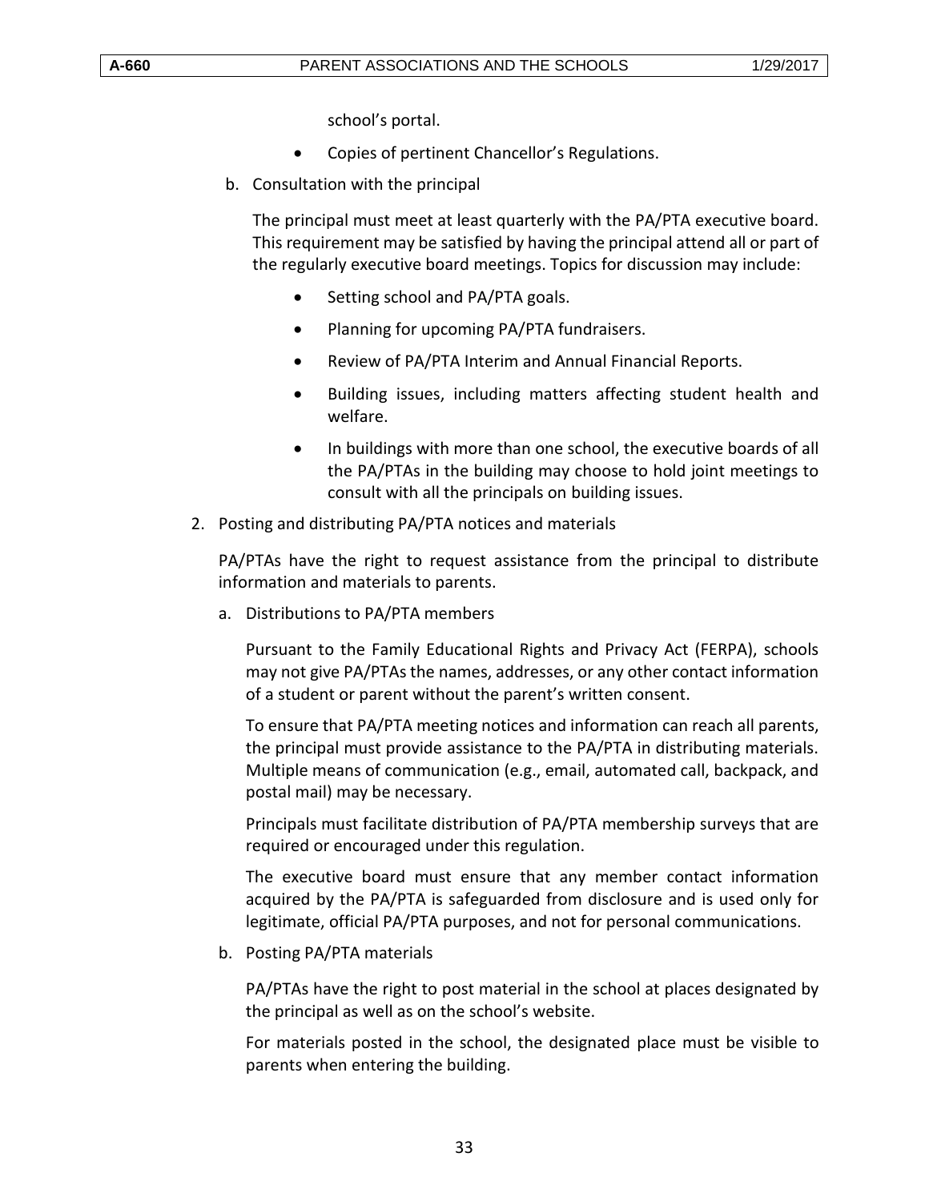school's portal.

- Copies of pertinent Chancellor's Regulations.

b. Consultation with the principal

The principal must meet at least quarterly with the PA/PTA executive board. This requirement may be satisfied by having the principal attend all or part of the regularly executive board meetings. Topics for discussion may include:

- Setting school and PA/PTA goals.
- Planning for upcoming PA/PTA fundraisers.
- Review of PA/PTA Interim and Annual Financial Reports.
- Building issues, including matters affecting student health and welfare.
- In buildings with more than one school, the executive boards of all the PA/PTAs in the building may choose to hold joint meetings to consult with all the principals on building issues.

2. Posting and distributing PA/PTA notices and materials

PA/PTAs have the right to request assistance from the principal to distribute information and materials to parents.

a. Distributions to PA/PTA members

Pursuant to the Family Educational Rights and Privacy Act (FERPA), schools may not give PA/PTAs the names, addresses, or any other contact information of a student or parent without the parent's written consent.

To ensure that PA/PTA meeting notices and information can reach all parents, the principal must provide assistance to the PA/PTA in distributing materials. Multiple means of communication (e.g., email, automated call, backpack, and postal mail) may be necessary.

Principals must facilitate distribution of PA/PTA membership surveys that are required or encouraged under this regulation.

The executive board must ensure that any member contact information acquired by the PA/PTA is safeguarded from disclosure and is used only for legitimate, official PA/PTA purposes, and not for personal communications.

b. Posting PA/PTA materials

PA/PTAs have the right to post material in the school at places designated by the principal as well as on the school's website.

For materials posted in the school, the designated place must be visible to parents when entering the building.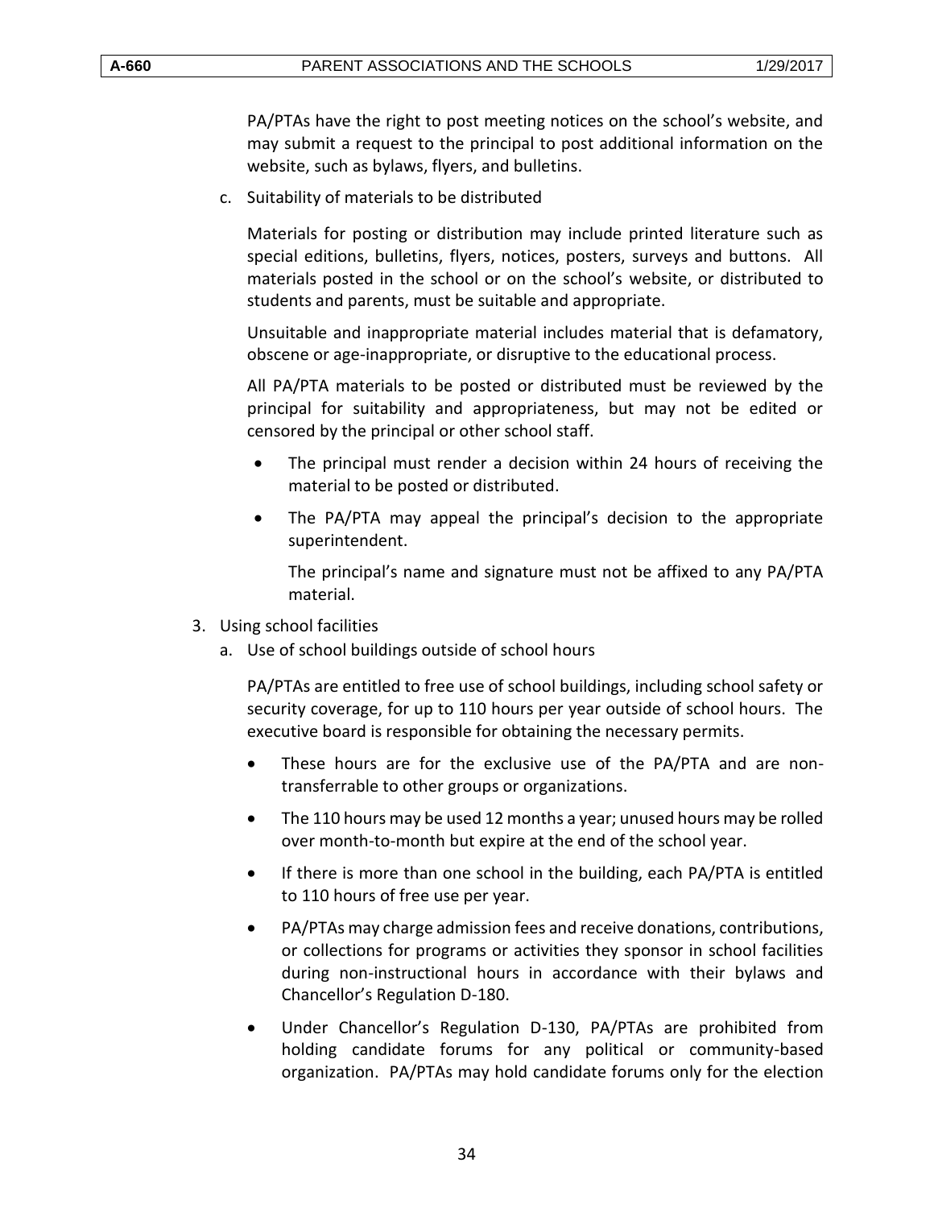PA/PTAs have the right to post meeting notices on the school's website, and may submit a request to the principal to post additional information on the website, such as bylaws, flyers, and bulletins.

c. Suitability of materials to be distributed

Materials for posting or distribution may include printed literature such as special editions, bulletins, flyers, notices, posters, surveys and buttons. All materials posted in the school or on the school's website, or distributed to students and parents, must be suitable and appropriate.

Unsuitable and inappropriate material includes material that is defamatory, obscene or age-inappropriate, or disruptive to the educational process.

All PA/PTA materials to be posted or distributed must be reviewed by the principal for suitability and appropriateness, but may not be edited or censored by the principal or other school staff.

- The principal must render a decision within 24 hours of receiving the material to be posted or distributed.
- The PA/PTA may appeal the principal's decision to the appropriate superintendent.

  The principal's name and signature must not be affixed to any PA/PTA material.

3. Using school facilities

a. Use of school buildings outside of school hours

PA/PTAs are entitled to free use of school buildings, including school safety or security coverage, for up to 110 hours per year outside of school hours. The executive board is responsible for obtaining the necessary permits.

- These hours are for the exclusive use of the PA/PTA and are non-transferrable to other groups or organizations.
- The 110 hours may be used 12 months a year; unused hours may be rolled over month-to-month but expire at the end of the school year.
- If there is more than one school in the building, each PA/PTA is entitled to 110 hours of free use per year.
- PA/PTAs may charge admission fees and receive donations, contributions, or collections for programs or activities they sponsor in school facilities during non-instructional hours in accordance with their bylaws and Chancellor's Regulation D-180.
- Under Chancellor's Regulation D-130, PA/PTAs are prohibited from holding candidate forums for any political or community-based organization. PA/PTAs may hold candidate forums only for the election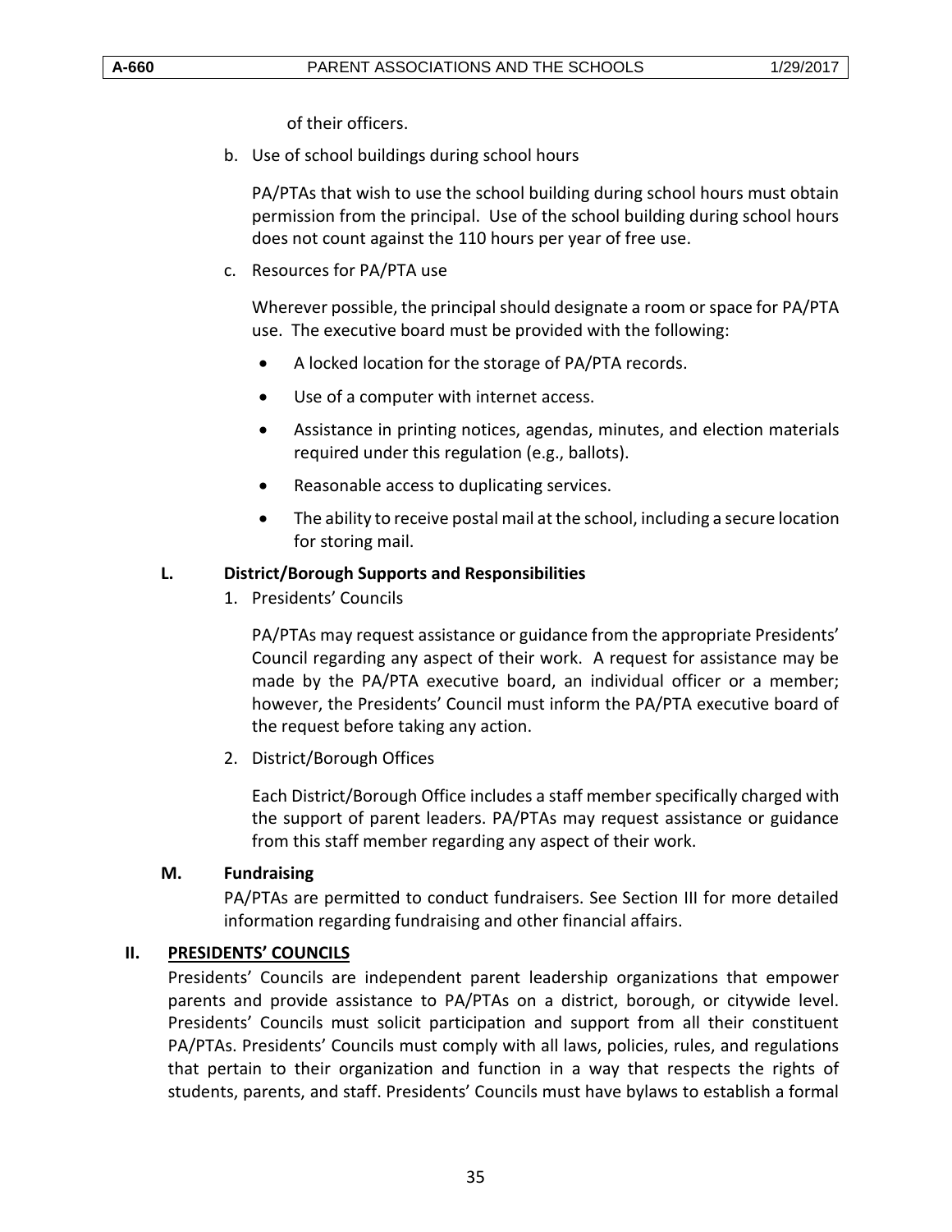of their officers.

b. Use of school buildings during school hours

   PA/PTAs that wish to use the school building during school hours must obtain permission from the principal. Use of the school building during school hours does not count against the 110 hours per year of free use.

c. Resources for PA/PTA use

   Wherever possible, the principal should designate a room or space for PA/PTA use. The executive board must be provided with the following:

   - A locked location for the storage of PA/PTA records.
   - Use of a computer with internet access.
   - Assistance in printing notices, agendas, minutes, and election materials required under this regulation (e.g., ballots).
   - Reasonable access to duplicating services.
   - The ability to receive postal mail at the school, including a secure location for storing mail.

### L. District/Borough Supports and Responsibilities

1. Presidents' Councils

   PA/PTAs may request assistance or guidance from the appropriate Presidents' Council regarding any aspect of their work. A request for assistance may be made by the PA/PTA executive board, an individual officer or a member; however, the Presidents' Council must inform the PA/PTA executive board of the request before taking any action.

2. District/Borough Offices

   Each District/Borough Office includes a staff member specifically charged with the support of parent leaders. PA/PTAs may request assistance or guidance from this staff member regarding any aspect of their work.

### M. Fundraising

PA/PTAs are permitted to conduct fundraisers. See Section III for more detailed information regarding fundraising and other financial affairs.

## II. PRESIDENTS' COUNCILS

Presidents' Councils are independent parent leadership organizations that empower parents and provide assistance to PA/PTAs on a district, borough, or citywide level. Presidents' Councils must solicit participation and support from all their constituent PA/PTAs. Presidents' Councils must comply with all laws, policies, rules, and regulations that pertain to their organization and function in a way that respects the rights of students, parents, and staff. Presidents' Councils must have bylaws to establish a formal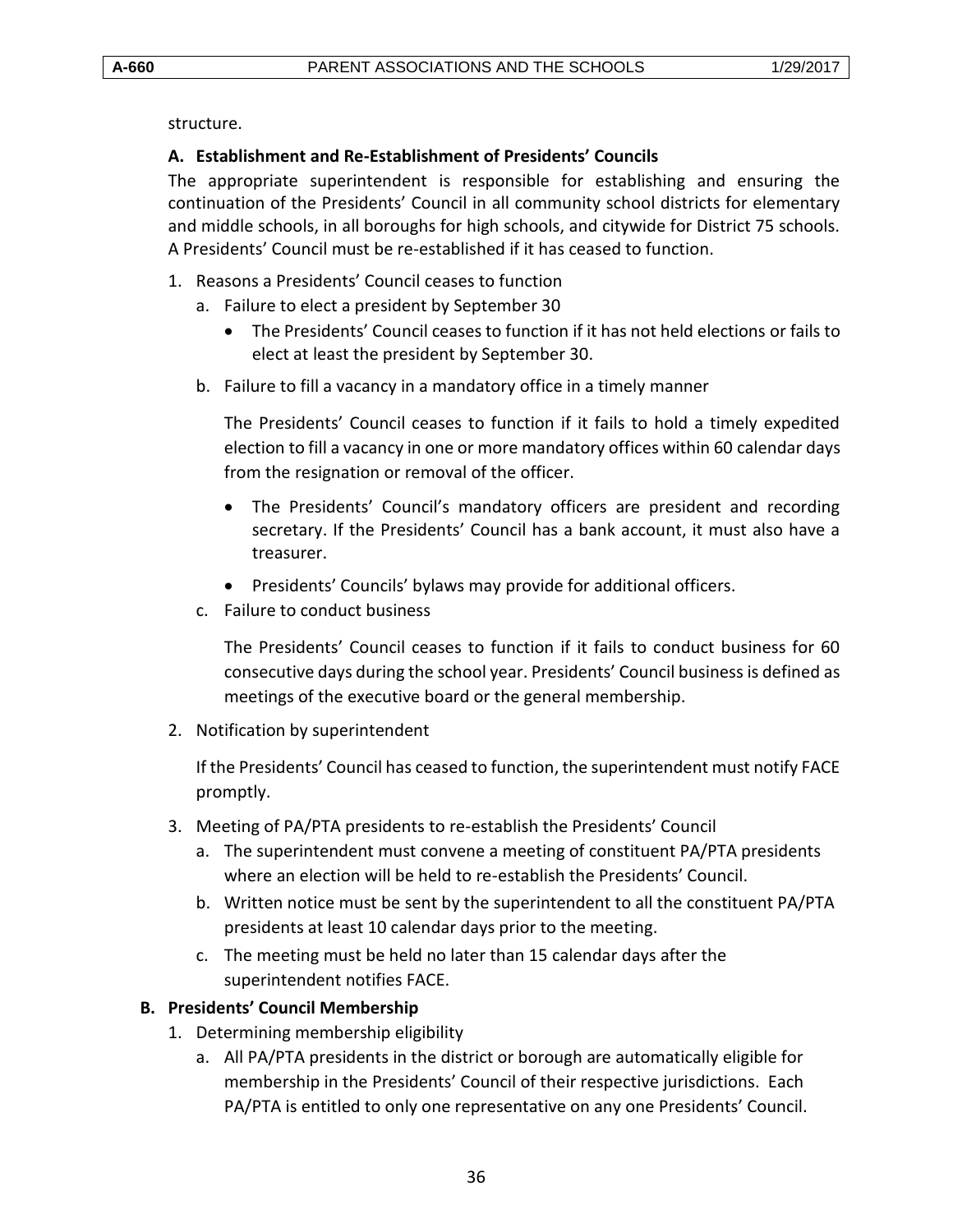structure.

### A. Establishment and Re-Establishment of Presidents' Councils

The appropriate superintendent is responsible for establishing and ensuring the continuation of the Presidents' Council in all community school districts for elementary and middle schools, in all boroughs for high schools, and citywide for District 75 schools. A Presidents' Council must be re-established if it has ceased to function.

1. Reasons a Presidents' Council ceases to function
   a. Failure to elect a president by September 30
      - The Presidents' Council ceases to function if it has not held elections or fails to elect at least the president by September 30.

   b. Failure to fill a vacancy in a mandatory office in a timely manner

      The Presidents' Council ceases to function if it fails to hold a timely expedited election to fill a vacancy in one or more mandatory offices within 60 calendar days from the resignation or removal of the officer.

      - The Presidents' Council's mandatory officers are president and recording secretary. If the Presidents' Council has a bank account, it must also have a treasurer.
      - Presidents' Councils' bylaws may provide for additional officers.

   c. Failure to conduct business

      The Presidents' Council ceases to function if it fails to conduct business for 60 consecutive days during the school year. Presidents' Council business is defined as meetings of the executive board or the general membership.

2. Notification by superintendent

   If the Presidents' Council has ceased to function, the superintendent must notify FACE promptly.

3. Meeting of PA/PTA presidents to re-establish the Presidents' Council
   a. The superintendent must convene a meeting of constituent PA/PTA presidents where an election will be held to re-establish the Presidents' Council.
   b. Written notice must be sent by the superintendent to all the constituent PA/PTA presidents at least 10 calendar days prior to the meeting.
   c. The meeting must be held no later than 15 calendar days after the superintendent notifies FACE.

### B. Presidents' Council Membership

1. Determining membership eligibility
   a. All PA/PTA presidents in the district or borough are automatically eligible for membership in the Presidents' Council of their respective jurisdictions. Each PA/PTA is entitled to only one representative on any one Presidents' Council.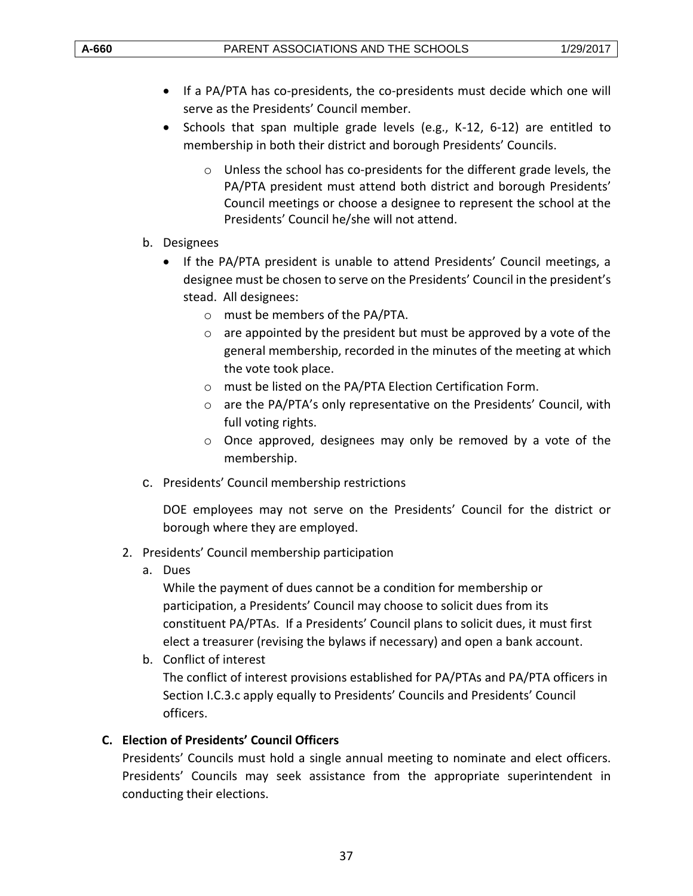- If a PA/PTA has co-presidents, the co-presidents must decide which one will serve as the Presidents' Council member.
- Schools that span multiple grade levels (e.g., K-12, 6-12) are entitled to membership in both their district and borough Presidents' Councils.
  - Unless the school has co-presidents for the different grade levels, the PA/PTA president must attend both district and borough Presidents' Council meetings or choose a designee to represent the school at the Presidents' Council he/she will not attend.

b. Designees

- If the PA/PTA president is unable to attend Presidents' Council meetings, a designee must be chosen to serve on the Presidents' Council in the president's stead. All designees:
  - must be members of the PA/PTA.
  - are appointed by the president but must be approved by a vote of the general membership, recorded in the minutes of the meeting at which the vote took place.
  - must be listed on the PA/PTA Election Certification Form.
  - are the PA/PTA's only representative on the Presidents' Council, with full voting rights.
  - Once approved, designees may only be removed by a vote of the membership.

c. Presidents' Council membership restrictions

DOE employees may not serve on the Presidents' Council for the district or borough where they are employed.

2. Presidents' Council membership participation

a. Dues

While the payment of dues cannot be a condition for membership or participation, a Presidents' Council may choose to solicit dues from its constituent PA/PTAs. If a Presidents' Council plans to solicit dues, it must first elect a treasurer (revising the bylaws if necessary) and open a bank account.

b. Conflict of interest

The conflict of interest provisions established for PA/PTAs and PA/PTA officers in Section I.C.3.c apply equally to Presidents' Councils and Presidents' Council officers.

**C. Election of Presidents' Council Officers**

Presidents' Councils must hold a single annual meeting to nominate and elect officers. Presidents' Councils may seek assistance from the appropriate superintendent in conducting their elections.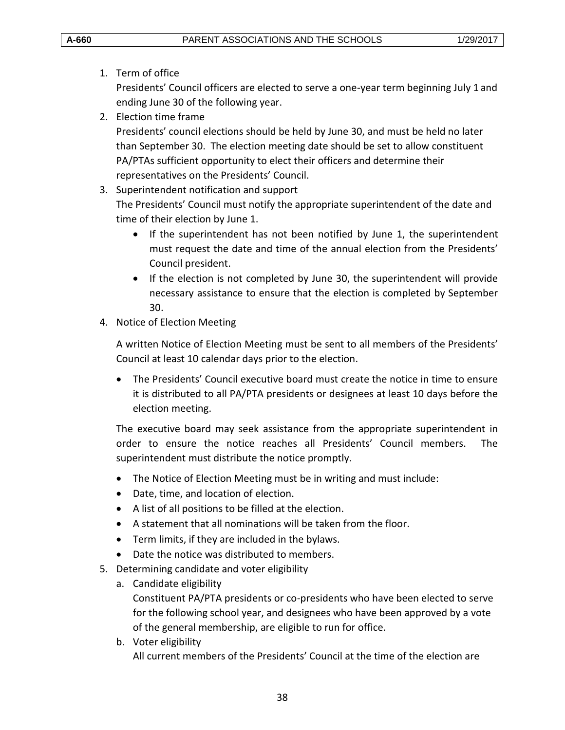1. Term of office

   Presidents' Council officers are elected to serve a one-year term beginning July 1 and ending June 30 of the following year.

2. Election time frame

   Presidents' council elections should be held by June 30, and must be held no later than September 30. The election meeting date should be set to allow constituent PA/PTAs sufficient opportunity to elect their officers and determine their representatives on the Presidents' Council.

3. Superintendent notification and support

   The Presidents' Council must notify the appropriate superintendent of the date and time of their election by June 1.

   - If the superintendent has not been notified by June 1, the superintendent must request the date and time of the annual election from the Presidents' Council president.
   - If the election is not completed by June 30, the superintendent will provide necessary assistance to ensure that the election is completed by September 30.

4. Notice of Election Meeting

   A written Notice of Election Meeting must be sent to all members of the Presidents' Council at least 10 calendar days prior to the election.

   - The Presidents' Council executive board must create the notice in time to ensure it is distributed to all PA/PTA presidents or designees at least 10 days before the election meeting.

   The executive board may seek assistance from the appropriate superintendent in order to ensure the notice reaches all Presidents' Council members. The superintendent must distribute the notice promptly.

   - The Notice of Election Meeting must be in writing and must include:
   - Date, time, and location of election.
   - A list of all positions to be filled at the election.
   - A statement that all nominations will be taken from the floor.
   - Term limits, if they are included in the bylaws.
   - Date the notice was distributed to members.

5. Determining candidate and voter eligibility

   a. Candidate eligibility

      Constituent PA/PTA presidents or co-presidents who have been elected to serve for the following school year, and designees who have been approved by a vote of the general membership, are eligible to run for office.

   b. Voter eligibility

      All current members of the Presidents' Council at the time of the election are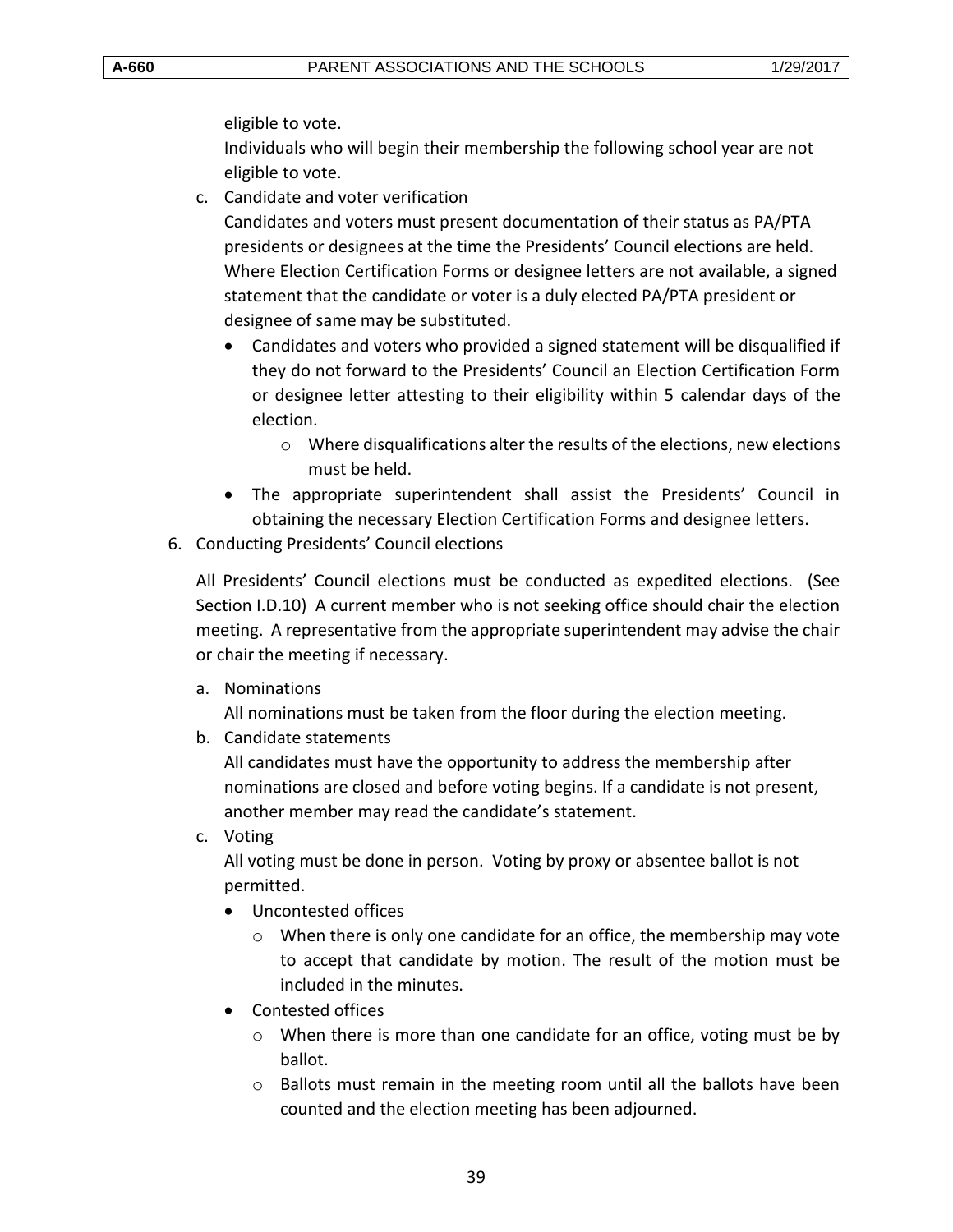eligible to vote.

Individuals who will begin their membership the following school year are not eligible to vote.

c. Candidate and voter verification

   Candidates and voters must present documentation of their status as PA/PTA presidents or designees at the time the Presidents' Council elections are held. Where Election Certification Forms or designee letters are not available, a signed statement that the candidate or voter is a duly elected PA/PTA president or designee of same may be substituted.

   - Candidates and voters who provided a signed statement will be disqualified if they do not forward to the Presidents' Council an Election Certification Form or designee letter attesting to their eligibility within 5 calendar days of the election.
     - Where disqualifications alter the results of the elections, new elections must be held.
   - The appropriate superintendent shall assist the Presidents' Council in obtaining the necessary Election Certification Forms and designee letters.

6. Conducting Presidents' Council elections

   All Presidents' Council elections must be conducted as expedited elections. (See Section I.D.10) A current member who is not seeking office should chair the election meeting. A representative from the appropriate superintendent may advise the chair or chair the meeting if necessary.

   a. Nominations

      All nominations must be taken from the floor during the election meeting.

   b. Candidate statements

      All candidates must have the opportunity to address the membership after nominations are closed and before voting begins. If a candidate is not present, another member may read the candidate's statement.

   c. Voting

      All voting must be done in person. Voting by proxy or absentee ballot is not permitted.

      - Uncontested offices
        - When there is only one candidate for an office, the membership may vote to accept that candidate by motion. The result of the motion must be included in the minutes.
      - Contested offices
        - When there is more than one candidate for an office, voting must be by ballot.
        - Ballots must remain in the meeting room until all the ballots have been counted and the election meeting has been adjourned.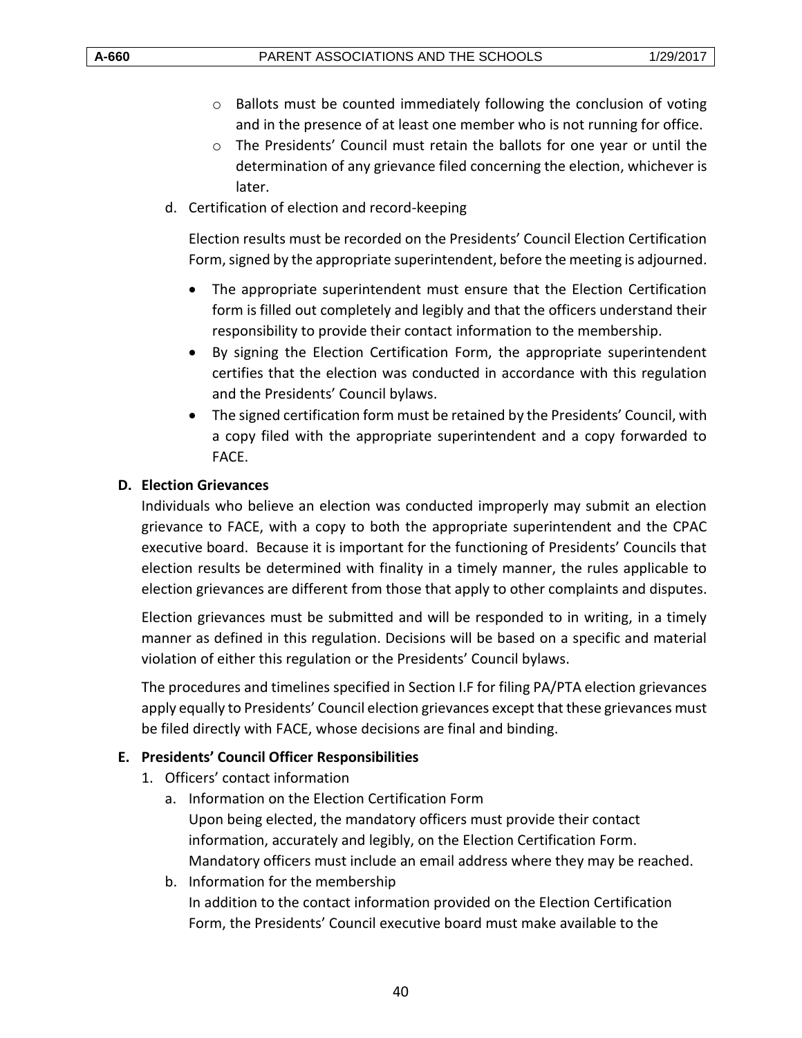- Ballots must be counted immediately following the conclusion of voting and in the presence of at least one member who is not running for office.
- The Presidents' Council must retain the ballots for one year or until the determination of any grievance filed concerning the election, whichever is later.

d. Certification of election and record-keeping

Election results must be recorded on the Presidents' Council Election Certification Form, signed by the appropriate superintendent, before the meeting is adjourned.

- The appropriate superintendent must ensure that the Election Certification form is filled out completely and legibly and that the officers understand their responsibility to provide their contact information to the membership.
- By signing the Election Certification Form, the appropriate superintendent certifies that the election was conducted in accordance with this regulation and the Presidents' Council bylaws.
- The signed certification form must be retained by the Presidents' Council, with a copy filed with the appropriate superintendent and a copy forwarded to FACE.

**D. Election Grievances**

Individuals who believe an election was conducted improperly may submit an election grievance to FACE, with a copy to both the appropriate superintendent and the CPAC executive board. Because it is important for the functioning of Presidents' Councils that election results be determined with finality in a timely manner, the rules applicable to election grievances are different from those that apply to other complaints and disputes.

Election grievances must be submitted and will be responded to in writing, in a timely manner as defined in this regulation. Decisions will be based on a specific and material violation of either this regulation or the Presidents' Council bylaws.

The procedures and timelines specified in Section I.F for filing PA/PTA election grievances apply equally to Presidents' Council election grievances except that these grievances must be filed directly with FACE, whose decisions are final and binding.

**E. Presidents' Council Officer Responsibilities**

1. Officers' contact information
   a. Information on the Election Certification Form
      Upon being elected, the mandatory officers must provide their contact information, accurately and legibly, on the Election Certification Form. Mandatory officers must include an email address where they may be reached.
   b. Information for the membership
      In addition to the contact information provided on the Election Certification Form, the Presidents' Council executive board must make available to the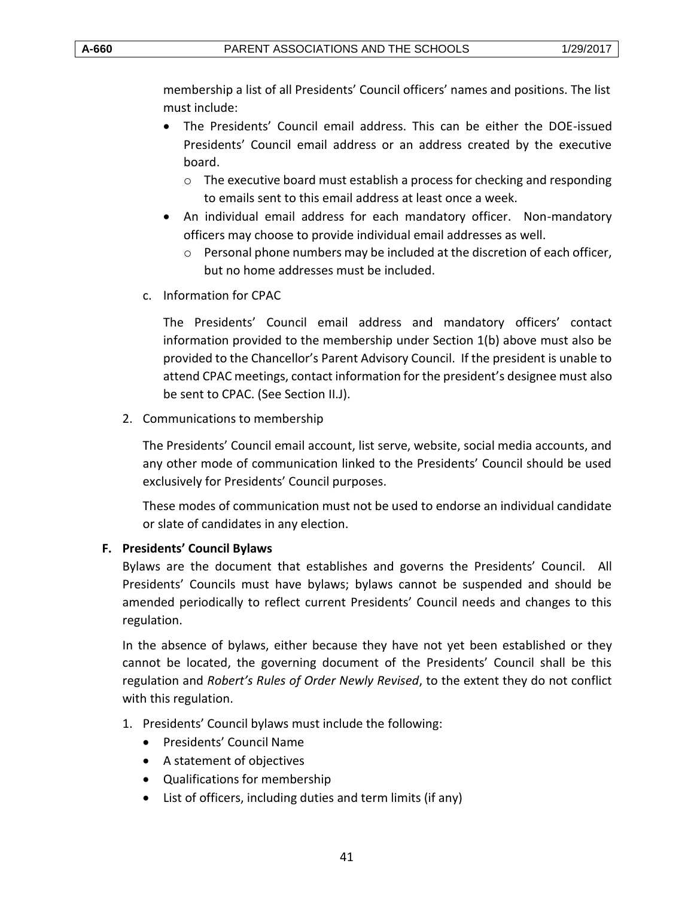membership a list of all Presidents' Council officers' names and positions. The list must include:

- The Presidents' Council email address. This can be either the DOE-issued Presidents' Council email address or an address created by the executive board.
  - The executive board must establish a process for checking and responding to emails sent to this email address at least once a week.
- An individual email address for each mandatory officer. Non-mandatory officers may choose to provide individual email addresses as well.
  - Personal phone numbers may be included at the discretion of each officer, but no home addresses must be included.

c. Information for CPAC

The Presidents' Council email address and mandatory officers' contact information provided to the membership under Section 1(b) above must also be provided to the Chancellor's Parent Advisory Council. If the president is unable to attend CPAC meetings, contact information for the president's designee must also be sent to CPAC. (See Section II.J).

2. Communications to membership

The Presidents' Council email account, list serve, website, social media accounts, and any other mode of communication linked to the Presidents' Council should be used exclusively for Presidents' Council purposes.

These modes of communication must not be used to endorse an individual candidate or slate of candidates in any election.

**F. Presidents' Council Bylaws**

Bylaws are the document that establishes and governs the Presidents' Council. All Presidents' Councils must have bylaws; bylaws cannot be suspended and should be amended periodically to reflect current Presidents' Council needs and changes to this regulation.

In the absence of bylaws, either because they have not yet been established or they cannot be located, the governing document of the Presidents' Council shall be this regulation and *Robert's Rules of Order Newly Revised*, to the extent they do not conflict with this regulation.

1. Presidents' Council bylaws must include the following:
   - Presidents' Council Name
   - A statement of objectives
   - Qualifications for membership
   - List of officers, including duties and term limits (if any)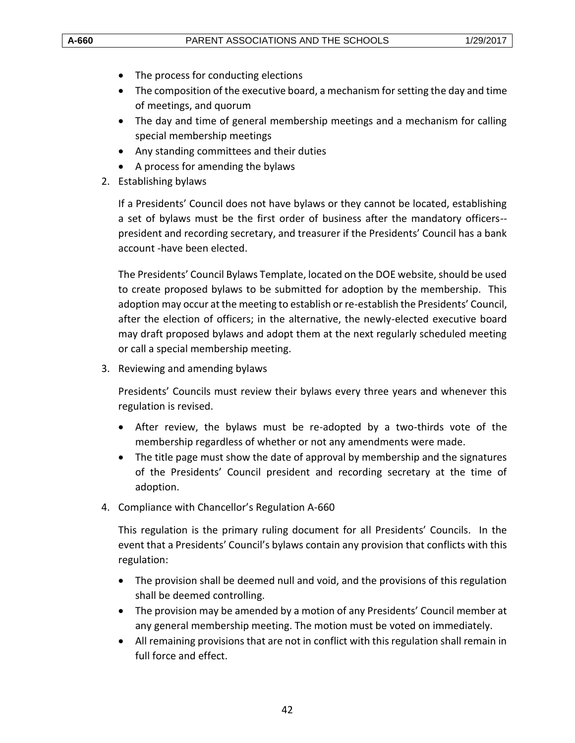- The process for conducting elections
- The composition of the executive board, a mechanism for setting the day and time of meetings, and quorum
- The day and time of general membership meetings and a mechanism for calling special membership meetings
- Any standing committees and their duties
- A process for amending the bylaws

2. Establishing bylaws

   If a Presidents' Council does not have bylaws or they cannot be located, establishing a set of bylaws must be the first order of business after the mandatory officers--president and recording secretary, and treasurer if the Presidents' Council has a bank account -have been elected.

   The Presidents' Council Bylaws Template, located on the DOE website, should be used to create proposed bylaws to be submitted for adoption by the membership. This adoption may occur at the meeting to establish or re-establish the Presidents' Council, after the election of officers; in the alternative, the newly-elected executive board may draft proposed bylaws and adopt them at the next regularly scheduled meeting or call a special membership meeting.

3. Reviewing and amending bylaws

   Presidents' Councils must review their bylaws every three years and whenever this regulation is revised.

   - After review, the bylaws must be re-adopted by a two-thirds vote of the membership regardless of whether or not any amendments were made.
   - The title page must show the date of approval by membership and the signatures of the Presidents' Council president and recording secretary at the time of adoption.

4. Compliance with Chancellor's Regulation A-660

   This regulation is the primary ruling document for all Presidents' Councils. In the event that a Presidents' Council's bylaws contain any provision that conflicts with this regulation:

   - The provision shall be deemed null and void, and the provisions of this regulation shall be deemed controlling.
   - The provision may be amended by a motion of any Presidents' Council member at any general membership meeting. The motion must be voted on immediately.
   - All remaining provisions that are not in conflict with this regulation shall remain in full force and effect.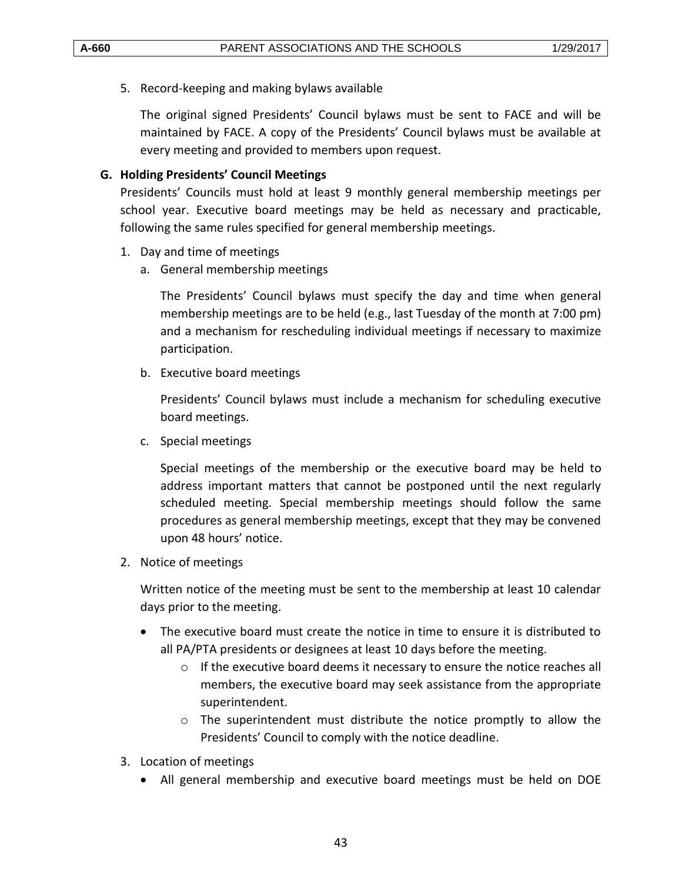5. Record-keeping and making bylaws available

   The original signed Presidents' Council bylaws must be sent to FACE and will be maintained by FACE. A copy of the Presidents' Council bylaws must be available at every meeting and provided to members upon request.

**G. Holding Presidents' Council Meetings**

Presidents' Councils must hold at least 9 monthly general membership meetings per school year. Executive board meetings may be held as necessary and practicable, following the same rules specified for general membership meetings.

1. Day and time of meetings
   a. General membership meetings

      The Presidents' Council bylaws must specify the day and time when general membership meetings are to be held (e.g., last Tuesday of the month at 7:00 pm) and a mechanism for rescheduling individual meetings if necessary to maximize participation.

   b. Executive board meetings

      Presidents' Council bylaws must include a mechanism for scheduling executive board meetings.

   c. Special meetings

      Special meetings of the membership or the executive board may be held to address important matters that cannot be postponed until the next regularly scheduled meeting. Special membership meetings should follow the same procedures as general membership meetings, except that they may be convened upon 48 hours' notice.

2. Notice of meetings

   Written notice of the meeting must be sent to the membership at least 10 calendar days prior to the meeting.

   - The executive board must create the notice in time to ensure it is distributed to all PA/PTA presidents or designees at least 10 days before the meeting.
     - If the executive board deems it necessary to ensure the notice reaches all members, the executive board may seek assistance from the appropriate superintendent.
     - The superintendent must distribute the notice promptly to allow the Presidents' Council to comply with the notice deadline.

3. Location of meetings
   - All general membership and executive board meetings must be held on DOE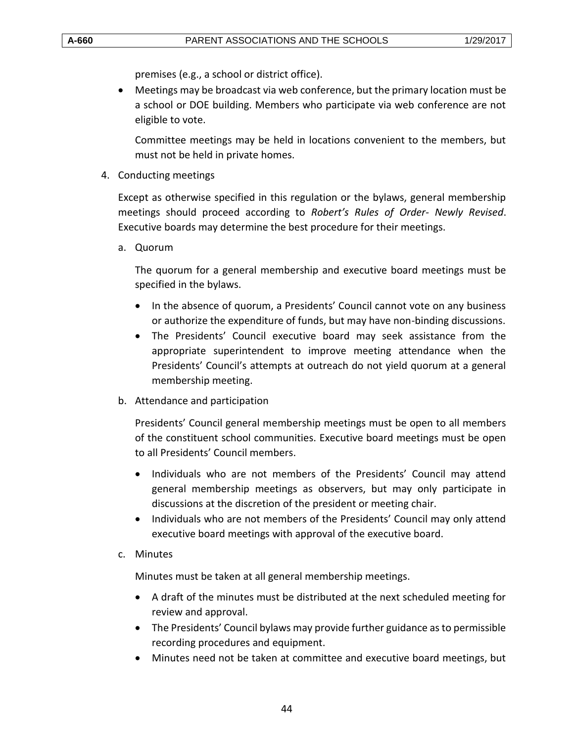premises (e.g., a school or district office).

- Meetings may be broadcast via web conference, but the primary location must be a school or DOE building. Members who participate via web conference are not eligible to vote.

  Committee meetings may be held in locations convenient to the members, but must not be held in private homes.

4. Conducting meetings

   Except as otherwise specified in this regulation or the bylaws, general membership meetings should proceed according to *Robert's Rules of Order- Newly Revised*. Executive boards may determine the best procedure for their meetings.

   a. Quorum

      The quorum for a general membership and executive board meetings must be specified in the bylaws.

      - In the absence of quorum, a Presidents' Council cannot vote on any business or authorize the expenditure of funds, but may have non-binding discussions.
      - The Presidents' Council executive board may seek assistance from the appropriate superintendent to improve meeting attendance when the Presidents' Council's attempts at outreach do not yield quorum at a general membership meeting.

   b. Attendance and participation

      Presidents' Council general membership meetings must be open to all members of the constituent school communities. Executive board meetings must be open to all Presidents' Council members.

      - Individuals who are not members of the Presidents' Council may attend general membership meetings as observers, but may only participate in discussions at the discretion of the president or meeting chair.
      - Individuals who are not members of the Presidents' Council may only attend executive board meetings with approval of the executive board.

   c. Minutes

      Minutes must be taken at all general membership meetings.

      - A draft of the minutes must be distributed at the next scheduled meeting for review and approval.
      - The Presidents' Council bylaws may provide further guidance as to permissible recording procedures and equipment.
      - Minutes need not be taken at committee and executive board meetings, but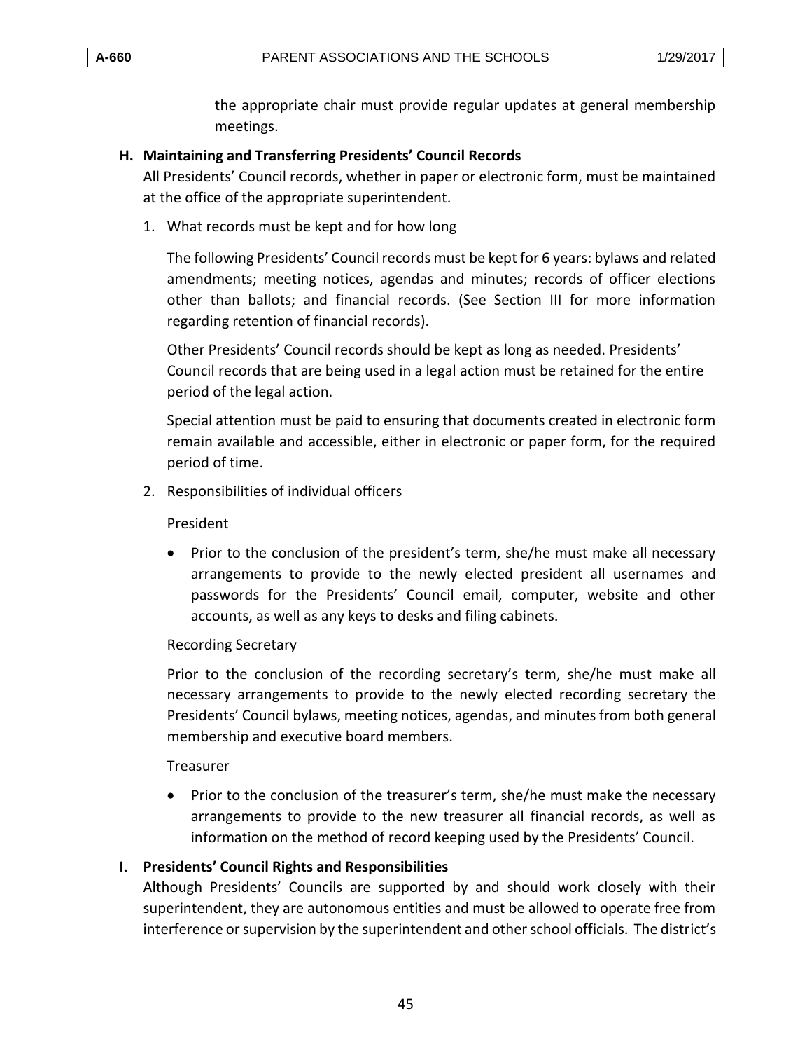the appropriate chair must provide regular updates at general membership meetings.

### H. Maintaining and Transferring Presidents' Council Records

All Presidents' Council records, whether in paper or electronic form, must be maintained at the office of the appropriate superintendent.

1. What records must be kept and for how long

   The following Presidents' Council records must be kept for 6 years: bylaws and related amendments; meeting notices, agendas and minutes; records of officer elections other than ballots; and financial records. (See Section III for more information regarding retention of financial records).

   Other Presidents' Council records should be kept as long as needed. Presidents' Council records that are being used in a legal action must be retained for the entire period of the legal action.

   Special attention must be paid to ensuring that documents created in electronic form remain available and accessible, either in electronic or paper form, for the required period of time.

2. Responsibilities of individual officers

   President

   - Prior to the conclusion of the president's term, she/he must make all necessary arrangements to provide to the newly elected president all usernames and passwords for the Presidents' Council email, computer, website and other accounts, as well as any keys to desks and filing cabinets.

   Recording Secretary

   Prior to the conclusion of the recording secretary's term, she/he must make all necessary arrangements to provide to the newly elected recording secretary the Presidents' Council bylaws, meeting notices, agendas, and minutes from both general membership and executive board members.

   Treasurer

   - Prior to the conclusion of the treasurer's term, she/he must make the necessary arrangements to provide to the new treasurer all financial records, as well as information on the method of record keeping used by the Presidents' Council.

### I. Presidents' Council Rights and Responsibilities

Although Presidents' Councils are supported by and should work closely with their superintendent, they are autonomous entities and must be allowed to operate free from interference or supervision by the superintendent and other school officials. The district's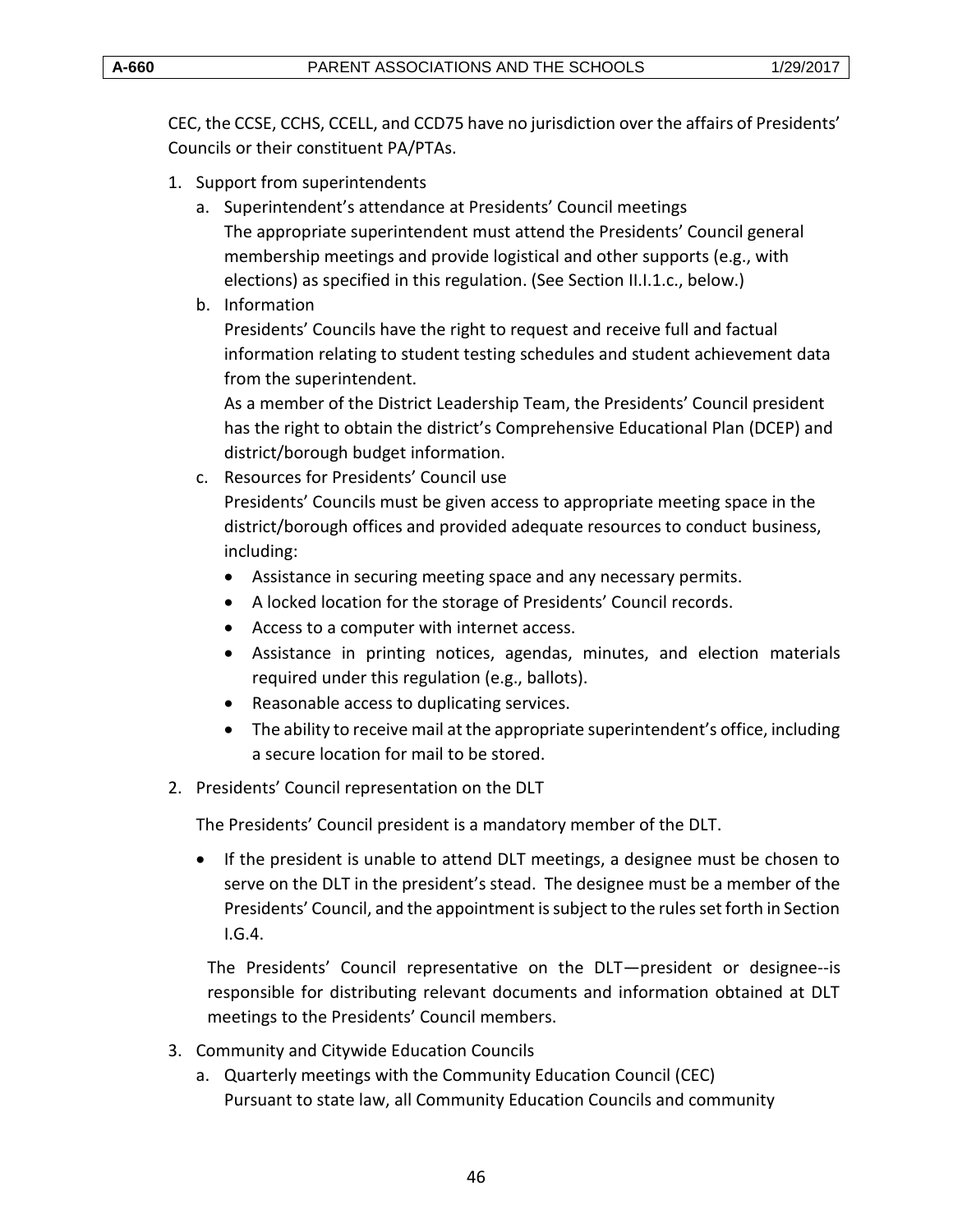CEC, the CCSE, CCHS, CCELL, and CCD75 have no jurisdiction over the affairs of Presidents' Councils or their constituent PA/PTAs.

1. Support from superintendents
   a. Superintendent's attendance at Presidents' Council meetings
      The appropriate superintendent must attend the Presidents' Council general membership meetings and provide logistical and other supports (e.g., with elections) as specified in this regulation. (See Section II.I.1.c., below.)
   b. Information
      Presidents' Councils have the right to request and receive full and factual information relating to student testing schedules and student achievement data from the superintendent.
      As a member of the District Leadership Team, the Presidents' Council president has the right to obtain the district's Comprehensive Educational Plan (DCEP) and district/borough budget information.
   c. Resources for Presidents' Council use
      Presidents' Councils must be given access to appropriate meeting space in the district/borough offices and provided adequate resources to conduct business, including:
      - Assistance in securing meeting space and any necessary permits.
      - A locked location for the storage of Presidents' Council records.
      - Access to a computer with internet access.
      - Assistance in printing notices, agendas, minutes, and election materials required under this regulation (e.g., ballots).
      - Reasonable access to duplicating services.
      - The ability to receive mail at the appropriate superintendent's office, including a secure location for mail to be stored.
2. Presidents' Council representation on the DLT

   The Presidents' Council president is a mandatory member of the DLT.

   - If the president is unable to attend DLT meetings, a designee must be chosen to serve on the DLT in the president's stead. The designee must be a member of the Presidents' Council, and the appointment is subject to the rules set forth in Section I.G.4.

   The Presidents' Council representative on the DLT—president or designee--is responsible for distributing relevant documents and information obtained at DLT meetings to the Presidents' Council members.
3. Community and Citywide Education Councils
   a. Quarterly meetings with the Community Education Council (CEC)
      Pursuant to state law, all Community Education Councils and community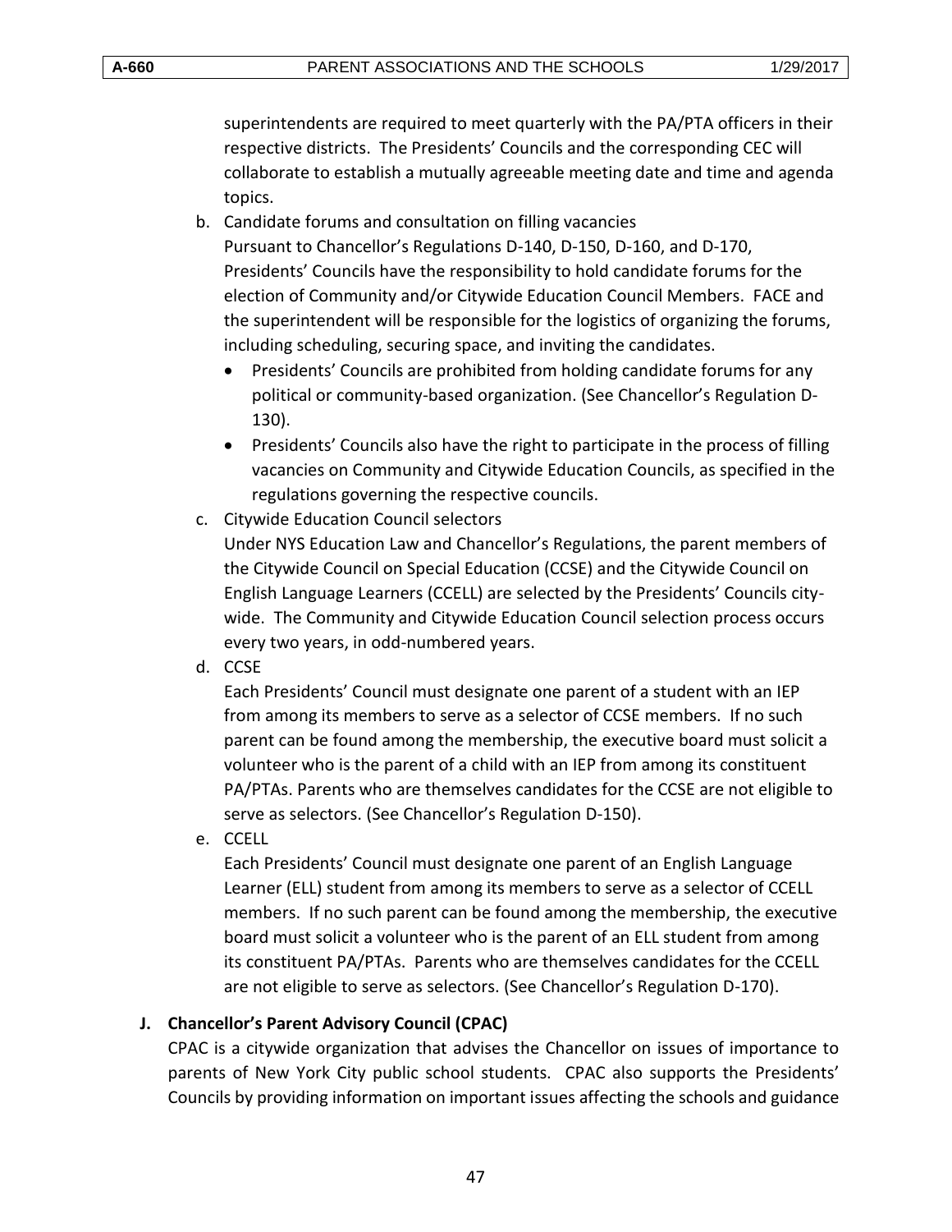superintendents are required to meet quarterly with the PA/PTA officers in their respective districts. The Presidents' Councils and the corresponding CEC will collaborate to establish a mutually agreeable meeting date and time and agenda topics.

b. Candidate forums and consultation on filling vacancies
   Pursuant to Chancellor's Regulations D-140, D-150, D-160, and D-170, Presidents' Councils have the responsibility to hold candidate forums for the election of Community and/or Citywide Education Council Members. FACE and the superintendent will be responsible for the logistics of organizing the forums, including scheduling, securing space, and inviting the candidates.
   - Presidents' Councils are prohibited from holding candidate forums for any political or community-based organization. (See Chancellor's Regulation D-130).
   - Presidents' Councils also have the right to participate in the process of filling vacancies on Community and Citywide Education Councils, as specified in the regulations governing the respective councils.

c. Citywide Education Council selectors
   Under NYS Education Law and Chancellor's Regulations, the parent members of the Citywide Council on Special Education (CCSE) and the Citywide Council on English Language Learners (CCELL) are selected by the Presidents' Councils citywide. The Community and Citywide Education Council selection process occurs every two years, in odd-numbered years.

d. CCSE
   Each Presidents' Council must designate one parent of a student with an IEP from among its members to serve as a selector of CCSE members. If no such parent can be found among the membership, the executive board must solicit a volunteer who is the parent of a child with an IEP from among its constituent PA/PTAs. Parents who are themselves candidates for the CCSE are not eligible to serve as selectors. (See Chancellor's Regulation D-150).

e. CCELL
   Each Presidents' Council must designate one parent of an English Language Learner (ELL) student from among its members to serve as a selector of CCELL members. If no such parent can be found among the membership, the executive board must solicit a volunteer who is the parent of an ELL student from among its constituent PA/PTAs. Parents who are themselves candidates for the CCELL are not eligible to serve as selectors. (See Chancellor's Regulation D-170).

### J. Chancellor's Parent Advisory Council (CPAC)

CPAC is a citywide organization that advises the Chancellor on issues of importance to parents of New York City public school students. CPAC also supports the Presidents' Councils by providing information on important issues affecting the schools and guidance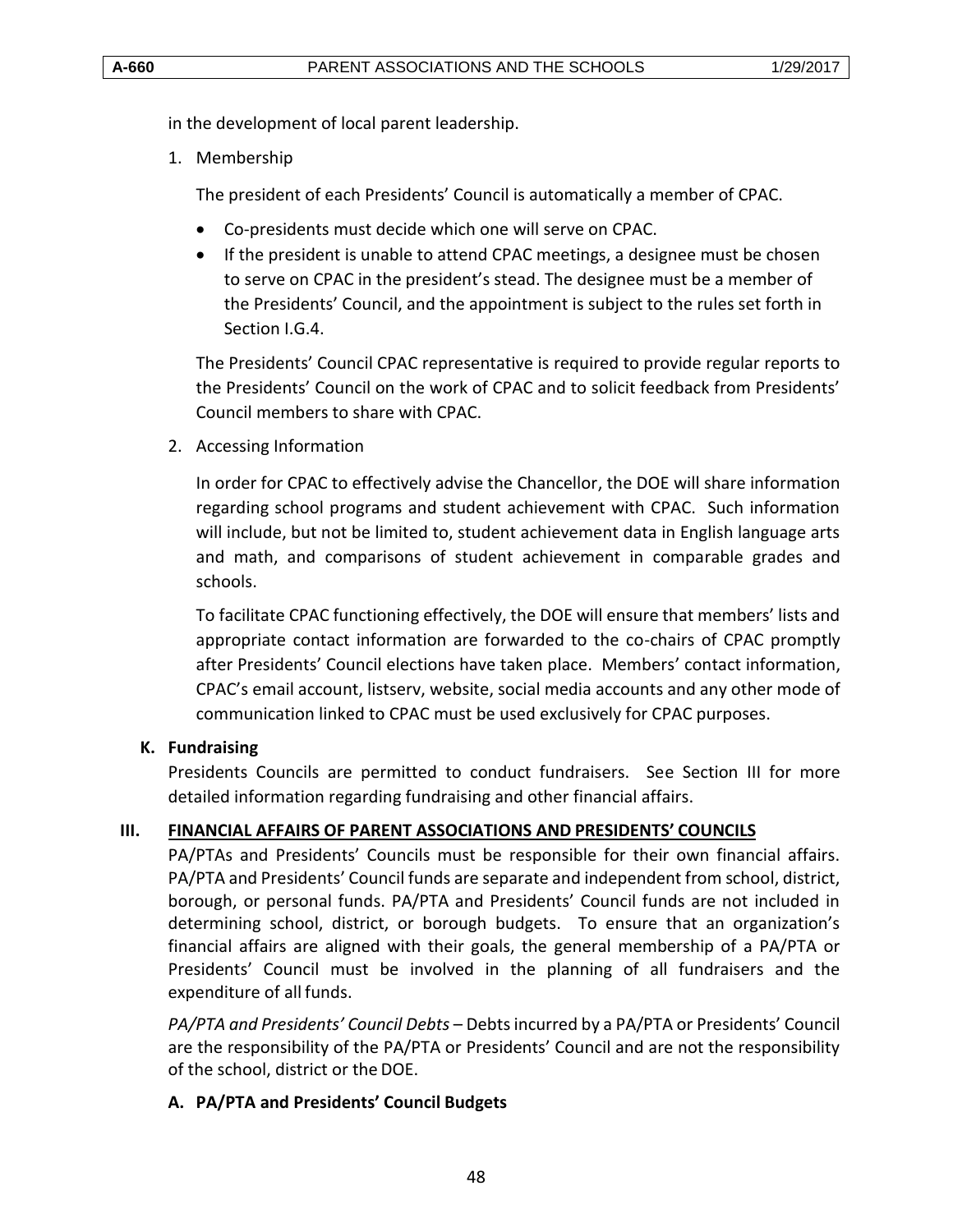in the development of local parent leadership.

1. Membership

   The president of each Presidents' Council is automatically a member of CPAC.

   - Co-presidents must decide which one will serve on CPAC.
   - If the president is unable to attend CPAC meetings, a designee must be chosen to serve on CPAC in the president's stead. The designee must be a member of the Presidents' Council, and the appointment is subject to the rules set forth in Section I.G.4.

   The Presidents' Council CPAC representative is required to provide regular reports to the Presidents' Council on the work of CPAC and to solicit feedback from Presidents' Council members to share with CPAC.

2. Accessing Information

   In order for CPAC to effectively advise the Chancellor, the DOE will share information regarding school programs and student achievement with CPAC. Such information will include, but not be limited to, student achievement data in English language arts and math, and comparisons of student achievement in comparable grades and schools.

   To facilitate CPAC functioning effectively, the DOE will ensure that members' lists and appropriate contact information are forwarded to the co-chairs of CPAC promptly after Presidents' Council elections have taken place. Members' contact information, CPAC's email account, listserv, website, social media accounts and any other mode of communication linked to CPAC must be used exclusively for CPAC purposes.

### K. Fundraising

Presidents Councils are permitted to conduct fundraisers. See Section III for more detailed information regarding fundraising and other financial affairs.

## III. FINANCIAL AFFAIRS OF PARENT ASSOCIATIONS AND PRESIDENTS' COUNCILS

PA/PTAs and Presidents' Councils must be responsible for their own financial affairs. PA/PTA and Presidents' Council funds are separate and independent from school, district, borough, or personal funds. PA/PTA and Presidents' Council funds are not included in determining school, district, or borough budgets. To ensure that an organization's financial affairs are aligned with their goals, the general membership of a PA/PTA or Presidents' Council must be involved in the planning of all fundraisers and the expenditure of all funds.

*PA/PTA and Presidents' Council Debts* – Debts incurred by a PA/PTA or Presidents' Council are the responsibility of the PA/PTA or Presidents' Council and are not the responsibility of the school, district or the DOE.

### A. PA/PTA and Presidents' Council Budgets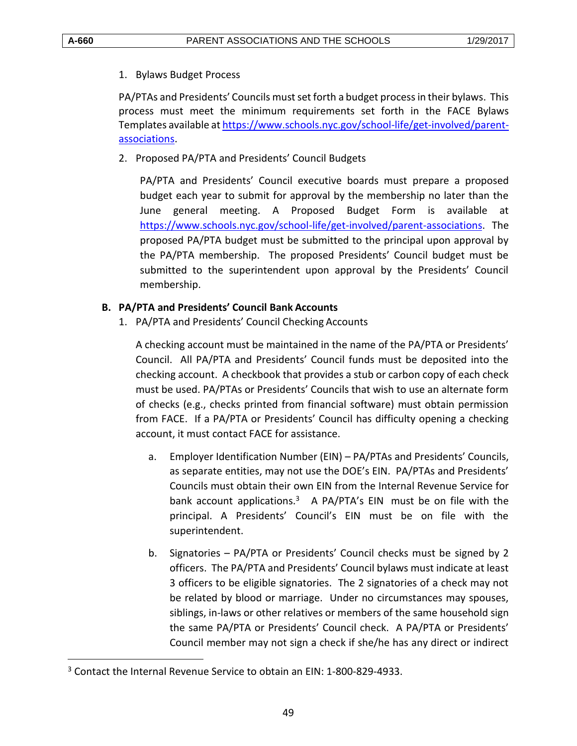1. Bylaws Budget Process

PA/PTAs and Presidents' Councils must set forth a budget process in their bylaws. This process must meet the minimum requirements set forth in the FACE Bylaws Templates available at [https://www.schools.nyc.gov/school-life/get-involved/parent-associations](https://www.schools.nyc.gov/school-life/get-involved/parent-associations).

2. Proposed PA/PTA and Presidents' Council Budgets

PA/PTA and Presidents' Council executive boards must prepare a proposed budget each year to submit for approval by the membership no later than the June general meeting. A Proposed Budget Form is available at [https://www.schools.nyc.gov/school-life/get-involved/parent-associations](https://www.schools.nyc.gov/school-life/get-involved/parent-associations). The proposed PA/PTA budget must be submitted to the principal upon approval by the PA/PTA membership. The proposed Presidents' Council budget must be submitted to the superintendent upon approval by the Presidents' Council membership.

**B. PA/PTA and Presidents' Council Bank Accounts**

1. PA/PTA and Presidents' Council Checking Accounts

A checking account must be maintained in the name of the PA/PTA or Presidents' Council. All PA/PTA and Presidents' Council funds must be deposited into the checking account. A checkbook that provides a stub or carbon copy of each check must be used. PA/PTAs or Presidents' Councils that wish to use an alternate form of checks (e.g., checks printed from financial software) must obtain permission from FACE. If a PA/PTA or Presidents' Council has difficulty opening a checking account, it must contact FACE for assistance.

a. Employer Identification Number (EIN) – PA/PTAs and Presidents' Councils, as separate entities, may not use the DOE's EIN. PA/PTAs and Presidents' Councils must obtain their own EIN from the Internal Revenue Service for bank account applications.[3] A PA/PTA's EIN must be on file with the principal. A Presidents' Council's EIN must be on file with the superintendent.

b. Signatories – PA/PTA or Presidents' Council checks must be signed by 2 officers. The PA/PTA and Presidents' Council bylaws must indicate at least 3 officers to be eligible signatories. The 2 signatories of a check may not be related by blood or marriage. Under no circumstances may spouses, siblings, in-laws or other relatives or members of the same household sign the same PA/PTA or Presidents' Council check. A PA/PTA or Presidents' Council member may not sign a check if she/he has any direct or indirect

[3] Contact the Internal Revenue Service to obtain an EIN: 1-800-829-4933.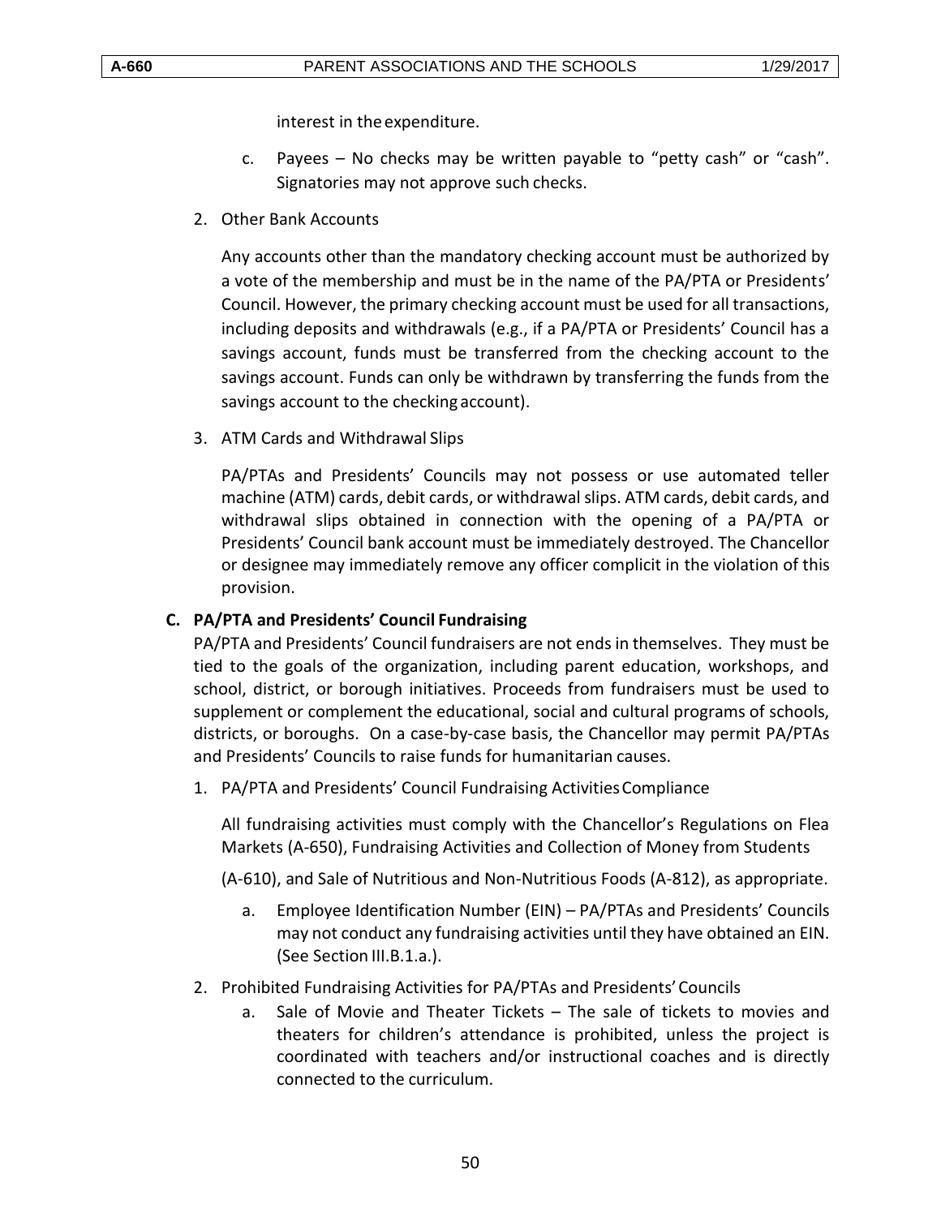interest in the expenditure.

c. Payees – No checks may be written payable to “petty cash” or “cash”. Signatories may not approve such checks.

2. Other Bank Accounts

   Any accounts other than the mandatory checking account must be authorized by a vote of the membership and must be in the name of the PA/PTA or Presidents’ Council. However, the primary checking account must be used for all transactions, including deposits and withdrawals (e.g., if a PA/PTA or Presidents’ Council has a savings account, funds must be transferred from the checking account to the savings account. Funds can only be withdrawn by transferring the funds from the savings account to the checking account).

3. ATM Cards and Withdrawal Slips

   PA/PTAs and Presidents’ Councils may not possess or use automated teller machine (ATM) cards, debit cards, or withdrawal slips. ATM cards, debit cards, and withdrawal slips obtained in connection with the opening of a PA/PTA or Presidents’ Council bank account must be immediately destroyed. The Chancellor or designee may immediately remove any officer complicit in the violation of this provision.

**C. PA/PTA and Presidents’ Council Fundraising**

PA/PTA and Presidents’ Council fundraisers are not ends in themselves. They must be tied to the goals of the organization, including parent education, workshops, and school, district, or borough initiatives. Proceeds from fundraisers must be used to supplement or complement the educational, social and cultural programs of schools, districts, or boroughs. On a case-by-case basis, the Chancellor may permit PA/PTAs and Presidents’ Councils to raise funds for humanitarian causes.

1. PA/PTA and Presidents’ Council Fundraising Activities Compliance

   All fundraising activities must comply with the Chancellor’s Regulations on Flea Markets (A-650), Fundraising Activities and Collection of Money from Students (A-610), and Sale of Nutritious and Non-Nutritious Foods (A-812), as appropriate.

   a. Employee Identification Number (EIN) – PA/PTAs and Presidents’ Councils may not conduct any fundraising activities until they have obtained an EIN. (See Section III.B.1.a.).

2. Prohibited Fundraising Activities for PA/PTAs and Presidents’ Councils

   a. Sale of Movie and Theater Tickets – The sale of tickets to movies and theaters for children’s attendance is prohibited, unless the project is coordinated with teachers and/or instructional coaches and is directly connected to the curriculum.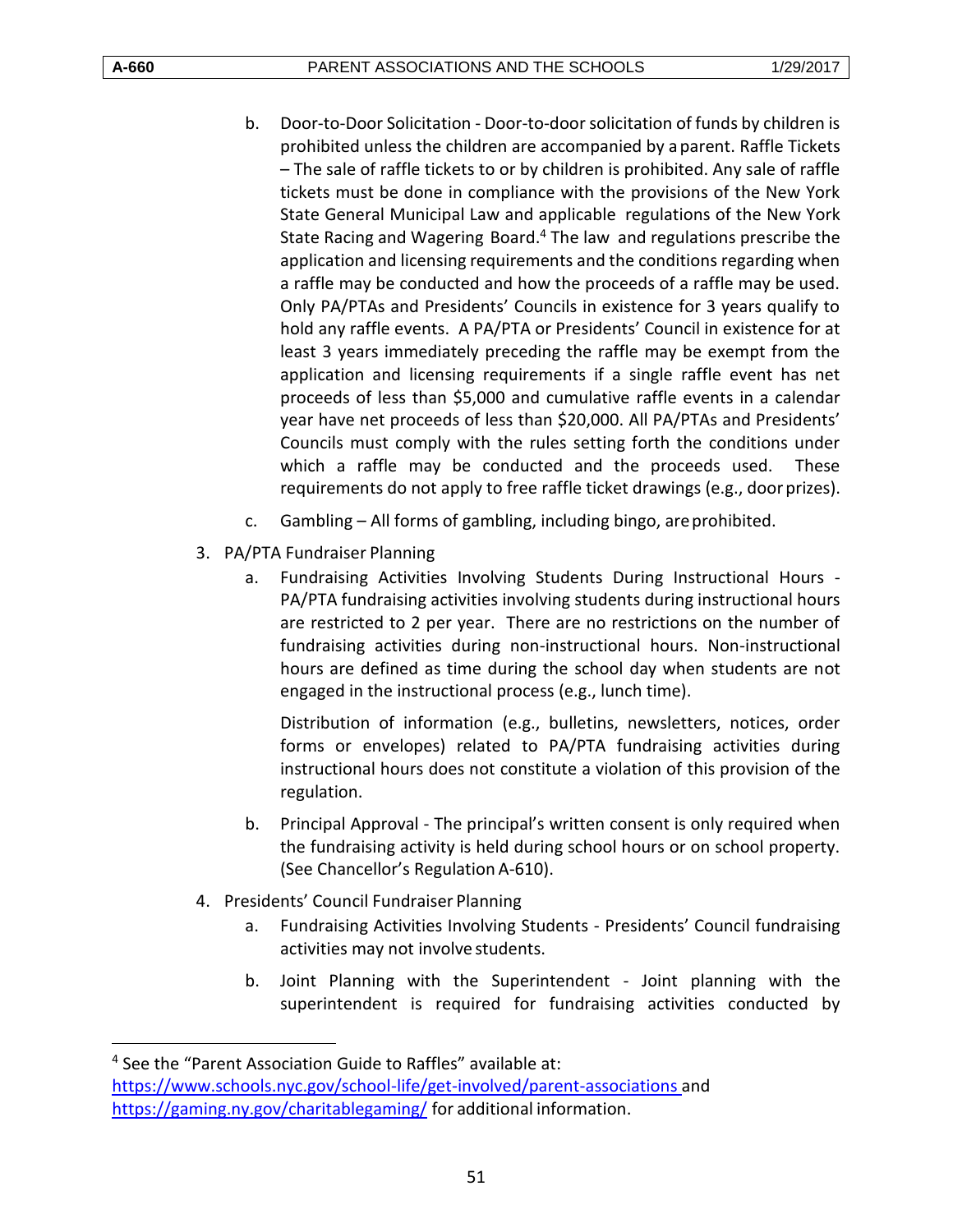b. Door-to-Door Solicitation - Door-to-door solicitation of funds by children is prohibited unless the children are accompanied by a parent. Raffle Tickets – The sale of raffle tickets to or by children is prohibited. Any sale of raffle tickets must be done in compliance with the provisions of the New York State General Municipal Law and applicable regulations of the New York State Racing and Wagering Board.[4] The law and regulations prescribe the application and licensing requirements and the conditions regarding when a raffle may be conducted and how the proceeds of a raffle may be used. Only PA/PTAs and Presidents' Councils in existence for 3 years qualify to hold any raffle events. A PA/PTA or Presidents' Council in existence for at least 3 years immediately preceding the raffle may be exempt from the application and licensing requirements if a single raffle event has net proceeds of less than $5,000 and cumulative raffle events in a calendar year have net proceeds of less than $20,000. All PA/PTAs and Presidents' Councils must comply with the rules setting forth the conditions under which a raffle may be conducted and the proceeds used. These requirements do not apply to free raffle ticket drawings (e.g., door prizes).

c. Gambling – All forms of gambling, including bingo, are prohibited.

3. PA/PTA Fundraiser Planning

   a. Fundraising Activities Involving Students During Instructional Hours - PA/PTA fundraising activities involving students during instructional hours are restricted to 2 per year. There are no restrictions on the number of fundraising activities during non-instructional hours. Non-instructional hours are defined as time during the school day when students are not engaged in the instructional process (e.g., lunch time).

      Distribution of information (e.g., bulletins, newsletters, notices, order forms or envelopes) related to PA/PTA fundraising activities during instructional hours does not constitute a violation of this provision of the regulation.

   b. Principal Approval - The principal's written consent is only required when the fundraising activity is held during school hours or on school property. (See Chancellor's Regulation A-610).

4. Presidents' Council Fundraiser Planning

   a. Fundraising Activities Involving Students - Presidents' Council fundraising activities may not involve students.

   b. Joint Planning with the Superintendent - Joint planning with the superintendent is required for fundraising activities conducted by

---

[4] See the "Parent Association Guide to Raffles" available at: https://www.schools.nyc.gov/school-life/get-involved/parent-associations and https://gaming.ny.gov/charitablegaming/ for additional information.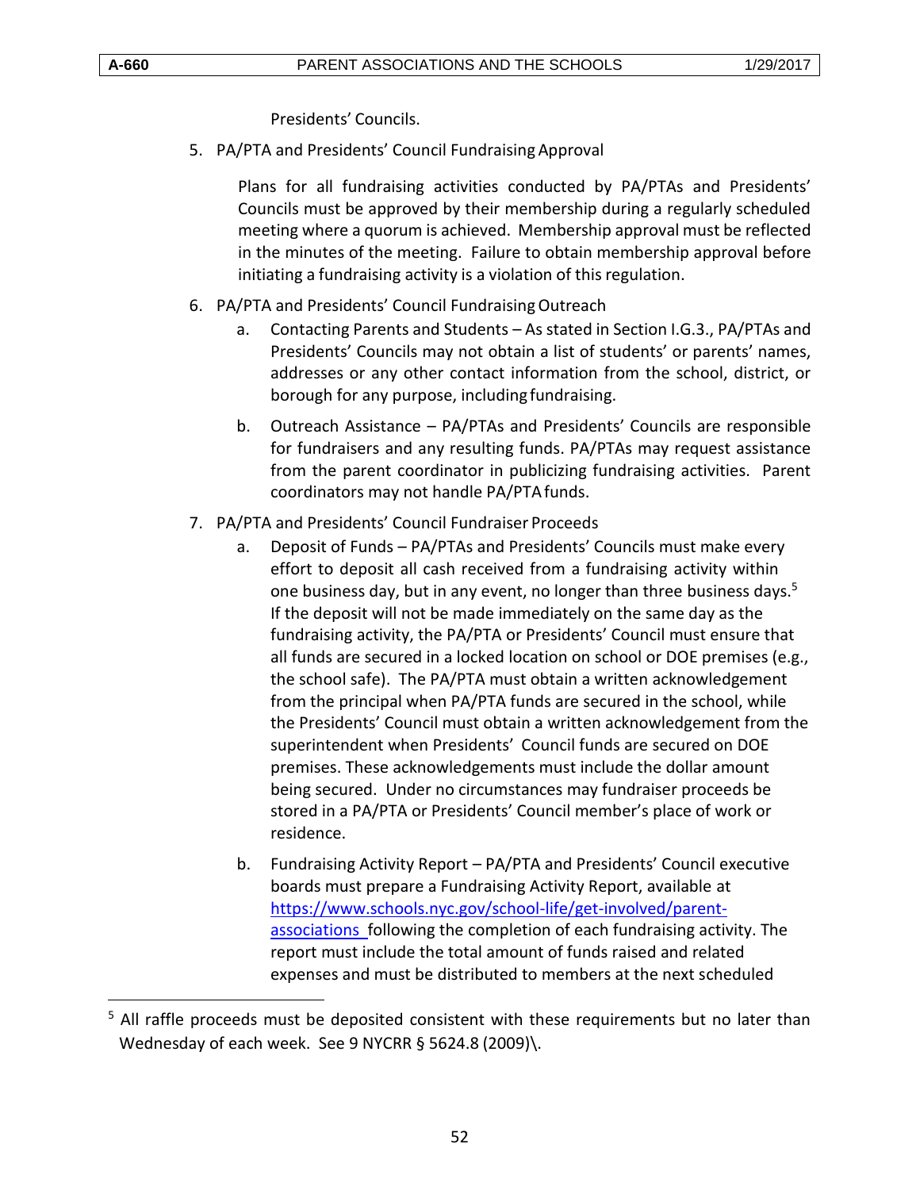Presidents' Councils.

5. PA/PTA and Presidents' Council Fundraising Approval

   Plans for all fundraising activities conducted by PA/PTAs and Presidents' Councils must be approved by their membership during a regularly scheduled meeting where a quorum is achieved. Membership approval must be reflected in the minutes of the meeting. Failure to obtain membership approval before initiating a fundraising activity is a violation of this regulation.

6. PA/PTA and Presidents' Council Fundraising Outreach

   a. Contacting Parents and Students – As stated in Section I.G.3., PA/PTAs and Presidents' Councils may not obtain a list of students' or parents' names, addresses or any other contact information from the school, district, or borough for any purpose, including fundraising.

   b. Outreach Assistance – PA/PTAs and Presidents' Councils are responsible for fundraisers and any resulting funds. PA/PTAs may request assistance from the parent coordinator in publicizing fundraising activities. Parent coordinators may not handle PA/PTA funds.

7. PA/PTA and Presidents' Council Fundraiser Proceeds

   a. Deposit of Funds – PA/PTAs and Presidents' Councils must make every effort to deposit all cash received from a fundraising activity within one business day, but in any event, no longer than three business days.[5] If the deposit will not be made immediately on the same day as the fundraising activity, the PA/PTA or Presidents' Council must ensure that all funds are secured in a locked location on school or DOE premises (e.g., the school safe). The PA/PTA must obtain a written acknowledgement from the principal when PA/PTA funds are secured in the school, while the Presidents' Council must obtain a written acknowledgement from the superintendent when Presidents' Council funds are secured on DOE premises. These acknowledgements must include the dollar amount being secured. Under no circumstances may fundraiser proceeds be stored in a PA/PTA or Presidents' Council member's place of work or residence.

   b. Fundraising Activity Report – PA/PTA and Presidents' Council executive boards must prepare a Fundraising Activity Report, available at https://www.schools.nyc.gov/school-life/get-involved/parent-associations following the completion of each fundraising activity. The report must include the total amount of funds raised and related expenses and must be distributed to members at the next scheduled

---

[5] All raffle proceeds must be deposited consistent with these requirements but no later than Wednesday of each week. See 9 NYCRR § 5624.8 (2009)\.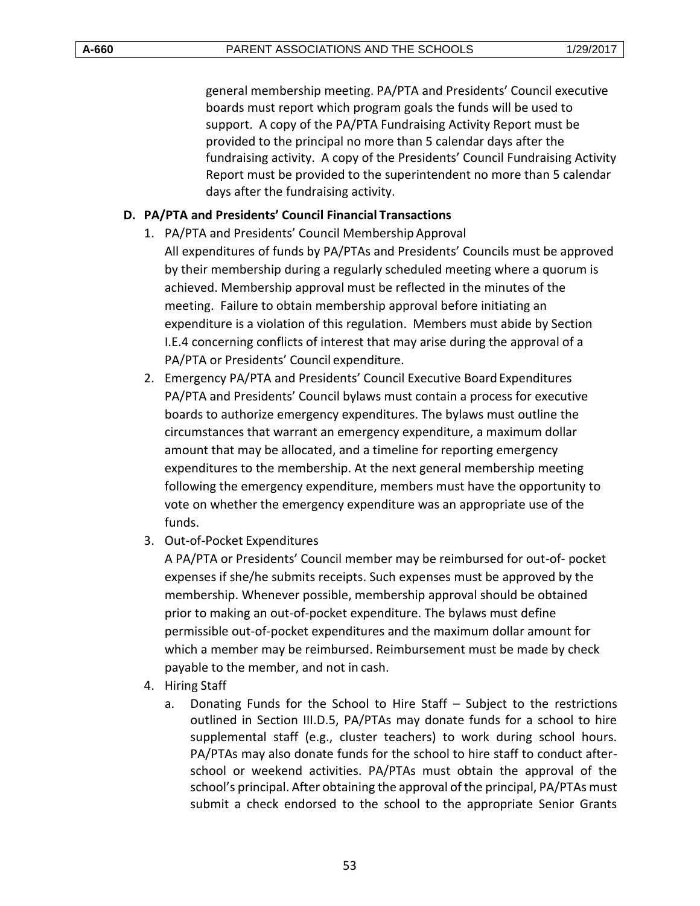general membership meeting. PA/PTA and Presidents' Council executive boards must report which program goals the funds will be used to support. A copy of the PA/PTA Fundraising Activity Report must be provided to the principal no more than 5 calendar days after the fundraising activity. A copy of the Presidents' Council Fundraising Activity Report must be provided to the superintendent no more than 5 calendar days after the fundraising activity.

**D. PA/PTA and Presidents' Council Financial Transactions**

1. PA/PTA and Presidents' Council Membership Approval
   All expenditures of funds by PA/PTAs and Presidents' Councils must be approved by their membership during a regularly scheduled meeting where a quorum is achieved. Membership approval must be reflected in the minutes of the meeting. Failure to obtain membership approval before initiating an expenditure is a violation of this regulation. Members must abide by Section I.E.4 concerning conflicts of interest that may arise during the approval of a PA/PTA or Presidents' Council expenditure.
2. Emergency PA/PTA and Presidents' Council Executive Board Expenditures
   PA/PTA and Presidents' Council bylaws must contain a process for executive boards to authorize emergency expenditures. The bylaws must outline the circumstances that warrant an emergency expenditure, a maximum dollar amount that may be allocated, and a timeline for reporting emergency expenditures to the membership. At the next general membership meeting following the emergency expenditure, members must have the opportunity to vote on whether the emergency expenditure was an appropriate use of the funds.
3. Out-of-Pocket Expenditures
   A PA/PTA or Presidents' Council member may be reimbursed for out-of- pocket expenses if she/he submits receipts. Such expenses must be approved by the membership. Whenever possible, membership approval should be obtained prior to making an out-of-pocket expenditure. The bylaws must define permissible out-of-pocket expenditures and the maximum dollar amount for which a member may be reimbursed. Reimbursement must be made by check payable to the member, and not in cash.
4. Hiring Staff
   a. Donating Funds for the School to Hire Staff – Subject to the restrictions outlined in Section III.D.5, PA/PTAs may donate funds for a school to hire supplemental staff (e.g., cluster teachers) to work during school hours. PA/PTAs may also donate funds for the school to hire staff to conduct after-school or weekend activities. PA/PTAs must obtain the approval of the school's principal. After obtaining the approval of the principal, PA/PTAs must submit a check endorsed to the school to the appropriate Senior Grants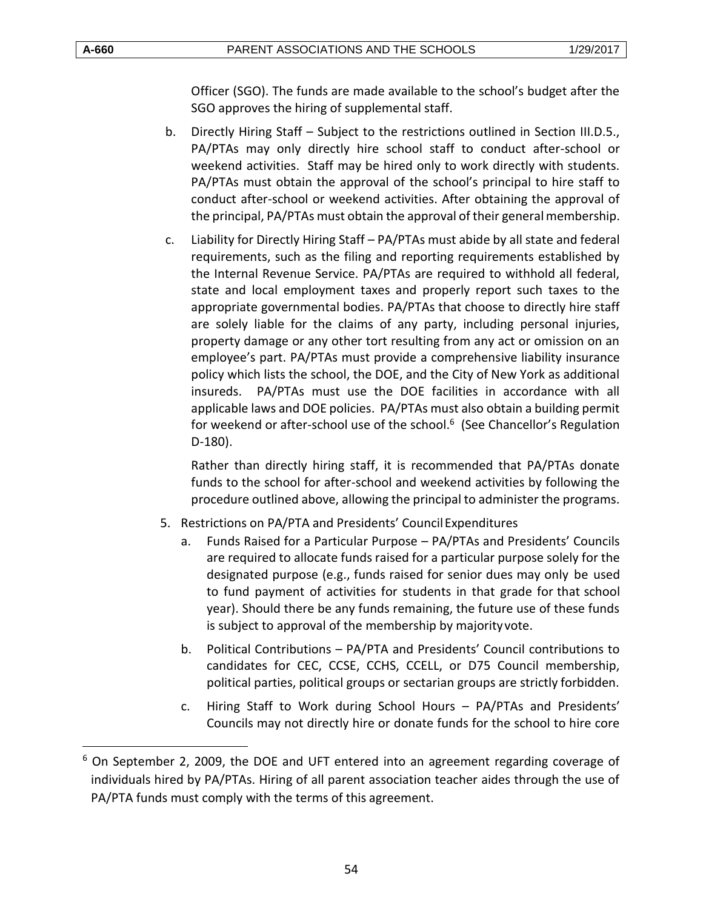Officer (SGO). The funds are made available to the school's budget after the SGO approves the hiring of supplemental staff.

b. Directly Hiring Staff – Subject to the restrictions outlined in Section III.D.5., PA/PTAs may only directly hire school staff to conduct after-school or weekend activities. Staff may be hired only to work directly with students. PA/PTAs must obtain the approval of the school's principal to hire staff to conduct after-school or weekend activities. After obtaining the approval of the principal, PA/PTAs must obtain the approval of their general membership.

c. Liability for Directly Hiring Staff – PA/PTAs must abide by all state and federal requirements, such as the filing and reporting requirements established by the Internal Revenue Service. PA/PTAs are required to withhold all federal, state and local employment taxes and properly report such taxes to the appropriate governmental bodies. PA/PTAs that choose to directly hire staff are solely liable for the claims of any party, including personal injuries, property damage or any other tort resulting from any act or omission on an employee's part. PA/PTAs must provide a comprehensive liability insurance policy which lists the school, the DOE, and the City of New York as additional insureds. PA/PTAs must use the DOE facilities in accordance with all applicable laws and DOE policies. PA/PTAs must also obtain a building permit for weekend or after-school use of the school.[6] (See Chancellor's Regulation D-180).

Rather than directly hiring staff, it is recommended that PA/PTAs donate funds to the school for after-school and weekend activities by following the procedure outlined above, allowing the principal to administer the programs.

5. Restrictions on PA/PTA and Presidents' Council Expenditures

   a. Funds Raised for a Particular Purpose – PA/PTAs and Presidents' Councils are required to allocate funds raised for a particular purpose solely for the designated purpose (e.g., funds raised for senior dues may only be used to fund payment of activities for students in that grade for that school year). Should there be any funds remaining, the future use of these funds is subject to approval of the membership by majority vote.

   b. Political Contributions – PA/PTA and Presidents' Council contributions to candidates for CEC, CCSE, CCHS, CCELL, or D75 Council membership, political parties, political groups or sectarian groups are strictly forbidden.

   c. Hiring Staff to Work during School Hours – PA/PTAs and Presidents' Councils may not directly hire or donate funds for the school to hire core

---

[6] On September 2, 2009, the DOE and UFT entered into an agreement regarding coverage of individuals hired by PA/PTAs. Hiring of all parent association teacher aides through the use of PA/PTA funds must comply with the terms of this agreement.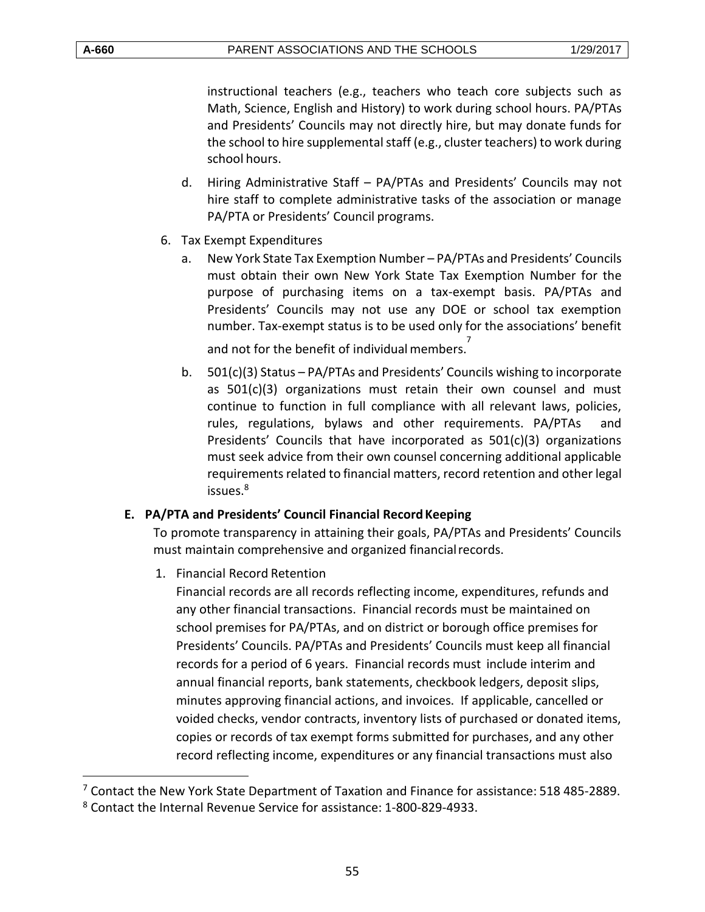instructional teachers (e.g., teachers who teach core subjects such as Math, Science, English and History) to work during school hours. PA/PTAs and Presidents' Councils may not directly hire, but may donate funds for the school to hire supplemental staff (e.g., cluster teachers) to work during school hours.

d. Hiring Administrative Staff – PA/PTAs and Presidents' Councils may not hire staff to complete administrative tasks of the association or manage PA/PTA or Presidents' Council programs.

6. Tax Exempt Expenditures

   a. New York State Tax Exemption Number – PA/PTAs and Presidents' Councils must obtain their own New York State Tax Exemption Number for the purpose of purchasing items on a tax-exempt basis. PA/PTAs and Presidents' Councils may not use any DOE or school tax exemption number. Tax-exempt status is to be used only for the associations' benefit and not for the benefit of individual members.[7]

   b. 501(c)(3) Status – PA/PTAs and Presidents' Councils wishing to incorporate as 501(c)(3) organizations must retain their own counsel and must continue to function in full compliance with all relevant laws, policies, rules, regulations, bylaws and other requirements. PA/PTAs and Presidents' Councils that have incorporated as 501(c)(3) organizations must seek advice from their own counsel concerning additional applicable requirements related to financial matters, record retention and other legal issues.[8]

**E. PA/PTA and Presidents' Council Financial Record Keeping**

To promote transparency in attaining their goals, PA/PTAs and Presidents' Councils must maintain comprehensive and organized financial records.

1. Financial Record Retention

   Financial records are all records reflecting income, expenditures, refunds and any other financial transactions. Financial records must be maintained on school premises for PA/PTAs, and on district or borough office premises for Presidents' Councils. PA/PTAs and Presidents' Councils must keep all financial records for a period of 6 years. Financial records must include interim and annual financial reports, bank statements, checkbook ledgers, deposit slips, minutes approving financial actions, and invoices. If applicable, cancelled or voided checks, vendor contracts, inventory lists of purchased or donated items, copies or records of tax exempt forms submitted for purchases, and any other record reflecting income, expenditures or any financial transactions must also

---

[7] Contact the New York State Department of Taxation and Finance for assistance: 518 485-2889.

[8] Contact the Internal Revenue Service for assistance: 1-800-829-4933.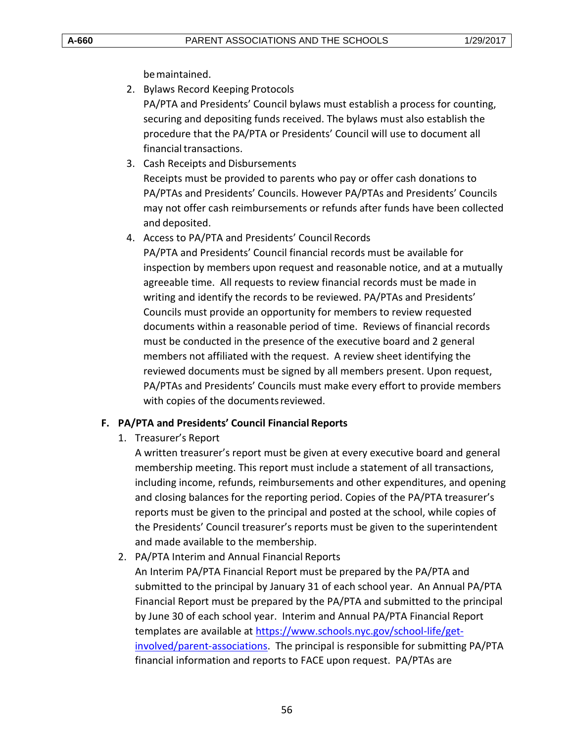be maintained.

2. Bylaws Record Keeping Protocols
   PA/PTA and Presidents' Council bylaws must establish a process for counting, securing and depositing funds received. The bylaws must also establish the procedure that the PA/PTA or Presidents' Council will use to document all financial transactions.
3. Cash Receipts and Disbursements
   Receipts must be provided to parents who pay or offer cash donations to PA/PTAs and Presidents' Councils. However PA/PTAs and Presidents' Councils may not offer cash reimbursements or refunds after funds have been collected and deposited.
4. Access to PA/PTA and Presidents' Council Records
   PA/PTA and Presidents' Council financial records must be available for inspection by members upon request and reasonable notice, and at a mutually agreeable time. All requests to review financial records must be made in writing and identify the records to be reviewed. PA/PTAs and Presidents' Councils must provide an opportunity for members to review requested documents within a reasonable period of time. Reviews of financial records must be conducted in the presence of the executive board and 2 general members not affiliated with the request. A review sheet identifying the reviewed documents must be signed by all members present. Upon request, PA/PTAs and Presidents' Councils must make every effort to provide members with copies of the documents reviewed.

**F. PA/PTA and Presidents' Council Financial Reports**

1. Treasurer's Report
   A written treasurer's report must be given at every executive board and general membership meeting. This report must include a statement of all transactions, including income, refunds, reimbursements and other expenditures, and opening and closing balances for the reporting period. Copies of the PA/PTA treasurer's reports must be given to the principal and posted at the school, while copies of the Presidents' Council treasurer's reports must be given to the superintendent and made available to the membership.
2. PA/PTA Interim and Annual Financial Reports
   An Interim PA/PTA Financial Report must be prepared by the PA/PTA and submitted to the principal by January 31 of each school year. An Annual PA/PTA Financial Report must be prepared by the PA/PTA and submitted to the principal by June 30 of each school year. Interim and Annual PA/PTA Financial Report templates are available at [https://www.schools.nyc.gov/school-life/get-involved/parent-associations](https://www.schools.nyc.gov/school-life/get-involved/parent-associations). The principal is responsible for submitting PA/PTA financial information and reports to FACE upon request. PA/PTAs are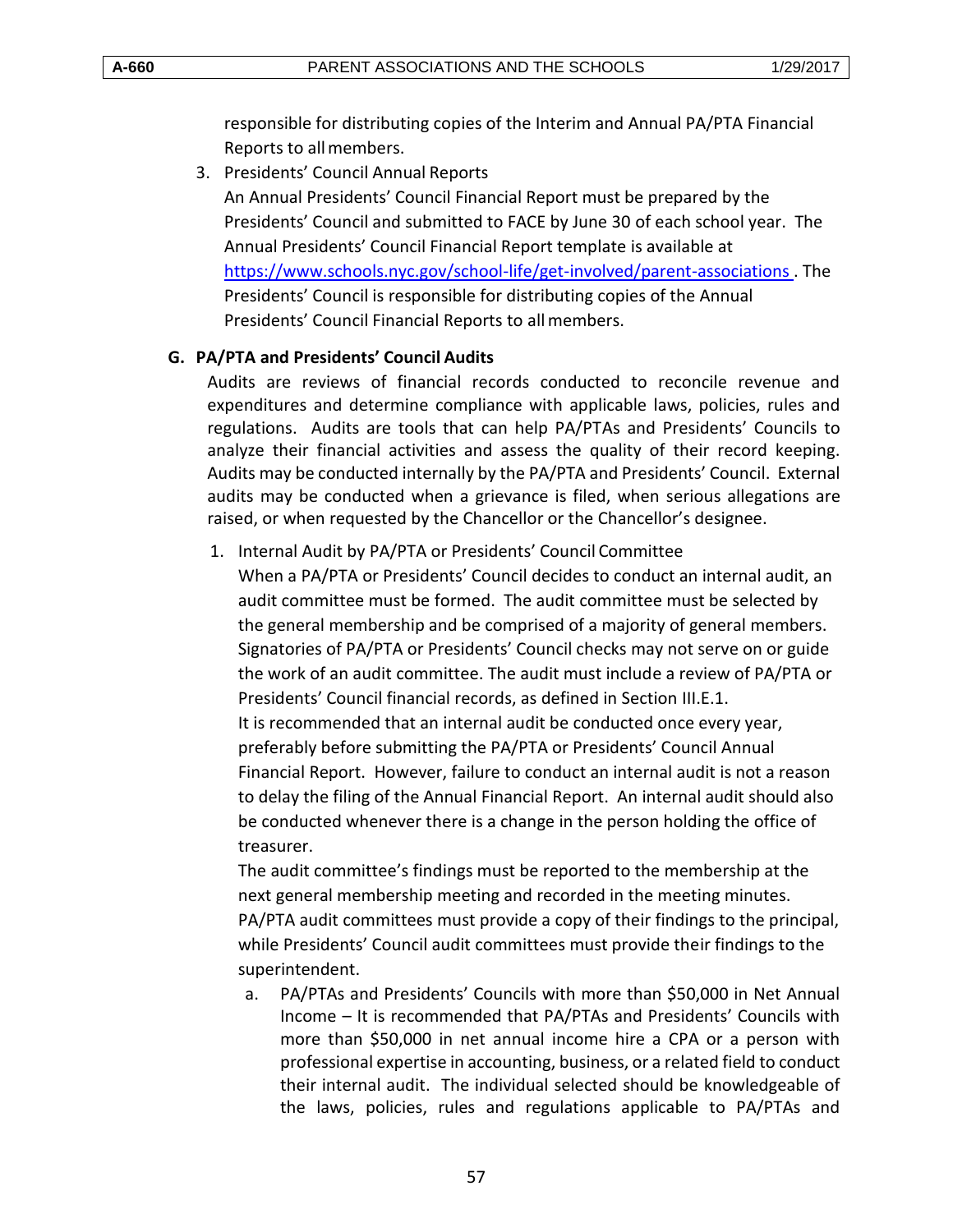responsible for distributing copies of the Interim and Annual PA/PTA Financial Reports to all members.

3. Presidents' Council Annual Reports

   An Annual Presidents' Council Financial Report must be prepared by the Presidents' Council and submitted to FACE by June 30 of each school year. The Annual Presidents' Council Financial Report template is available at [https://www.schools.nyc.gov/school-life/get-involved/parent-associations](https://www.schools.nyc.gov/school-life/get-involved/parent-associations) . The Presidents' Council is responsible for distributing copies of the Annual Presidents' Council Financial Reports to all members.

**G. PA/PTA and Presidents' Council Audits**

Audits are reviews of financial records conducted to reconcile revenue and expenditures and determine compliance with applicable laws, policies, rules and regulations. Audits are tools that can help PA/PTAs and Presidents' Councils to analyze their financial activities and assess the quality of their record keeping. Audits may be conducted internally by the PA/PTA and Presidents' Council. External audits may be conducted when a grievance is filed, when serious allegations are raised, or when requested by the Chancellor or the Chancellor's designee.

1. Internal Audit by PA/PTA or Presidents' Council Committee

   When a PA/PTA or Presidents' Council decides to conduct an internal audit, an audit committee must be formed. The audit committee must be selected by the general membership and be comprised of a majority of general members. Signatories of PA/PTA or Presidents' Council checks may not serve on or guide the work of an audit committee. The audit must include a review of PA/PTA or Presidents' Council financial records, as defined in Section III.E.1.

   It is recommended that an internal audit be conducted once every year, preferably before submitting the PA/PTA or Presidents' Council Annual Financial Report. However, failure to conduct an internal audit is not a reason to delay the filing of the Annual Financial Report. An internal audit should also be conducted whenever there is a change in the person holding the office of treasurer.

   The audit committee's findings must be reported to the membership at the next general membership meeting and recorded in the meeting minutes. PA/PTA audit committees must provide a copy of their findings to the principal, while Presidents' Council audit committees must provide their findings to the superintendent.

   a. PA/PTAs and Presidents' Councils with more than $50,000 in Net Annual Income – It is recommended that PA/PTAs and Presidents' Councils with more than $50,000 in net annual income hire a CPA or a person with professional expertise in accounting, business, or a related field to conduct their internal audit. The individual selected should be knowledgeable of the laws, policies, rules and regulations applicable to PA/PTAs and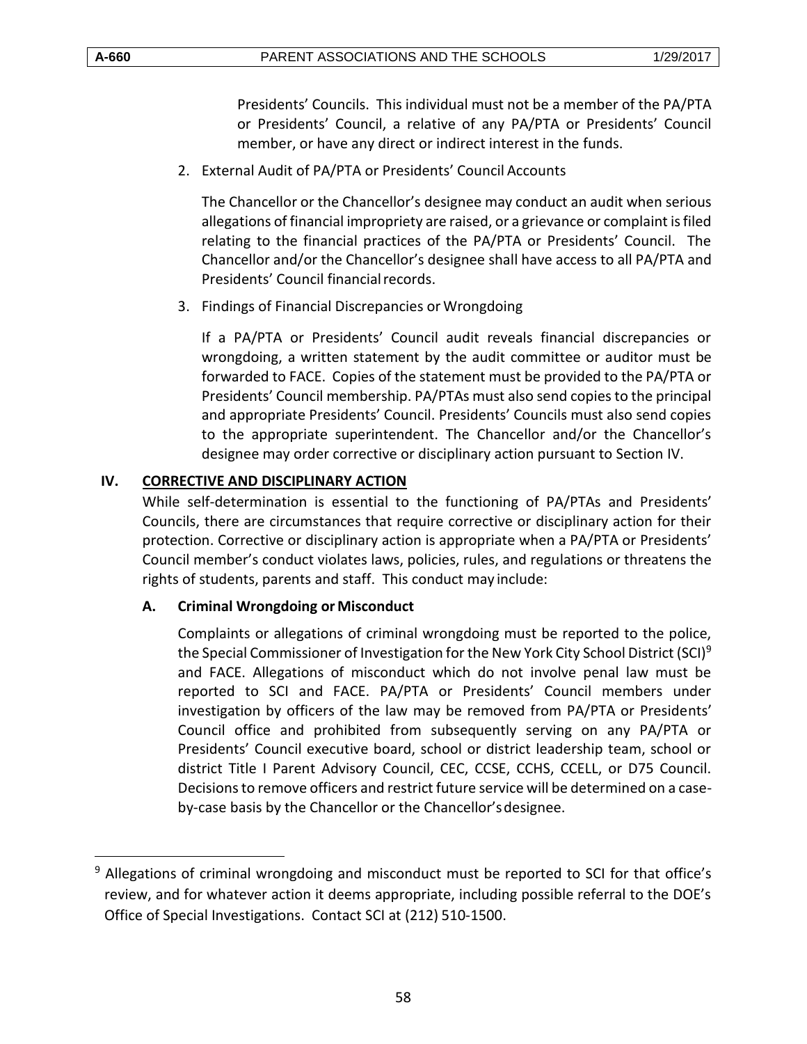Presidents' Councils. This individual must not be a member of the PA/PTA or Presidents' Council, a relative of any PA/PTA or Presidents' Council member, or have any direct or indirect interest in the funds.

2. External Audit of PA/PTA or Presidents' Council Accounts

   The Chancellor or the Chancellor's designee may conduct an audit when serious allegations of financial impropriety are raised, or a grievance or complaint is filed relating to the financial practices of the PA/PTA or Presidents' Council. The Chancellor and/or the Chancellor's designee shall have access to all PA/PTA and Presidents' Council financial records.

3. Findings of Financial Discrepancies or Wrongdoing

   If a PA/PTA or Presidents' Council audit reveals financial discrepancies or wrongdoing, a written statement by the audit committee or auditor must be forwarded to FACE. Copies of the statement must be provided to the PA/PTA or Presidents' Council membership. PA/PTAs must also send copies to the principal and appropriate Presidents' Council. Presidents' Councils must also send copies to the appropriate superintendent. The Chancellor and/or the Chancellor's designee may order corrective or disciplinary action pursuant to Section IV.

## IV. CORRECTIVE AND DISCIPLINARY ACTION

While self-determination is essential to the functioning of PA/PTAs and Presidents' Councils, there are circumstances that require corrective or disciplinary action for their protection. Corrective or disciplinary action is appropriate when a PA/PTA or Presidents' Council member's conduct violates laws, policies, rules, and regulations or threatens the rights of students, parents and staff. This conduct may include:

### A. Criminal Wrongdoing or Misconduct

Complaints or allegations of criminal wrongdoing must be reported to the police, the Special Commissioner of Investigation for the New York City School District (SCI)[9] and FACE. Allegations of misconduct which do not involve penal law must be reported to SCI and FACE. PA/PTA or Presidents' Council members under investigation by officers of the law may be removed from PA/PTA or Presidents' Council office and prohibited from subsequently serving on any PA/PTA or Presidents' Council executive board, school or district leadership team, school or district Title I Parent Advisory Council, CEC, CCSE, CCHS, CCELL, or D75 Council. Decisions to remove officers and restrict future service will be determined on a case-by-case basis by the Chancellor or the Chancellor's designee.

---

[9] Allegations of criminal wrongdoing and misconduct must be reported to SCI for that office's review, and for whatever action it deems appropriate, including possible referral to the DOE's Office of Special Investigations. Contact SCI at (212) 510-1500.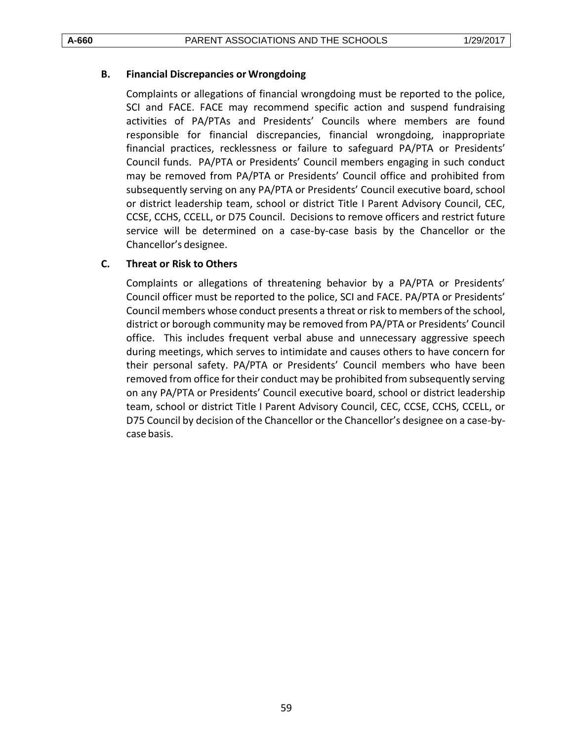### B. Financial Discrepancies or Wrongdoing

Complaints or allegations of financial wrongdoing must be reported to the police, SCI and FACE. FACE may recommend specific action and suspend fundraising activities of PA/PTAs and Presidents' Councils where members are found responsible for financial discrepancies, financial wrongdoing, inappropriate financial practices, recklessness or failure to safeguard PA/PTA or Presidents' Council funds. PA/PTA or Presidents' Council members engaging in such conduct may be removed from PA/PTA or Presidents' Council office and prohibited from subsequently serving on any PA/PTA or Presidents' Council executive board, school or district leadership team, school or district Title I Parent Advisory Council, CEC, CCSE, CCHS, CCELL, or D75 Council. Decisions to remove officers and restrict future service will be determined on a case-by-case basis by the Chancellor or the Chancellor's designee.

### C. Threat or Risk to Others

Complaints or allegations of threatening behavior by a PA/PTA or Presidents' Council officer must be reported to the police, SCI and FACE. PA/PTA or Presidents' Council members whose conduct presents a threat or risk to members of the school, district or borough community may be removed from PA/PTA or Presidents' Council office. This includes frequent verbal abuse and unnecessary aggressive speech during meetings, which serves to intimidate and causes others to have concern for their personal safety. PA/PTA or Presidents' Council members who have been removed from office for their conduct may be prohibited from subsequently serving on any PA/PTA or Presidents' Council executive board, school or district leadership team, school or district Title I Parent Advisory Council, CEC, CCSE, CCHS, CCELL, or D75 Council by decision of the Chancellor or the Chancellor's designee on a case-by-case basis.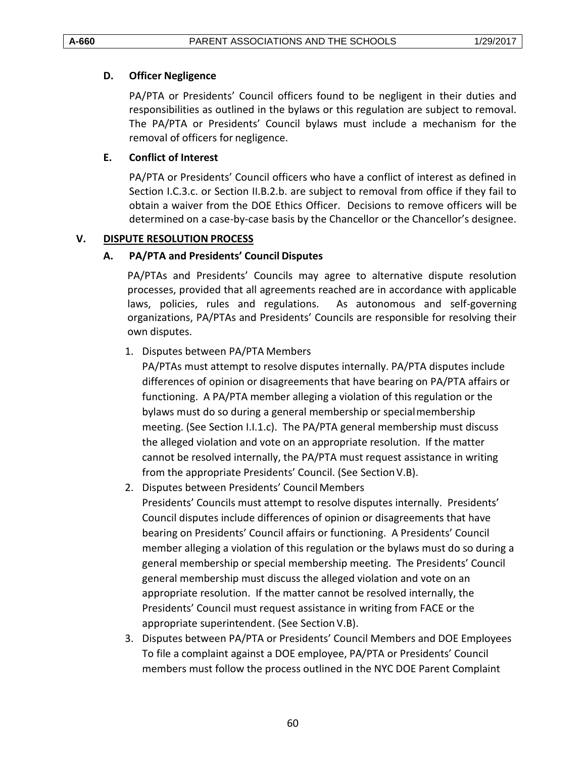### D. Officer Negligence

PA/PTA or Presidents' Council officers found to be negligent in their duties and responsibilities as outlined in the bylaws or this regulation are subject to removal. The PA/PTA or Presidents' Council bylaws must include a mechanism for the removal of officers for negligence.

### E. Conflict of Interest

PA/PTA or Presidents' Council officers who have a conflict of interest as defined in Section I.C.3.c. or Section II.B.2.b. are subject to removal from office if they fail to obtain a waiver from the DOE Ethics Officer. Decisions to remove officers will be determined on a case-by-case basis by the Chancellor or the Chancellor's designee.

## V. DISPUTE RESOLUTION PROCESS

### A. PA/PTA and Presidents' Council Disputes

PA/PTAs and Presidents' Councils may agree to alternative dispute resolution processes, provided that all agreements reached are in accordance with applicable laws, policies, rules and regulations. As autonomous and self-governing organizations, PA/PTAs and Presidents' Councils are responsible for resolving their own disputes.

1. Disputes between PA/PTA Members
   PA/PTAs must attempt to resolve disputes internally. PA/PTA disputes include differences of opinion or disagreements that have bearing on PA/PTA affairs or functioning. A PA/PTA member alleging a violation of this regulation or the bylaws must do so during a general membership or special membership meeting. (See Section I.I.1.c). The PA/PTA general membership must discuss the alleged violation and vote on an appropriate resolution. If the matter cannot be resolved internally, the PA/PTA must request assistance in writing from the appropriate Presidents' Council. (See Section V.B).
2. Disputes between Presidents' Council Members
   Presidents' Councils must attempt to resolve disputes internally. Presidents' Council disputes include differences of opinion or disagreements that have bearing on Presidents' Council affairs or functioning. A Presidents' Council member alleging a violation of this regulation or the bylaws must do so during a general membership or special membership meeting. The Presidents' Council general membership must discuss the alleged violation and vote on an appropriate resolution. If the matter cannot be resolved internally, the Presidents' Council must request assistance in writing from FACE or the appropriate superintendent. (See Section V.B).
3. Disputes between PA/PTA or Presidents' Council Members and DOE Employees
   To file a complaint against a DOE employee, PA/PTA or Presidents' Council members must follow the process outlined in the NYC DOE Parent Complaint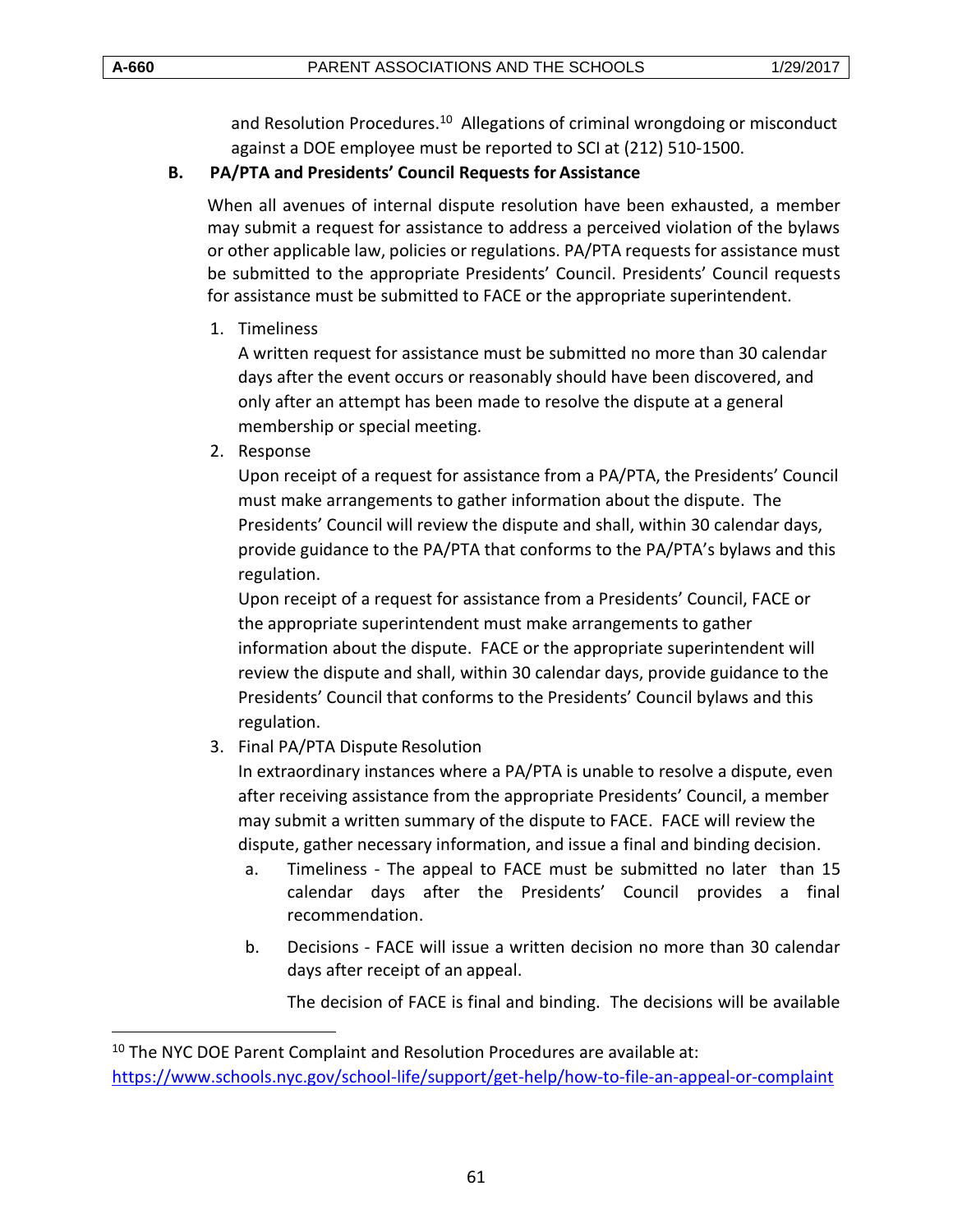and Resolution Procedures.[10] Allegations of criminal wrongdoing or misconduct against a DOE employee must be reported to SCI at (212) 510-1500.

**B. PA/PTA and Presidents' Council Requests for Assistance**

When all avenues of internal dispute resolution have been exhausted, a member may submit a request for assistance to address a perceived violation of the bylaws or other applicable law, policies or regulations. PA/PTA requests for assistance must be submitted to the appropriate Presidents' Council. Presidents' Council requests for assistance must be submitted to FACE or the appropriate superintendent.

1. Timeliness

   A written request for assistance must be submitted no more than 30 calendar days after the event occurs or reasonably should have been discovered, and only after an attempt has been made to resolve the dispute at a general membership or special meeting.

2. Response

   Upon receipt of a request for assistance from a PA/PTA, the Presidents' Council must make arrangements to gather information about the dispute. The Presidents' Council will review the dispute and shall, within 30 calendar days, provide guidance to the PA/PTA that conforms to the PA/PTA's bylaws and this regulation.

   Upon receipt of a request for assistance from a Presidents' Council, FACE or the appropriate superintendent must make arrangements to gather information about the dispute. FACE or the appropriate superintendent will review the dispute and shall, within 30 calendar days, provide guidance to the Presidents' Council that conforms to the Presidents' Council bylaws and this regulation.

3. Final PA/PTA Dispute Resolution

   In extraordinary instances where a PA/PTA is unable to resolve a dispute, even after receiving assistance from the appropriate Presidents' Council, a member may submit a written summary of the dispute to FACE. FACE will review the dispute, gather necessary information, and issue a final and binding decision.

   a. Timeliness - The appeal to FACE must be submitted no later than 15 calendar days after the Presidents' Council provides a final recommendation.

   b. Decisions - FACE will issue a written decision no more than 30 calendar days after receipt of an appeal.

      The decision of FACE is final and binding. The decisions will be available

---

[10] The NYC DOE Parent Complaint and Resolution Procedures are available at: https://www.schools.nyc.gov/school-life/support/get-help/how-to-file-an-appeal-or-complaint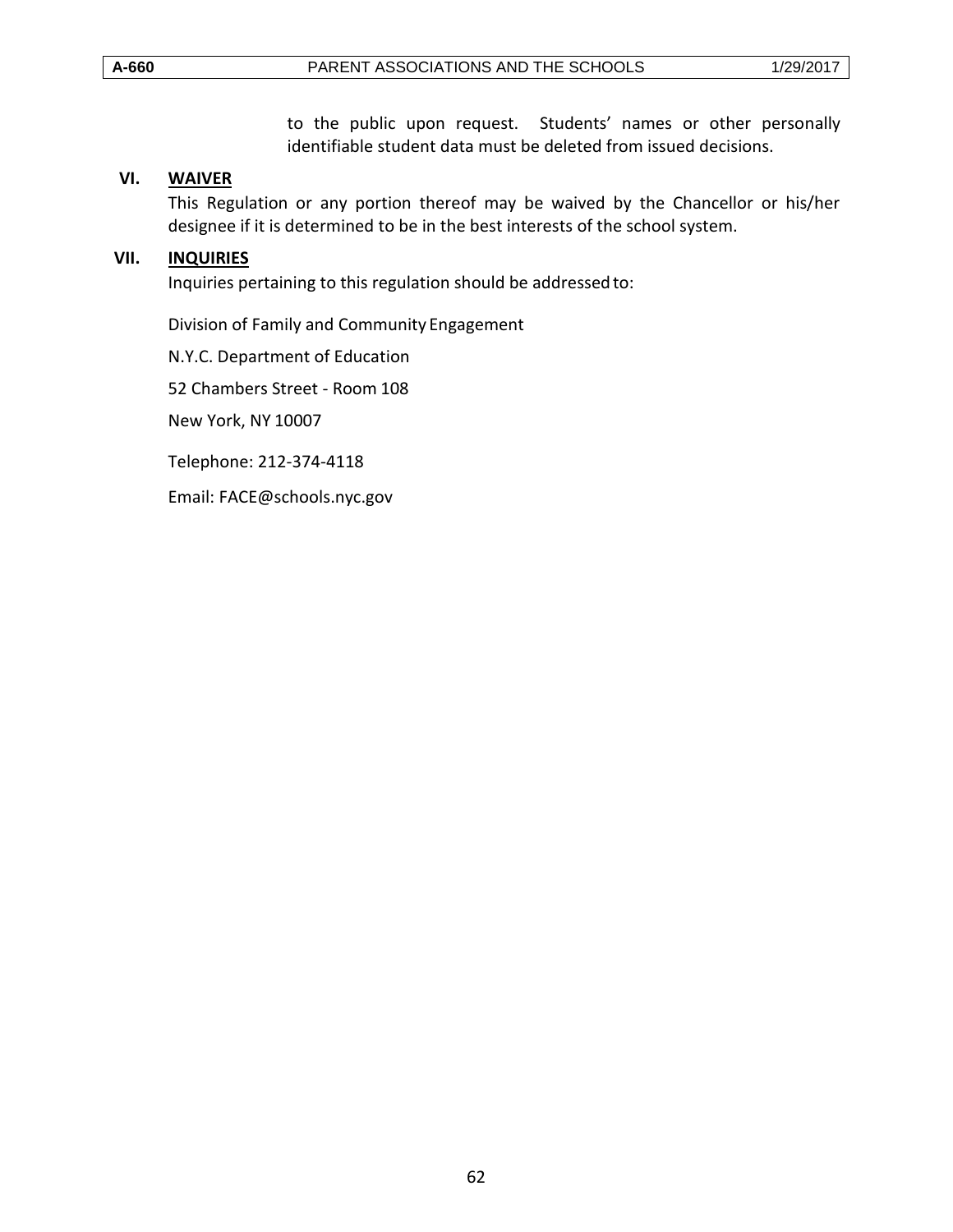to the public upon request. Students' names or other personally identifiable student data must be deleted from issued decisions.

## VI. WAIVER

This Regulation or any portion thereof may be waived by the Chancellor or his/her designee if it is determined to be in the best interests of the school system.

## VII. INQUIRIES

Inquiries pertaining to this regulation should be addressed to:

Division of Family and Community Engagement

N.Y.C. Department of Education

52 Chambers Street - Room 108

New York, NY 10007

Telephone: 212-374-4118

Email: FACE@schools.nyc.gov